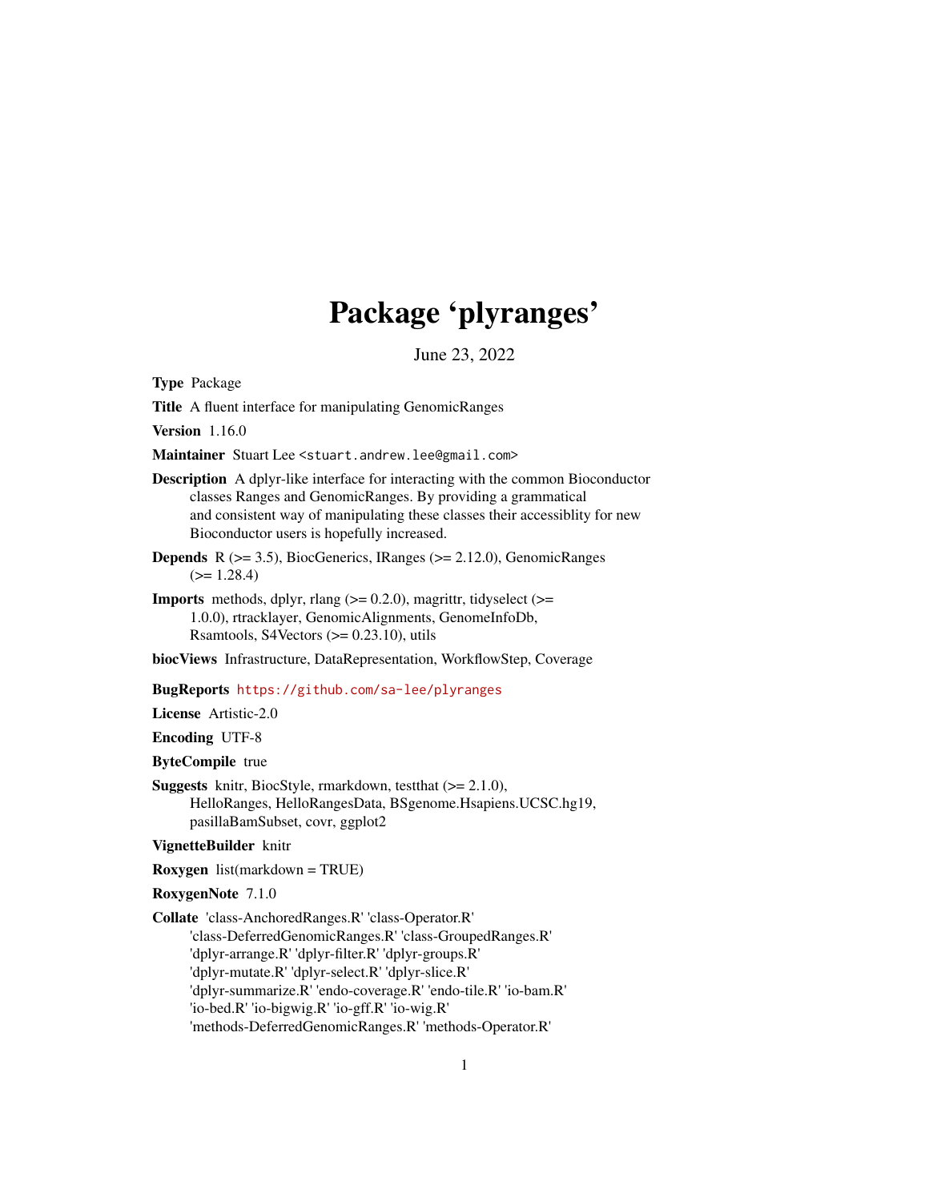# Package 'plyranges'

June 23, 2022

**Type** Package

**Title** A fluent interface for manipulating GenomicRanges

**Version** 1.16.0

**Maintainer** Stuart Lee <stuart.andrew.lee@gmail.com>

**Description** A dplyr-like interface for interacting with the common Bioconductor classes Ranges and GenomicRanges. By providing a grammatical and consistent way of manipulating these classes their accessiblity for new Bioconductor users is hopefully increased.

**Depends** R (>= 3.5), BiocGenerics, IRanges (>= 2.12.0), GenomicRanges (>= 1.28.4)

**Imports** methods, dplyr, rlang (>= 0.2.0), magrittr, tidyselect (>= 1.0.0), rtracklayer, GenomicAlignments, GenomeInfoDb, Rsamtools, S4Vectors (>= 0.23.10), utils

**biocViews** Infrastructure, DataRepresentation, WorkflowStep, Coverage

**BugReports** https://github.com/sa-lee/plyranges

**License** Artistic-2.0

**Encoding** UTF-8

**ByteCompile** true

**Suggests** knitr, BiocStyle, rmarkdown, testthat (>= 2.1.0), HelloRanges, HelloRangesData, BSgenome.Hsapiens.UCSC.hg19, pasillaBamSubset, covr, ggplot2

**VignetteBuilder** knitr

**Roxygen** list(markdown = TRUE)

**RoxygenNote** 7.1.0

**Collate** 'class-AnchoredRanges.R' 'class-Operator.R' 'class-DeferredGenomicRanges.R' 'class-GroupedRanges.R' 'dplyr-arrange.R' 'dplyr-filter.R' 'dplyr-groups.R' 'dplyr-mutate.R' 'dplyr-select.R' 'dplyr-slice.R' 'dplyr-summarize.R' 'endo-coverage.R' 'endo-tile.R' 'io-bam.R' 'io-bed.R' 'io-bigwig.R' 'io-gff.R' 'io-wig.R' 'methods-DeferredGenomicRanges.R' 'methods-Operator.R'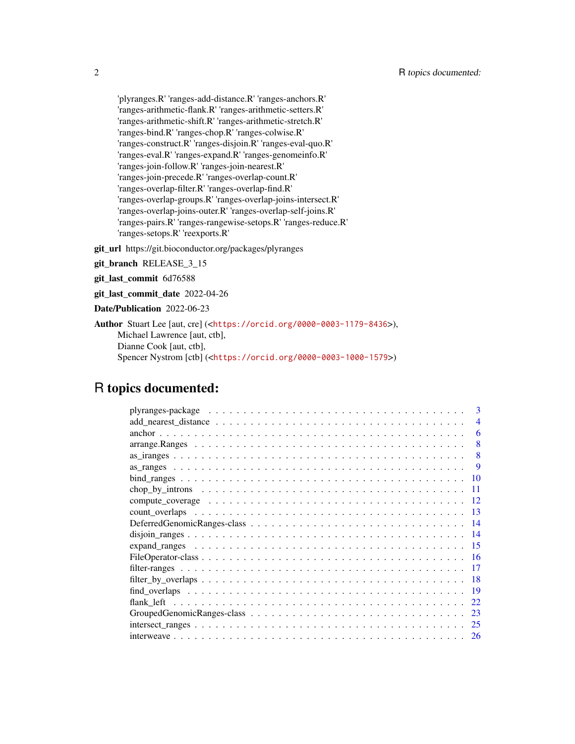'plyranges.R' 'ranges-add-distance.R' 'ranges-anchors.R'
'ranges-arithmetic-flank.R' 'ranges-arithmetic-setters.R'
'ranges-arithmetic-shift.R' 'ranges-arithmetic-stretch.R'
'ranges-bind.R' 'ranges-chop.R' 'ranges-colwise.R'
'ranges-construct.R' 'ranges-disjoin.R' 'ranges-eval-quo.R'
'ranges-eval.R' 'ranges-expand.R' 'ranges-genomeinfo.R'
'ranges-join-follow.R' 'ranges-join-nearest.R'
'ranges-join-precede.R' 'ranges-overlap-count.R'
'ranges-overlap-filter.R' 'ranges-overlap-find.R'
'ranges-overlap-groups.R' 'ranges-overlap-joins-intersect.R'
'ranges-overlap-joins-outer.R' 'ranges-overlap-self-joins.R'
'ranges-pairs.R' 'ranges-rangewise-setops.R' 'ranges-reduce.R'
'ranges-setops.R' 'reexports.R'

**git_url** https://git.bioconductor.org/packages/plyranges

**git_branch** RELEASE_3_15

**git_last_commit** 6d76588

**git_last_commit_date** 2022-04-26

**Date/Publication** 2022-06-23

**Author** Stuart Lee [aut, cre] (<https://orcid.org/0000-0003-1179-8436>),
Michael Lawrence [aut, ctb],
Dianne Cook [aut, ctb],
Spencer Nystrom [ctb] (<https://orcid.org/0000-0003-1000-1579>)

# R topics documented:

| | |
|---|---|
| plyranges-package | 3 |
| add_nearest_distance | 4 |
| anchor | 6 |
| arrange.Ranges | 8 |
| as_iranges | 8 |
| as_ranges | 9 |
| bind_ranges | 10 |
| chop_by_introns | 11 |
| compute_coverage | 12 |
| count_overlaps | 13 |
| DeferredGenomicRanges-class | 14 |
| disjoin_ranges | 14 |
| expand_ranges | 15 |
| FileOperator-class | 16 |
| filter-ranges | 17 |
| filter_by_overlaps | 18 |
| find_overlaps | 19 |
| flank_left | 22 |
| GroupedGenomicRanges-class | 23 |
| intersect_ranges | 25 |
| interweave | 26 |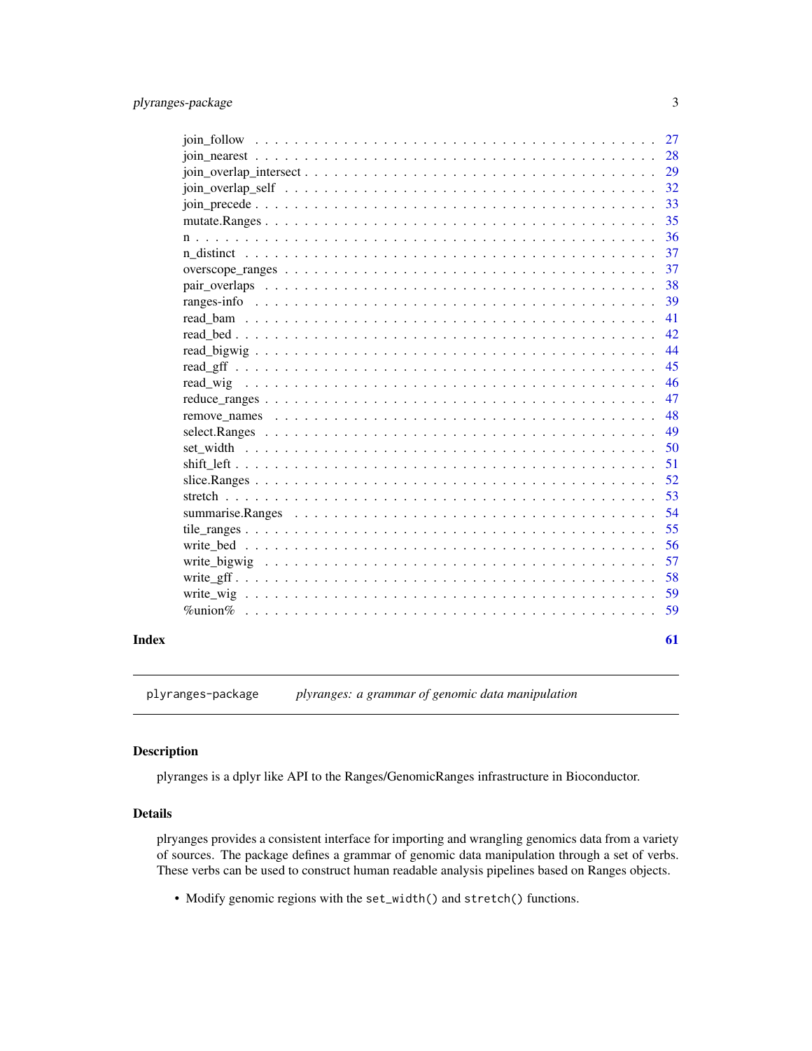| | |
|---|---|
| join_follow | 27 |
| join_nearest | 28 |
| join_overlap_intersect | 29 |
| join_overlap_self | 32 |
| join_precede | 33 |
| mutate.Ranges | 35 |
| n | 36 |
| n_distinct | 37 |
| overscope_ranges | 37 |
| pair_overlaps | 38 |
| ranges-info | 39 |
| read_bam | 41 |
| read_bed | 42 |
| read_bigwig | 44 |
| read_gff | 45 |
| read_wig | 46 |
| reduce_ranges | 47 |
| remove_names | 48 |
| select.Ranges | 49 |
| set_width | 50 |
| shift_left | 51 |
| slice.Ranges | 52 |
| stretch | 53 |
| summarise.Ranges | 54 |
| tile_ranges | 55 |
| write_bed | 56 |
| write_bigwig | 57 |
| write_gff | 58 |
| write_wig | 59 |
| %union% | 59 |

**Index** **61**

---

`plyranges-package` *plyranges: a grammar of genomic data manipulation*

---

## Description

plyranges is a dplyr like API to the Ranges/GenomicRanges infrastructure in Bioconductor.

## Details

plryanges provides a consistent interface for importing and wrangling genomics data from a variety of sources. The package defines a grammar of genomic data manipulation through a set of verbs. These verbs can be used to construct human readable analysis pipelines based on Ranges objects.

- Modify genomic regions with the `set_width()` and `stretch()` functions.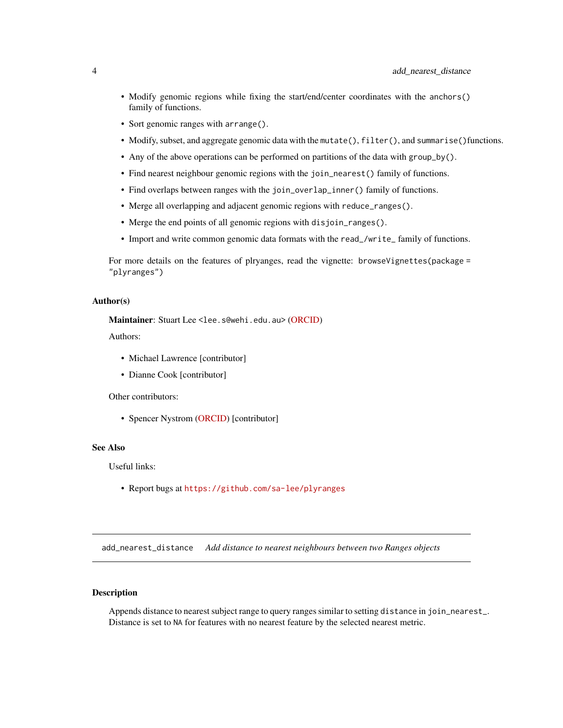- Modify genomic regions while fixing the start/end/center coordinates with the `anchors()` family of functions.
- Sort genomic ranges with `arrange()`.
- Modify, subset, and aggregate genomic data with the `mutate()`, `filter()`, and `summarise()` functions.
- Any of the above operations can be performed on partitions of the data with `group_by()`.
- Find nearest neighbour genomic regions with the `join_nearest()` family of functions.
- Find overlaps between ranges with the `join_overlap_inner()` family of functions.
- Merge all overlapping and adjacent genomic regions with `reduce_ranges()`.
- Merge the end points of all genomic regions with `disjoin_ranges()`.
- Import and write common genomic data formats with the `read_/write_` family of functions.

For more details on the features of plryanges, read the vignette: `browseVignettes(package = "plyranges")`

### Author(s)

**Maintainer**: Stuart Lee <lee.s@wehi.edu.au> (ORCID)

Authors:

- Michael Lawrence [contributor]
- Dianne Cook [contributor]

Other contributors:

- Spencer Nystrom (ORCID) [contributor]

### See Also

Useful links:

- Report bugs at https://github.com/sa-lee/plyranges

---

## add_nearest_distance — *Add distance to nearest neighbours between two Ranges objects*

### Description

Appends distance to nearest subject range to query ranges similar to setting `distance` in `join_nearest_`. Distance is set to `NA` for features with no nearest feature by the selected nearest metric.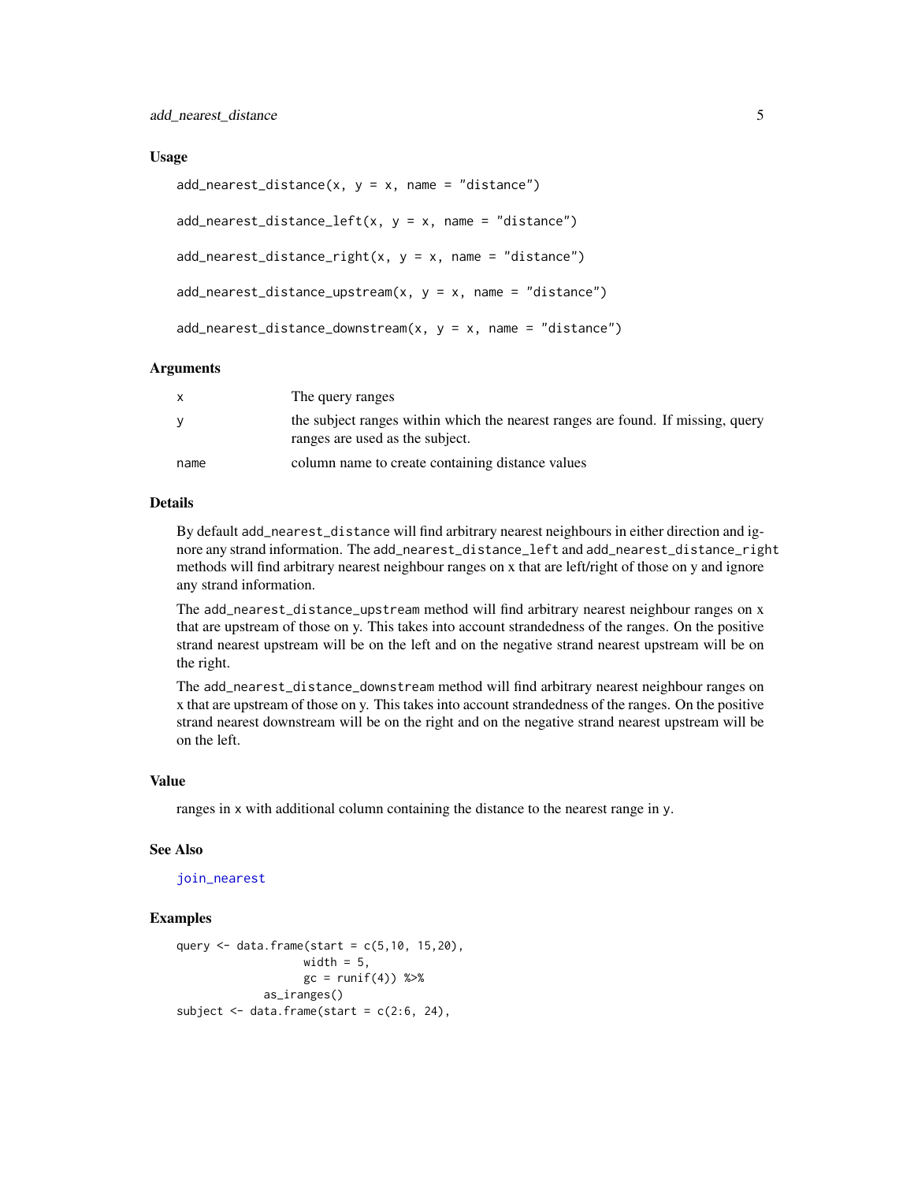### Usage

```
add_nearest_distance(x, y = x, name = "distance")

add_nearest_distance_left(x, y = x, name = "distance")

add_nearest_distance_right(x, y = x, name = "distance")

add_nearest_distance_upstream(x, y = x, name = "distance")

add_nearest_distance_downstream(x, y = x, name = "distance")
```

### Arguments

| | |
|---|---|
| x | The query ranges |
| y | the subject ranges within which the nearest ranges are found. If missing, query ranges are used as the subject. |
| name | column name to create containing distance values |

### Details

By default `add_nearest_distance` will find arbitrary nearest neighbours in either direction and ignore any strand information. The `add_nearest_distance_left` and `add_nearest_distance_right` methods will find arbitrary nearest neighbour ranges on x that are left/right of those on y and ignore any strand information.

The `add_nearest_distance_upstream` method will find arbitrary nearest neighbour ranges on x that are upstream of those on y. This takes into account strandedness of the ranges. On the positive strand nearest upstream will be on the left and on the negative strand nearest upstream will be on the right.

The `add_nearest_distance_downstream` method will find arbitrary nearest neighbour ranges on x that are upstream of those on y. This takes into account strandedness of the ranges. On the positive strand nearest downstream will be on the right and on the negative strand nearest upstream will be on the left.

### Value

ranges in `x` with additional column containing the distance to the nearest range in `y`.

### See Also

join_nearest

### Examples

```
query <- data.frame(start = c(5,10, 15,20),
                   width = 5,
                   gc = runif(4)) %>%
             as_iranges()
subject <- data.frame(start = c(2:6, 24),
```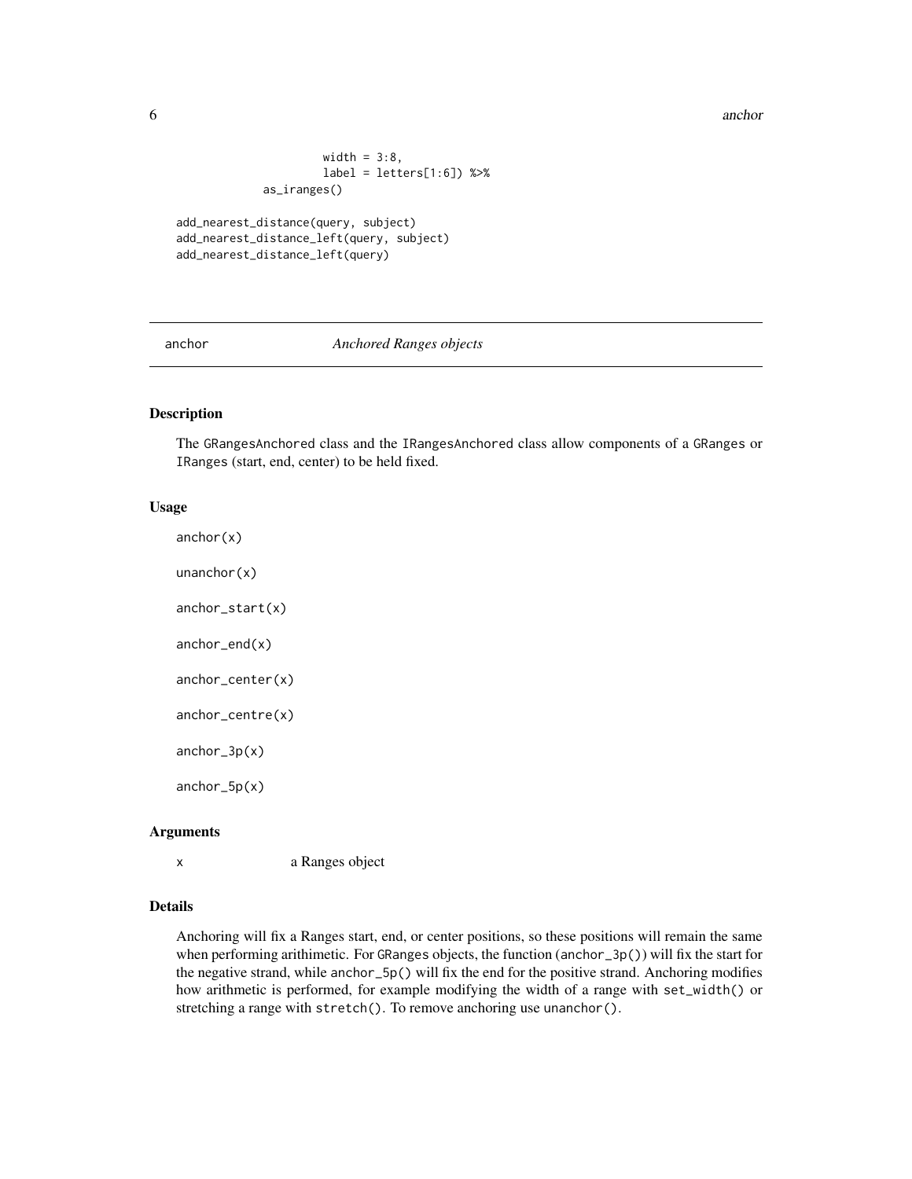```
                    width = 3:8,
                    label = letters[1:6]) %>%
          as_iranges()

add_nearest_distance(query, subject)
add_nearest_distance_left(query, subject)
add_nearest_distance_left(query)
```

---

## anchor — *Anchored Ranges objects*

---

### Description

The GRangesAnchored class and the IRangesAnchored class allow components of a GRanges or IRanges (start, end, center) to be held fixed.

### Usage

```
anchor(x)

unanchor(x)

anchor_start(x)

anchor_end(x)

anchor_center(x)

anchor_centre(x)

anchor_3p(x)

anchor_5p(x)
```

### Arguments

| | |
|---|---|
| x | a Ranges object |

### Details

Anchoring will fix a Ranges start, end, or center positions, so these positions will remain the same when performing arithimetic. For GRanges objects, the function (anchor_3p()) will fix the start for the negative strand, while anchor_5p() will fix the end for the positive strand. Anchoring modifies how arithmetic is performed, for example modifying the width of a range with set_width() or stretching a range with stretch(). To remove anchoring use unanchor().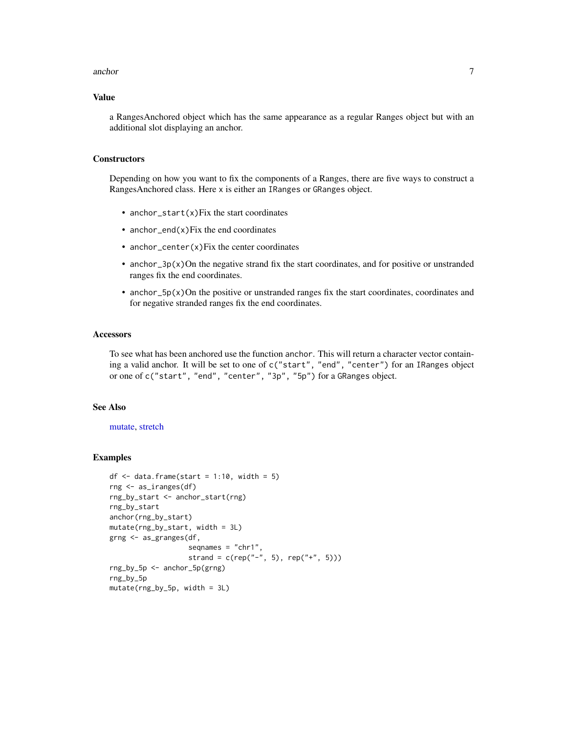## Value

a RangesAnchored object which has the same appearance as a regular Ranges object but with an additional slot displaying an anchor.

## Constructors

Depending on how you want to fix the components of a Ranges, there are five ways to construct a RangesAnchored class. Here `x` is either an `IRanges` or `GRanges` object.

- `anchor_start(x)`Fix the start coordinates
- `anchor_end(x)`Fix the end coordinates
- `anchor_center(x)`Fix the center coordinates
- `anchor_3p(x)`On the negative strand fix the start coordinates, and for positive or unstranded ranges fix the end coordinates.
- `anchor_5p(x)`On the positive or unstranded ranges fix the start coordinates, coordinates and for negative stranded ranges fix the end coordinates.

## Accessors

To see what has been anchored use the function `anchor`. This will return a character vector containing a valid anchor. It will be set to one of `c("start", "end", "center")` for an `IRanges` object or one of `c("start", "end", "center", "3p", "5p")` for a `GRanges` object.

## See Also

mutate, stretch

## Examples

```
df <- data.frame(start = 1:10, width = 5)
rng <- as_iranges(df)
rng_by_start <- anchor_start(rng)
rng_by_start
anchor(rng_by_start)
mutate(rng_by_start, width = 3L)
grng <- as_granges(df,
                   seqnames = "chr1",
                   strand = c(rep("-", 5), rep("+", 5)))
rng_by_5p <- anchor_5p(grng)
rng_by_5p
mutate(rng_by_5p, width = 3L)
```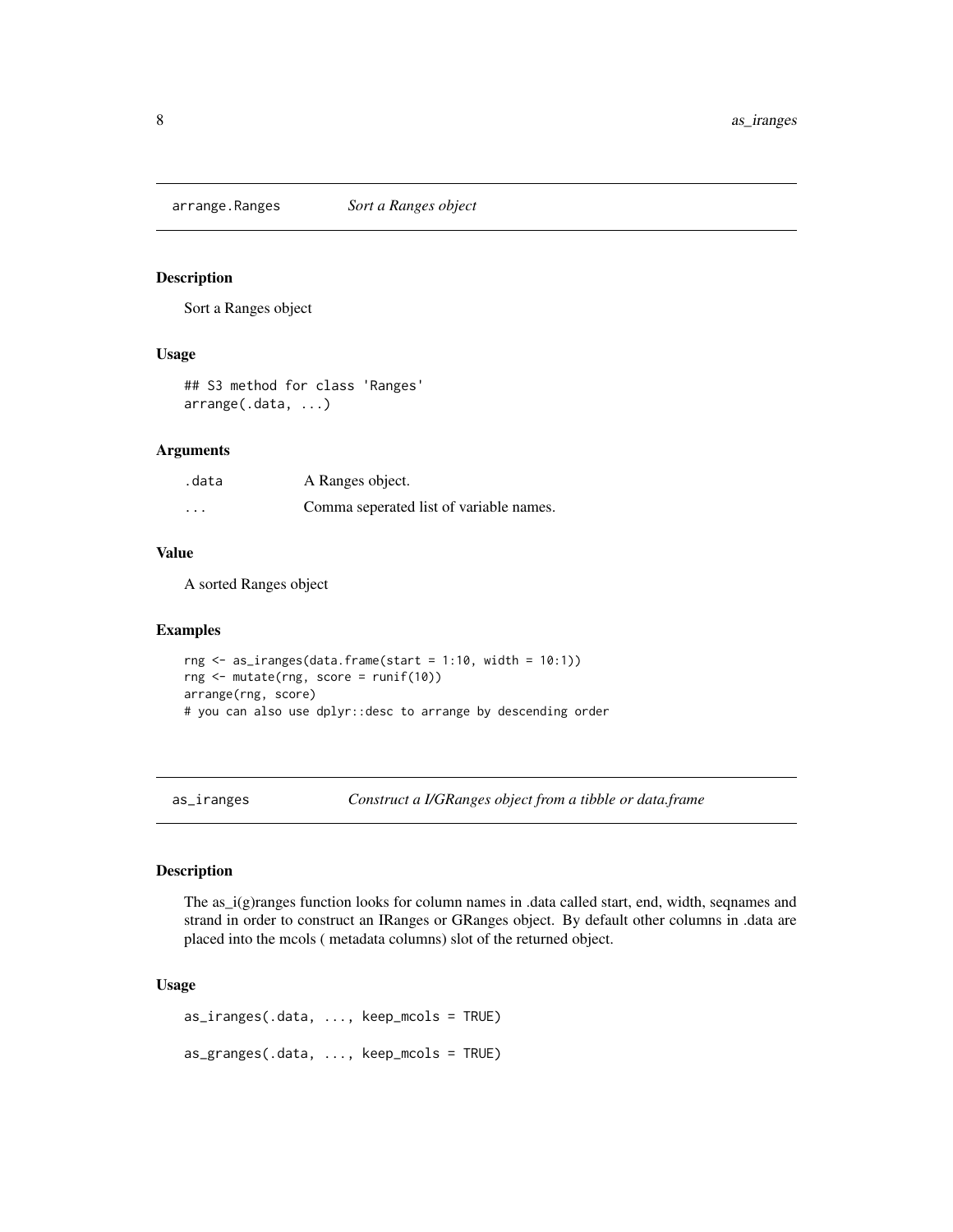## arrange.Ranges *Sort a Ranges object*

### Description

Sort a Ranges object

### Usage

```
## S3 method for class 'Ranges'
arrange(.data, ...)
```

### Arguments

| | |
|---|---|
| .data | A Ranges object. |
| ... | Comma seperated list of variable names. |

### Value

A sorted Ranges object

### Examples

```
rng <- as_iranges(data.frame(start = 1:10, width = 10:1))
rng <- mutate(rng, score = runif(10))
arrange(rng, score)
# you can also use dplyr::desc to arrange by descending order
```

## as_iranges *Construct a I/GRanges object from a tibble or data.frame*

### Description

The as_i(g)ranges function looks for column names in .data called start, end, width, seqnames and strand in order to construct an IRanges or GRanges object. By default other columns in .data are placed into the mcols ( metadata columns) slot of the returned object.

### Usage

```
as_iranges(.data, ..., keep_mcols = TRUE)

as_granges(.data, ..., keep_mcols = TRUE)
```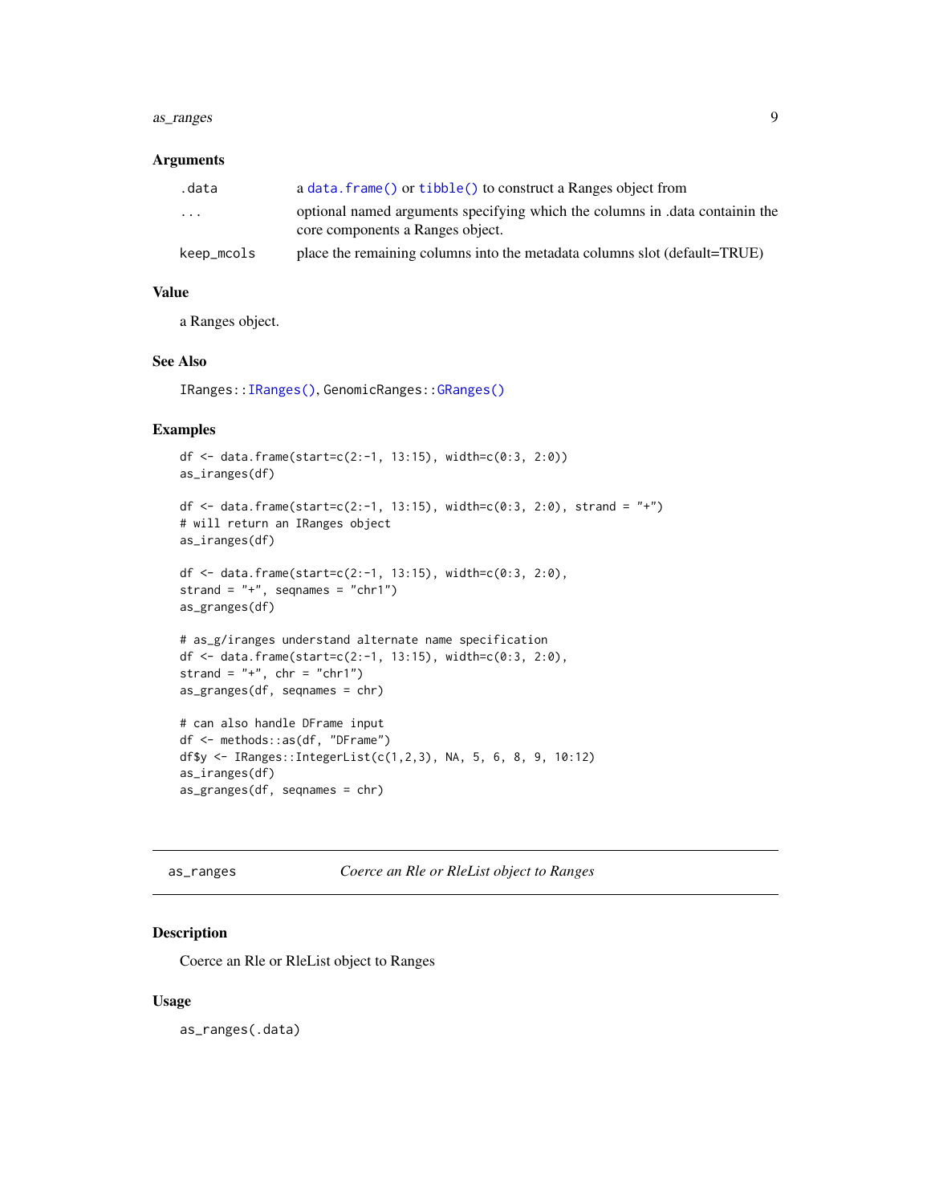### Arguments

| | |
|---|---|
| `.data` | a `data.frame()` or `tibble()` to construct a Ranges object from |
| `...` | optional named arguments specifying which the columns in .data containin the core components a Ranges object. |
| `keep_mcols` | place the remaining columns into the metadata columns slot (default=TRUE) |

### Value

a Ranges object.

### See Also

`IRanges::IRanges()`, `GenomicRanges::GRanges()`

### Examples

```
df <- data.frame(start=c(2:-1, 13:15), width=c(0:3, 2:0))
as_iranges(df)

df <- data.frame(start=c(2:-1, 13:15), width=c(0:3, 2:0), strand = "+")
# will return an IRanges object
as_iranges(df)

df <- data.frame(start=c(2:-1, 13:15), width=c(0:3, 2:0),
strand = "+", seqnames = "chr1")
as_granges(df)

# as_g/iranges understand alternate name specification
df <- data.frame(start=c(2:-1, 13:15), width=c(0:3, 2:0),
strand = "+", chr = "chr1")
as_granges(df, seqnames = chr)

# can also handle DFrame input
df <- methods::as(df, "DFrame")
df$y <- IRanges::IntegerList(c(1,2,3), NA, 5, 6, 8, 9, 10:12)
as_iranges(df)
as_granges(df, seqnames = chr)
```

---

## as_ranges — *Coerce an Rle or RleList object to Ranges*

### Description

Coerce an Rle or RleList object to Ranges

### Usage

```
as_ranges(.data)
```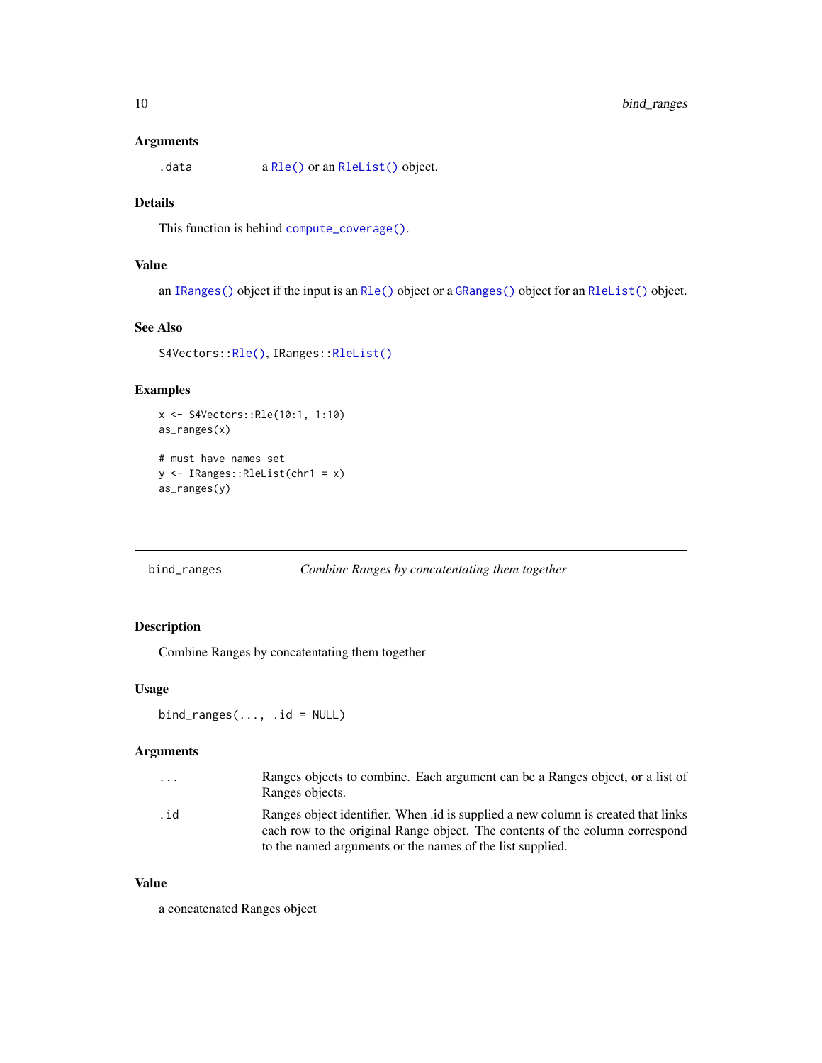### Arguments

| | |
|---|---|
| `.data` | a `Rle()` or an `RleList()` object. |

### Details

This function is behind `compute_coverage()`.

### Value

an `IRanges()` object if the input is an `Rle()` object or a `GRanges()` object for an `RleList()` object.

### See Also

`S4Vectors::Rle()`, `IRanges::RleList()`

### Examples

```
x <- S4Vectors::Rle(10:1, 1:10)
as_ranges(x)

# must have names set
y <- IRanges::RleList(chr1 = x)
as_ranges(y)
```

---

## bind_ranges — *Combine Ranges by concatentating them together*

### Description

Combine Ranges by concatentating them together

### Usage

```
bind_ranges(..., .id = NULL)
```

### Arguments

| | |
|---|---|
| `...` | Ranges objects to combine. Each argument can be a Ranges object, or a list of Ranges objects. |
| `.id` | Ranges object identifier. When .id is supplied a new column is created that links each row to the original Range object. The contents of the column correspond to the named arguments or the names of the list supplied. |

### Value

a concatenated Ranges object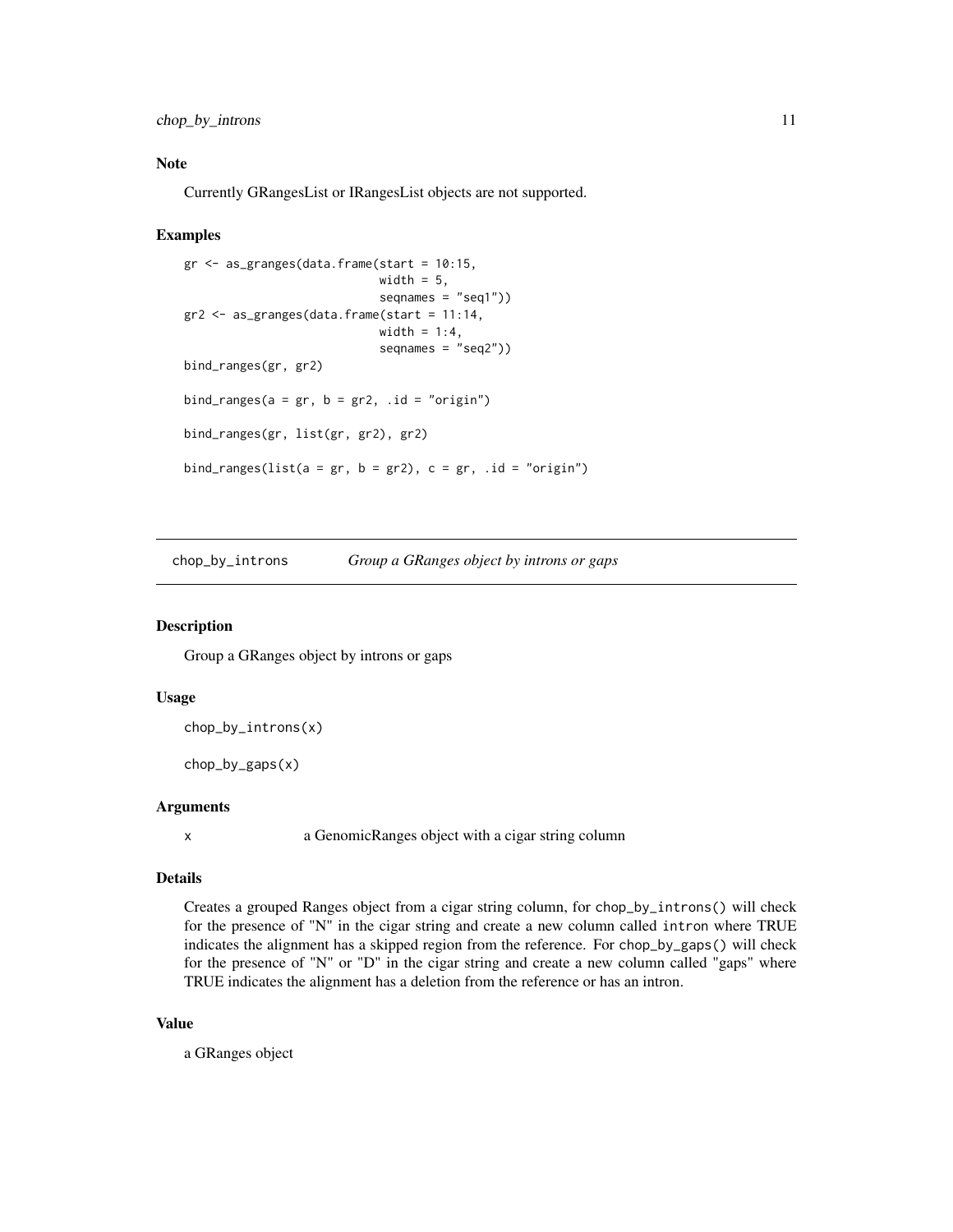## Note

Currently GRangesList or IRangesList objects are not supported.

## Examples

```
gr <- as_granges(data.frame(start = 10:15,
                            width = 5,
                            seqnames = "seq1"))
gr2 <- as_granges(data.frame(start = 11:14,
                            width = 1:4,
                            seqnames = "seq2"))
bind_ranges(gr, gr2)

bind_ranges(a = gr, b = gr2, .id = "origin")

bind_ranges(gr, list(gr, gr2), gr2)

bind_ranges(list(a = gr, b = gr2), c = gr, .id = "origin")
```

---

# chop_by_introns — *Group a GRanges object by introns or gaps*

## Description

Group a GRanges object by introns or gaps

## Usage

```
chop_by_introns(x)

chop_by_gaps(x)
```

## Arguments

| | |
|---|---|
| x | a GenomicRanges object with a cigar string column |

## Details

Creates a grouped Ranges object from a cigar string column, for `chop_by_introns()` will check for the presence of "N" in the cigar string and create a new column called `intron` where TRUE indicates the alignment has a skipped region from the reference. For `chop_by_gaps()` will check for the presence of "N" or "D" in the cigar string and create a new column called "gaps" where TRUE indicates the alignment has a deletion from the reference or has an intron.

## Value

a GRanges object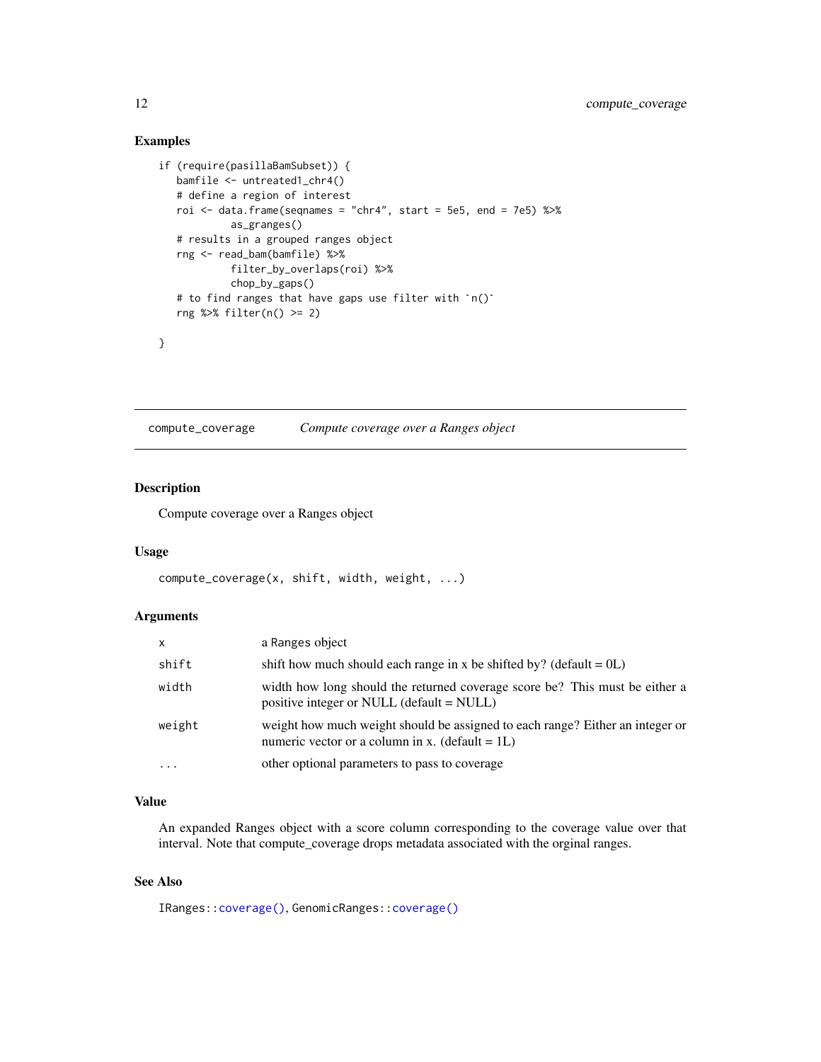## Examples

```
if (require(pasillaBamSubset)) {
   bamfile <- untreated1_chr4()
   # define a region of interest
   roi <- data.frame(seqnames = "chr4", start = 5e5, end = 7e5) %>%
            as_granges()
   # results in a grouped ranges object
   rng <- read_bam(bamfile) %>%
            filter_by_overlaps(roi) %>%
            chop_by_gaps()
   # to find ranges that have gaps use filter with `n()`
   rng %>% filter(n() >= 2)

}
```

---

## compute_coverage    *Compute coverage over a Ranges object*

---

### Description

Compute coverage over a Ranges object

### Usage

```
compute_coverage(x, shift, width, weight, ...)
```

### Arguments

| | |
|---|---|
| `x` | a Ranges object |
| `shift` | shift how much should each range in x be shifted by? (default = 0L) |
| `width` | width how long should the returned coverage score be? This must be either a positive integer or NULL (default = NULL) |
| `weight` | weight how much weight should be assigned to each range? Either an integer or numeric vector or a column in x. (default = 1L) |
| `...` | other optional parameters to pass to coverage |

### Value

An expanded Ranges object with a score column corresponding to the coverage value over that interval. Note that compute_coverage drops metadata associated with the orginal ranges.

### See Also

IRanges::coverage(), GenomicRanges::coverage()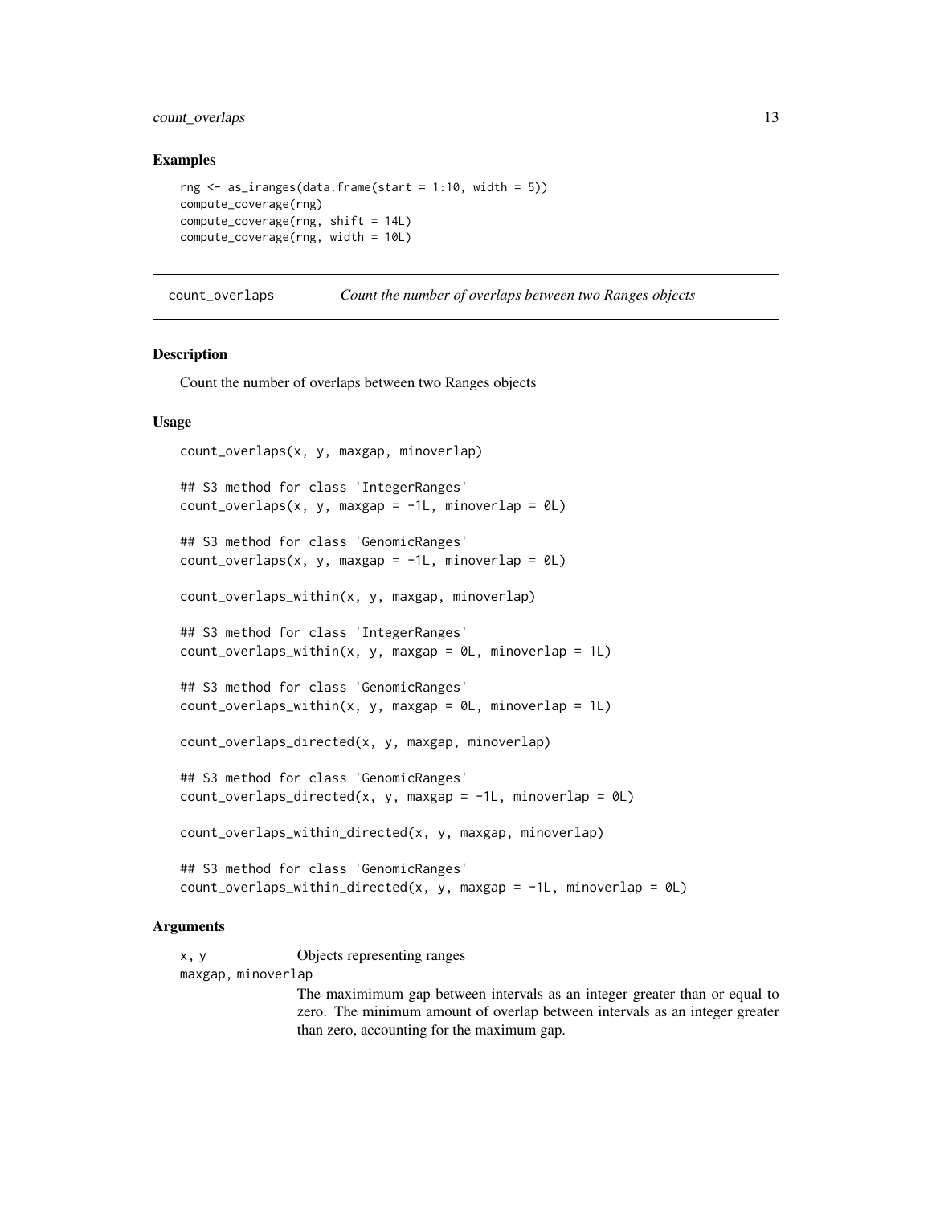## Examples

```
rng <- as_iranges(data.frame(start = 1:10, width = 5))
compute_coverage(rng)
compute_coverage(rng, shift = 14L)
compute_coverage(rng, width = 10L)
```

---

# count_overlaps *Count the number of overlaps between two Ranges objects*

---

## Description

Count the number of overlaps between two Ranges objects

## Usage

```
count_overlaps(x, y, maxgap, minoverlap)

## S3 method for class 'IntegerRanges'
count_overlaps(x, y, maxgap = -1L, minoverlap = 0L)

## S3 method for class 'GenomicRanges'
count_overlaps(x, y, maxgap = -1L, minoverlap = 0L)

count_overlaps_within(x, y, maxgap, minoverlap)

## S3 method for class 'IntegerRanges'
count_overlaps_within(x, y, maxgap = 0L, minoverlap = 1L)

## S3 method for class 'GenomicRanges'
count_overlaps_within(x, y, maxgap = 0L, minoverlap = 1L)

count_overlaps_directed(x, y, maxgap, minoverlap)

## S3 method for class 'GenomicRanges'
count_overlaps_directed(x, y, maxgap = -1L, minoverlap = 0L)

count_overlaps_within_directed(x, y, maxgap, minoverlap)

## S3 method for class 'GenomicRanges'
count_overlaps_within_directed(x, y, maxgap = -1L, minoverlap = 0L)
```

## Arguments

`x, y` Objects representing ranges

`maxgap, minoverlap`
The maximimum gap between intervals as an integer greater than or equal to zero. The minimum amount of overlap between intervals as an integer greater than zero, accounting for the maximum gap.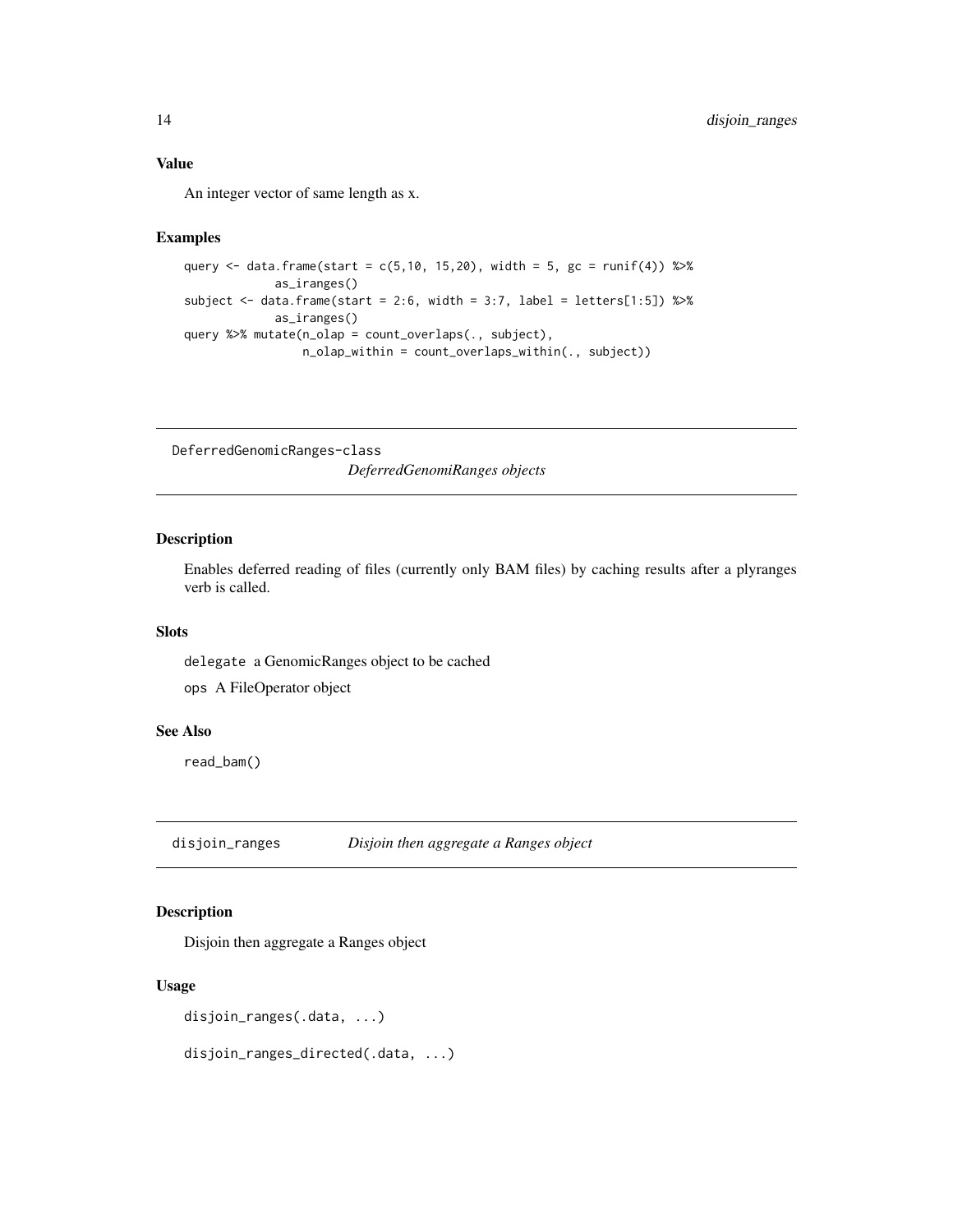### Value

An integer vector of same length as x.

### Examples

```
query <- data.frame(start = c(5,10, 15,20), width = 5, gc = runif(4)) %>%
             as_iranges()
subject <- data.frame(start = 2:6, width = 3:7, label = letters[1:5]) %>%
             as_iranges()
query %>% mutate(n_olap = count_overlaps(., subject),
                 n_olap_within = count_overlaps_within(., subject))
```

---

## DeferredGenomicRanges-class    *DeferredGenomiRanges objects*

---

### Description

Enables deferred reading of files (currently only BAM files) by caching results after a plyranges verb is called.

### Slots

`delegate` a GenomicRanges object to be cached

`ops` A FileOperator object

### See Also

`read_bam()`

---

## disjoin_ranges    *Disjoin then aggregate a Ranges object*

---

### Description

Disjoin then aggregate a Ranges object

### Usage

```
disjoin_ranges(.data, ...)

disjoin_ranges_directed(.data, ...)
```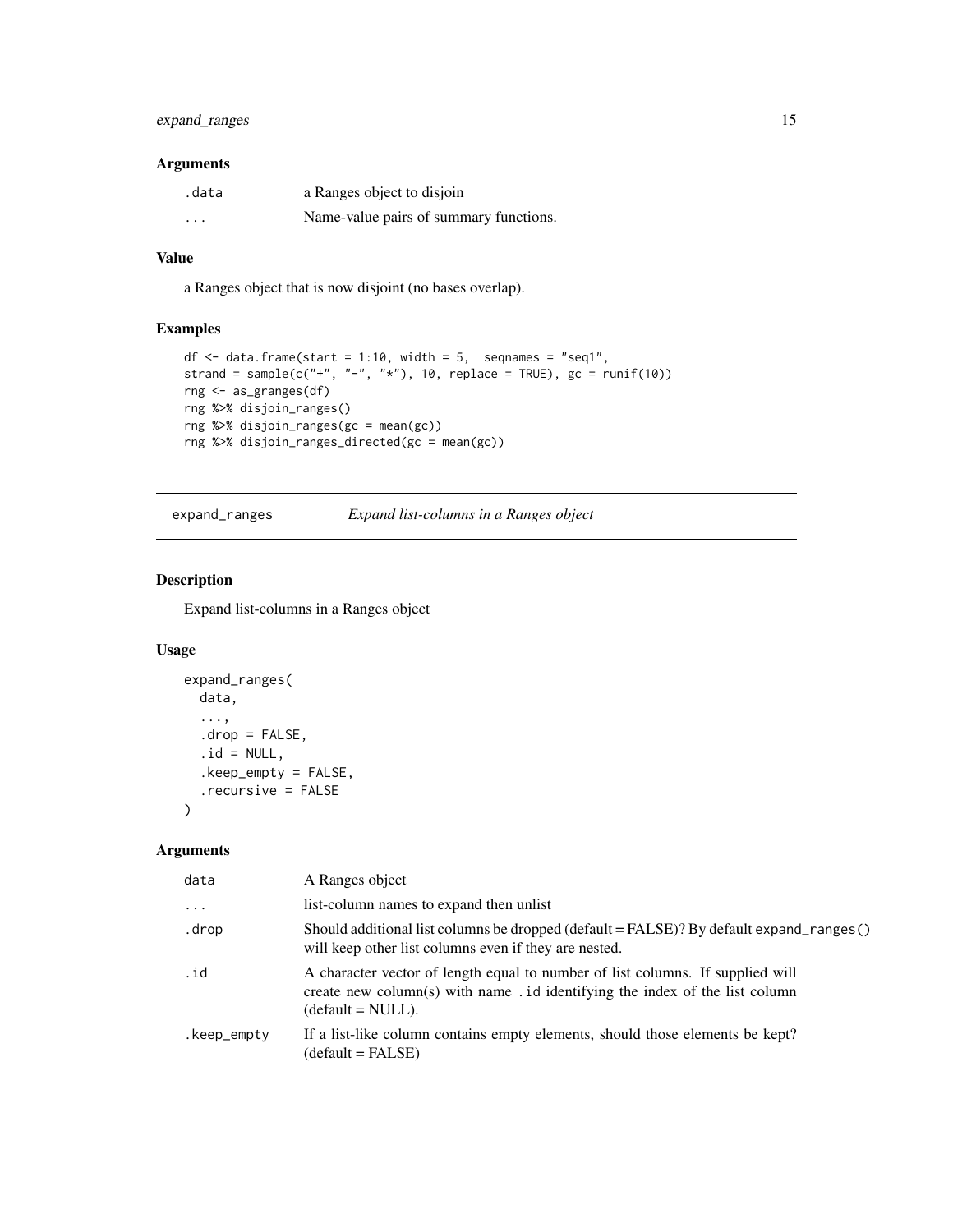### Arguments

| | |
|---|---|
| .data | a Ranges object to disjoin |
| ... | Name-value pairs of summary functions. |

### Value

a Ranges object that is now disjoint (no bases overlap).

### Examples

```
df <- data.frame(start = 1:10, width = 5,  seqnames = "seq1",
strand = sample(c("+", "-", "*"), 10, replace = TRUE), gc = runif(10))
rng <- as_granges(df)
rng %>% disjoin_ranges()
rng %>% disjoin_ranges(gc = mean(gc))
rng %>% disjoin_ranges_directed(gc = mean(gc))
```

---

## expand_ranges    *Expand list-columns in a Ranges object*

---

### Description

Expand list-columns in a Ranges object

### Usage

```
expand_ranges(
  data,
  ...,
  .drop = FALSE,
  .id = NULL,
  .keep_empty = FALSE,
  .recursive = FALSE
)
```

### Arguments

| | |
|---|---|
| data | A Ranges object |
| ... | list-column names to expand then unlist |
| .drop | Should additional list columns be dropped (default = FALSE)? By default `expand_ranges()` will keep other list columns even if they are nested. |
| .id | A character vector of length equal to number of list columns. If supplied will create new column(s) with name `.id` identifying the index of the list column (default = NULL). |
| .keep_empty | If a list-like column contains empty elements, should those elements be kept? (default = FALSE) |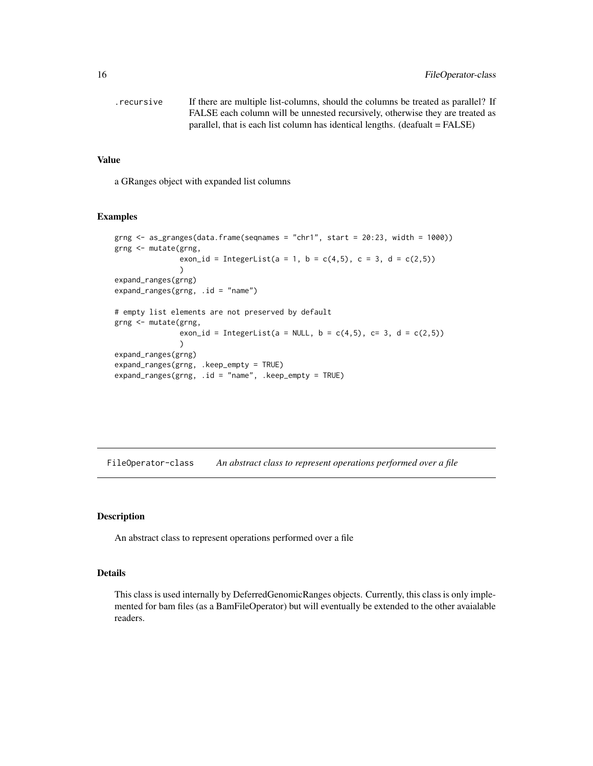| | |
|---|---|
| .recursive | If there are multiple list-columns, should the columns be treated as parallel? If FALSE each column will be unnested recursively, otherwise they are treated as parallel, that is each list column has identical lengths. (deafualt = FALSE) |

## Value

a GRanges object with expanded list columns

## Examples

```
grng <- as_granges(data.frame(seqnames = "chr1", start = 20:23, width = 1000))
grng <- mutate(grng,
               exon_id = IntegerList(a = 1, b = c(4,5), c = 3, d = c(2,5))
               )
expand_ranges(grng)
expand_ranges(grng, .id = "name")

# empty list elements are not preserved by default
grng <- mutate(grng,
               exon_id = IntegerList(a = NULL, b = c(4,5), c= 3, d = c(2,5))
               )
expand_ranges(grng)
expand_ranges(grng, .keep_empty = TRUE)
expand_ranges(grng, .id = "name", .keep_empty = TRUE)
```

---

# FileOperator-class *An abstract class to represent operations performed over a file*

## Description

An abstract class to represent operations performed over a file

## Details

This class is used internally by DeferredGenomicRanges objects. Currently, this class is only implemented for bam files (as a BamFileOperator) but will eventually be extended to the other avaialable readers.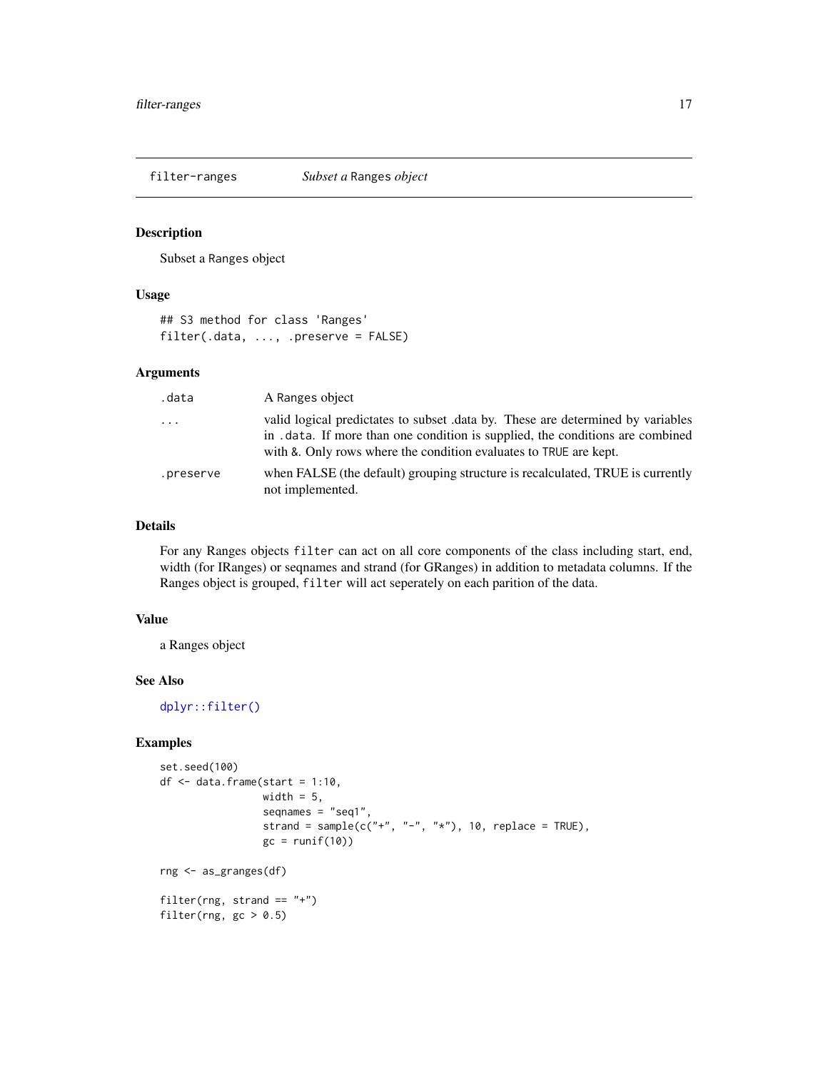filter-ranges *Subset a* Ranges *object*

## Description

Subset a Ranges object

## Usage

```
## S3 method for class 'Ranges'
filter(.data, ..., .preserve = FALSE)
```

## Arguments

| | |
|---|---|
| `.data` | A Ranges object |
| `...` | valid logical predictates to subset .data by. These are determined by variables in `.data`. If more than one condition is supplied, the conditions are combined with `&`. Only rows where the condition evaluates to `TRUE` are kept. |
| `.preserve` | when FALSE (the default) grouping structure is recalculated, TRUE is currently not implemented. |

## Details

For any Ranges objects `filter` can act on all core components of the class including start, end, width (for IRanges) or seqnames and strand (for GRanges) in addition to metadata columns. If the Ranges object is grouped, `filter` will act seperately on each parition of the data.

## Value

a Ranges object

## See Also

`dplyr::filter()`

## Examples

```
set.seed(100)
df <- data.frame(start = 1:10,
                 width = 5,
                 seqnames = "seq1",
                 strand = sample(c("+", "-", "*"), 10, replace = TRUE),
                 gc = runif(10))

rng <- as_granges(df)

filter(rng, strand == "+")
filter(rng, gc > 0.5)
```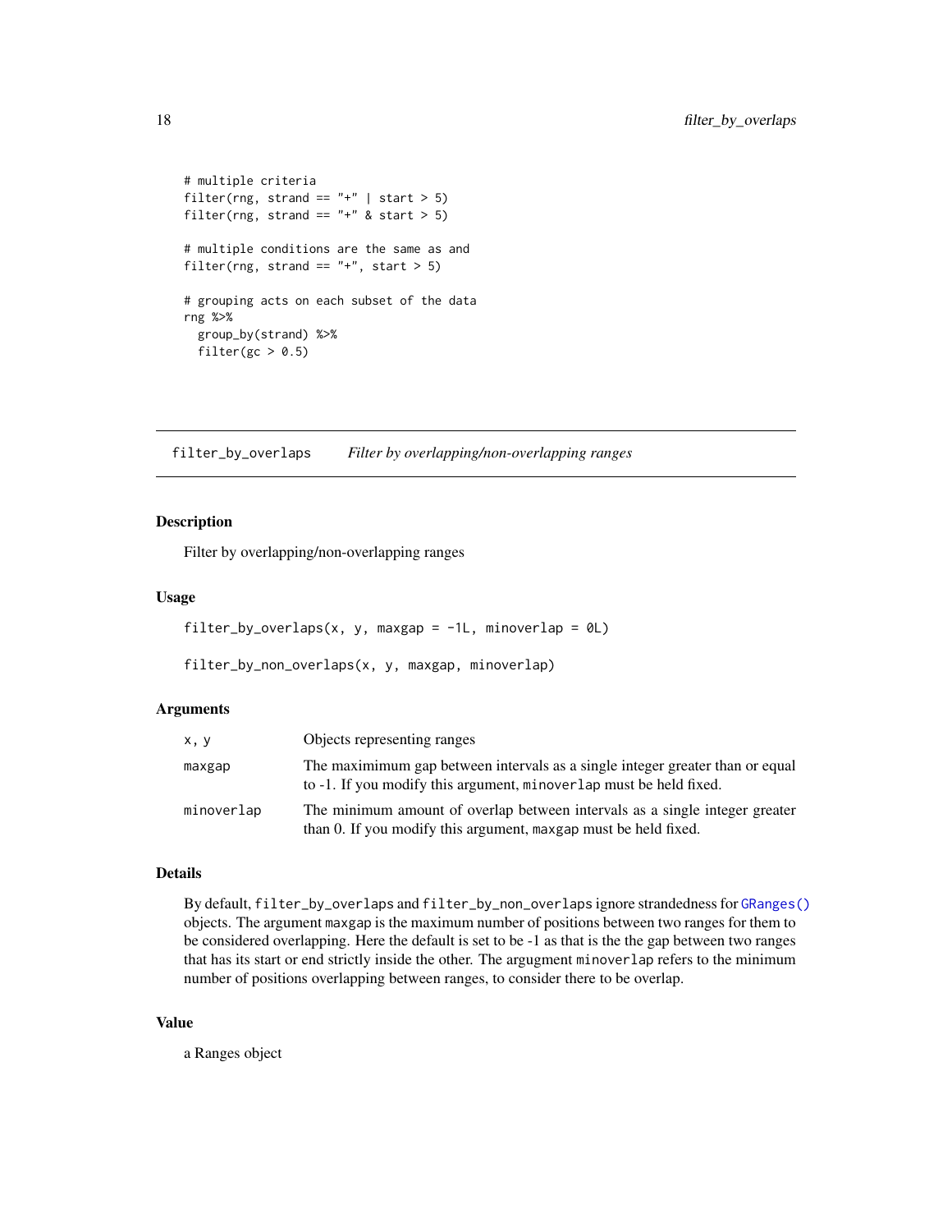```
# multiple criteria
filter(rng, strand == "+" | start > 5)
filter(rng, strand == "+" & start > 5)

# multiple conditions are the same as and
filter(rng, strand == "+", start > 5)

# grouping acts on each subset of the data
rng %>%
  group_by(strand) %>%
  filter(gc > 0.5)
```

---

## filter_by_overlaps — *Filter by overlapping/non-overlapping ranges*

### Description

Filter by overlapping/non-overlapping ranges

### Usage

```
filter_by_overlaps(x, y, maxgap = -1L, minoverlap = 0L)

filter_by_non_overlaps(x, y, maxgap, minoverlap)
```

### Arguments

| | |
|---|---|
| x, y | Objects representing ranges |
| maxgap | The maximimum gap between intervals as a single integer greater than or equal to -1. If you modify this argument, `minoverlap` must be held fixed. |
| minoverlap | The minimum amount of overlap between intervals as a single integer greater than 0. If you modify this argument, `maxgap` must be held fixed. |

### Details

By default, `filter_by_overlaps` and `filter_by_non_overlaps` ignore strandedness for `GRanges()` objects. The argument `maxgap` is the maximum number of positions between two ranges for them to be considered overlapping. Here the default is set to be -1 as that is the the gap between two ranges that has its start or end strictly inside the other. The argugment `minoverlap` refers to the minimum number of positions overlapping between ranges, to consider there to be overlap.

### Value

a Ranges object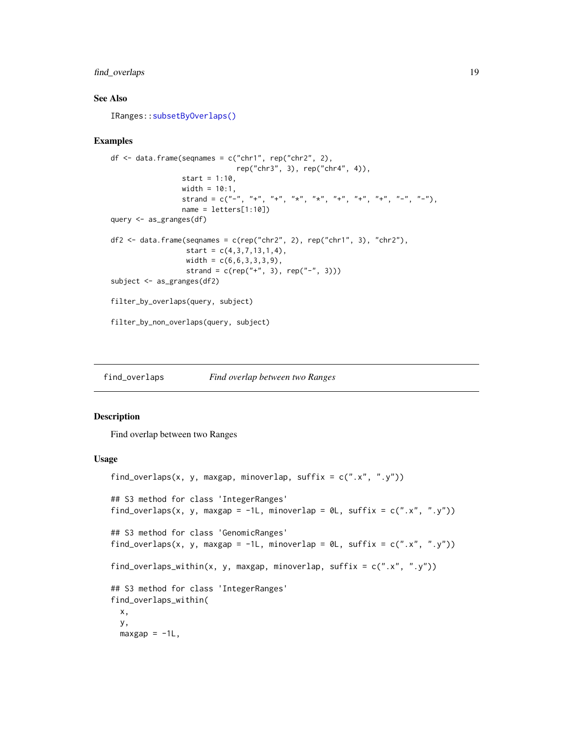## See Also

IRanges::subsetByOverlaps()

## Examples

```
df <- data.frame(seqnames = c("chr1", rep("chr2", 2),
                              rep("chr3", 3), rep("chr4", 4)),
                 start = 1:10,
                 width = 10:1,
                 strand = c("-", "+", "+", "*", "*", "+", "+", "+", "-", "-"),
                 name = letters[1:10])
query <- as_granges(df)

df2 <- data.frame(seqnames = c(rep("chr2", 2), rep("chr1", 3), "chr2"),
                  start = c(4,3,7,13,1,4),
                  width = c(6,6,3,3,3,9),
                  strand = c(rep("+", 3), rep("-", 3)))
subject <- as_granges(df2)

filter_by_overlaps(query, subject)

filter_by_non_overlaps(query, subject)
```

---

# find_overlaps — *Find overlap between two Ranges*

## Description

Find overlap between two Ranges

## Usage

```
find_overlaps(x, y, maxgap, minoverlap, suffix = c(".x", ".y"))

## S3 method for class 'IntegerRanges'
find_overlaps(x, y, maxgap = -1L, minoverlap = 0L, suffix = c(".x", ".y"))

## S3 method for class 'GenomicRanges'
find_overlaps(x, y, maxgap = -1L, minoverlap = 0L, suffix = c(".x", ".y"))

find_overlaps_within(x, y, maxgap, minoverlap, suffix = c(".x", ".y"))

## S3 method for class 'IntegerRanges'
find_overlaps_within(
  x,
  y,
  maxgap = -1L,
```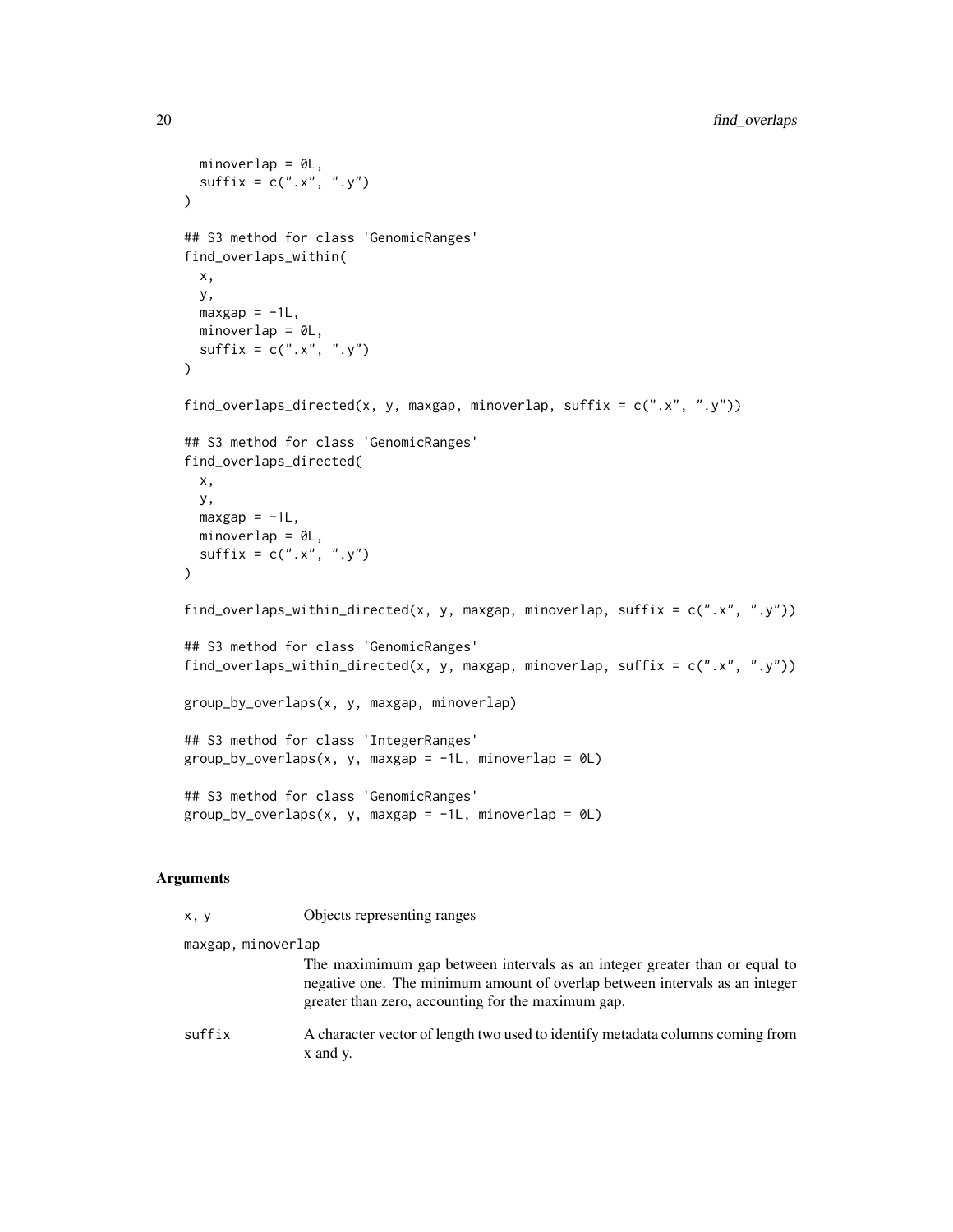```
  minoverlap = 0L,
  suffix = c(".x", ".y")
)

## S3 method for class 'GenomicRanges'
find_overlaps_within(
  x,
  y,
  maxgap = -1L,
  minoverlap = 0L,
  suffix = c(".x", ".y")
)

find_overlaps_directed(x, y, maxgap, minoverlap, suffix = c(".x", ".y"))

## S3 method for class 'GenomicRanges'
find_overlaps_directed(
  x,
  y,
  maxgap = -1L,
  minoverlap = 0L,
  suffix = c(".x", ".y")
)

find_overlaps_within_directed(x, y, maxgap, minoverlap, suffix = c(".x", ".y"))

## S3 method for class 'GenomicRanges'
find_overlaps_within_directed(x, y, maxgap, minoverlap, suffix = c(".x", ".y"))

group_by_overlaps(x, y, maxgap, minoverlap)

## S3 method for class 'IntegerRanges'
group_by_overlaps(x, y, maxgap = -1L, minoverlap = 0L)

## S3 method for class 'GenomicRanges'
group_by_overlaps(x, y, maxgap = -1L, minoverlap = 0L)
```

### Arguments

| | |
|---|---|
| `x, y` | Objects representing ranges |
| `maxgap, minoverlap` | The maximimum gap between intervals as an integer greater than or equal to negative one. The minimum amount of overlap between intervals as an integer greater than zero, accounting for the maximum gap. |
| `suffix` | A character vector of length two used to identify metadata columns coming from x and y. |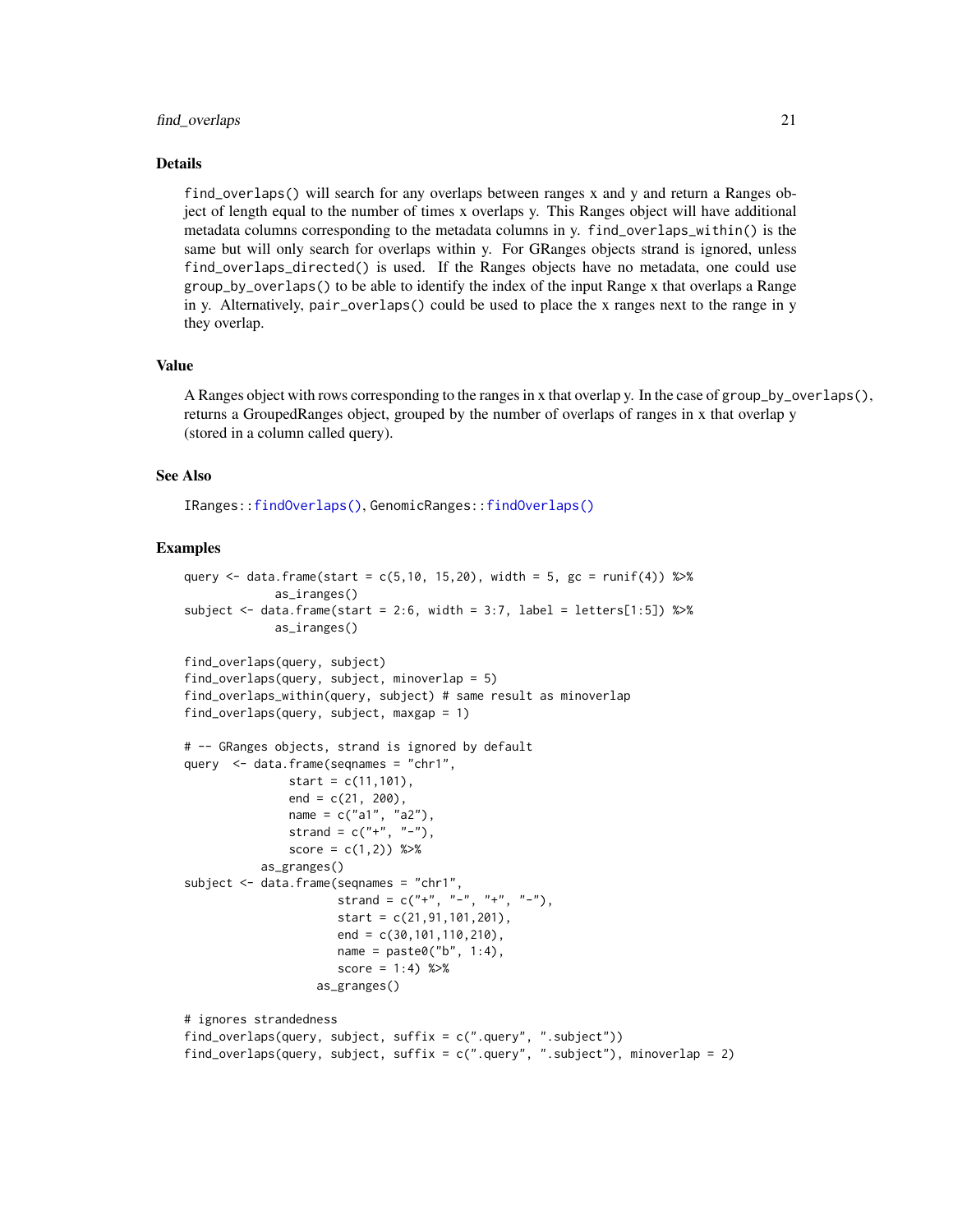## Details

find_overlaps() will search for any overlaps between ranges x and y and return a Ranges object of length equal to the number of times x overlaps y. This Ranges object will have additional metadata columns corresponding to the metadata columns in y. find_overlaps_within() is the same but will only search for overlaps within y. For GRanges objects strand is ignored, unless find_overlaps_directed() is used. If the Ranges objects have no metadata, one could use group_by_overlaps() to be able to identify the index of the input Range x that overlaps a Range in y. Alternatively, pair_overlaps() could be used to place the x ranges next to the range in y they overlap.

## Value

A Ranges object with rows corresponding to the ranges in x that overlap y. In the case of group_by_overlaps(), returns a GroupedRanges object, grouped by the number of overlaps of ranges in x that overlap y (stored in a column called query).

## See Also

IRanges::findOverlaps(), GenomicRanges::findOverlaps()

## Examples

```
query <- data.frame(start = c(5,10, 15,20), width = 5, gc = runif(4)) %>%
            as_iranges()
subject <- data.frame(start = 2:6, width = 3:7, label = letters[1:5]) %>%
            as_iranges()

find_overlaps(query, subject)
find_overlaps(query, subject, minoverlap = 5)
find_overlaps_within(query, subject) # same result as minoverlap
find_overlaps(query, subject, maxgap = 1)

# -- GRanges objects, strand is ignored by default
query  <- data.frame(seqnames = "chr1",
               start = c(11,101),
               end = c(21, 200),
               name = c("a1", "a2"),
               strand = c("+", "-"),
               score = c(1,2)) %>%
          as_granges()
subject <- data.frame(seqnames = "chr1",
                     strand = c("+", "-", "+", "-"),
                     start = c(21,91,101,201),
                     end = c(30,101,110,210),
                     name = paste0("b", 1:4),
                     score = 1:4) %>%
                  as_granges()

# ignores strandedness
find_overlaps(query, subject, suffix = c(".query", ".subject"))
find_overlaps(query, subject, suffix = c(".query", ".subject"), minoverlap = 2)
```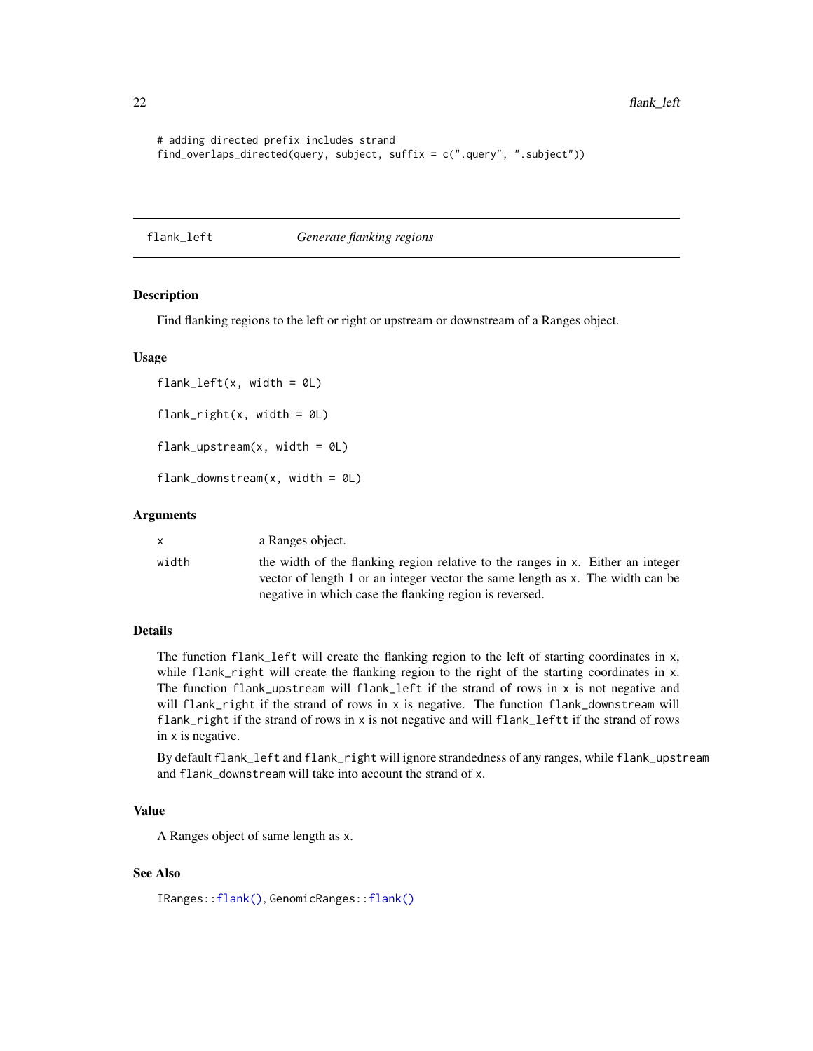```
# adding directed prefix includes strand
find_overlaps_directed(query, subject, suffix = c(".query", ".subject"))
```

## flank_left — *Generate flanking regions*

### Description

Find flanking regions to the left or right or upstream or downstream of a Ranges object.

### Usage

```
flank_left(x, width = 0L)

flank_right(x, width = 0L)

flank_upstream(x, width = 0L)

flank_downstream(x, width = 0L)
```

### Arguments

| | |
|---|---|
| x | a Ranges object. |
| width | the width of the flanking region relative to the ranges in x. Either an integer vector of length 1 or an integer vector the same length as x. The width can be negative in which case the flanking region is reversed. |

### Details

The function `flank_left` will create the flanking region to the left of starting coordinates in `x`, while `flank_right` will create the flanking region to the right of the starting coordinates in `x`. The function `flank_upstream` will `flank_left` if the strand of rows in `x` is not negative and will `flank_right` if the strand of rows in `x` is negative. The function `flank_downstream` will `flank_right` if the strand of rows in `x` is not negative and will `flank_leftt` if the strand of rows in `x` is negative.

By default `flank_left` and `flank_right` will ignore strandedness of any ranges, while `flank_upstream` and `flank_downstream` will take into account the strand of `x`.

### Value

A Ranges object of same length as `x`.

### See Also

`IRanges::flank()`, `GenomicRanges::flank()`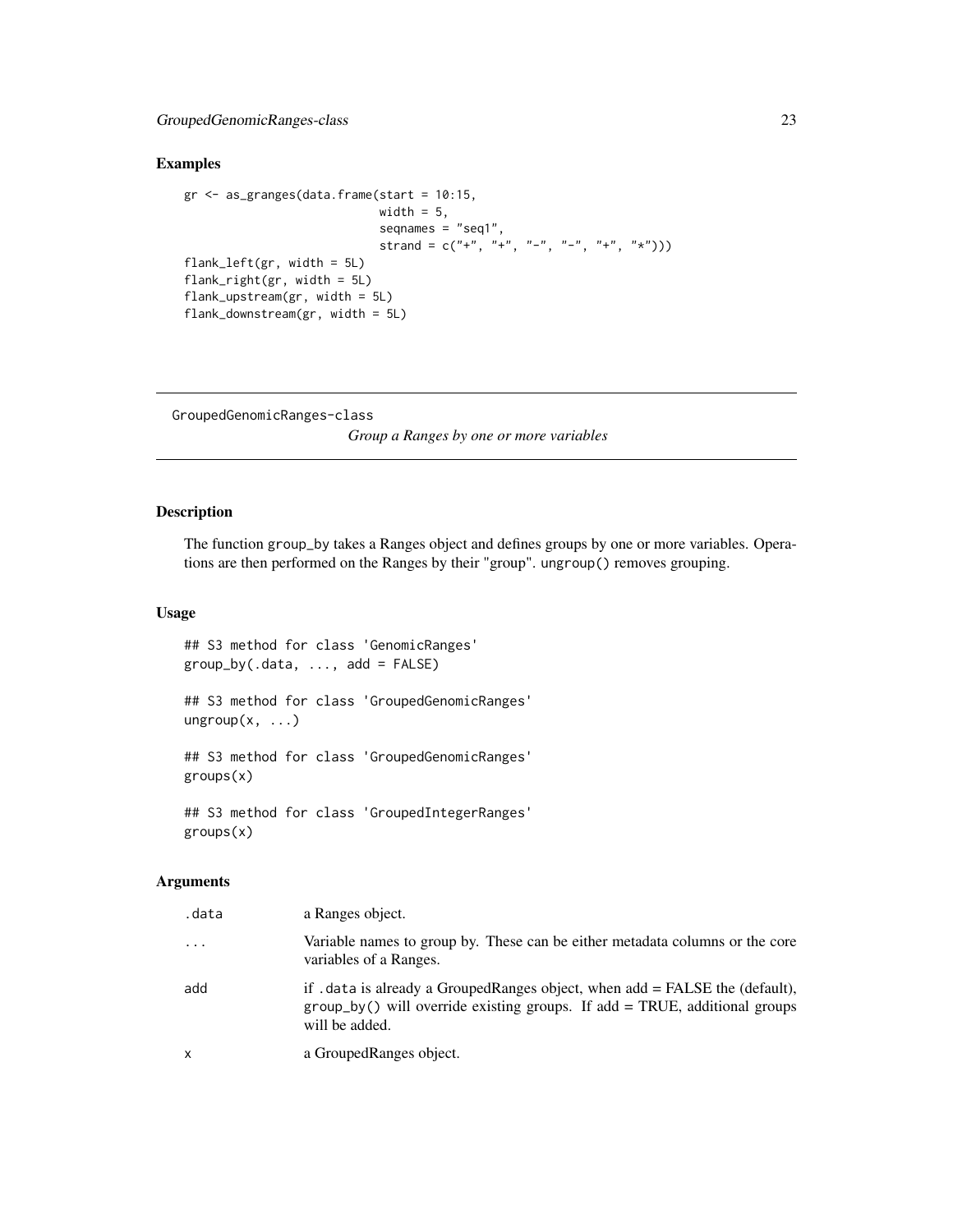## Examples

```
gr <- as_granges(data.frame(start = 10:15,
                            width = 5,
                            seqnames = "seq1",
                            strand = c("+", "+", "-", "-", "+", "*")))
flank_left(gr, width = 5L)
flank_right(gr, width = 5L)
flank_upstream(gr, width = 5L)
flank_downstream(gr, width = 5L)
```

---

# GroupedGenomicRanges-class

*Group a Ranges by one or more variables*

---

## Description

The function group_by takes a Ranges object and defines groups by one or more variables. Operations are then performed on the Ranges by their "group". ungroup() removes grouping.

## Usage

```
## S3 method for class 'GenomicRanges'
group_by(.data, ..., add = FALSE)

## S3 method for class 'GroupedGenomicRanges'
ungroup(x, ...)

## S3 method for class 'GroupedGenomicRanges'
groups(x)

## S3 method for class 'GroupedIntegerRanges'
groups(x)
```

## Arguments

| | |
|---|---|
| .data | a Ranges object. |
| ... | Variable names to group by. These can be either metadata columns or the core variables of a Ranges. |
| add | if .data is already a GroupedRanges object, when add = FALSE the (default), group_by() will override existing groups. If add = TRUE, additional groups will be added. |
| x | a GroupedRanges object. |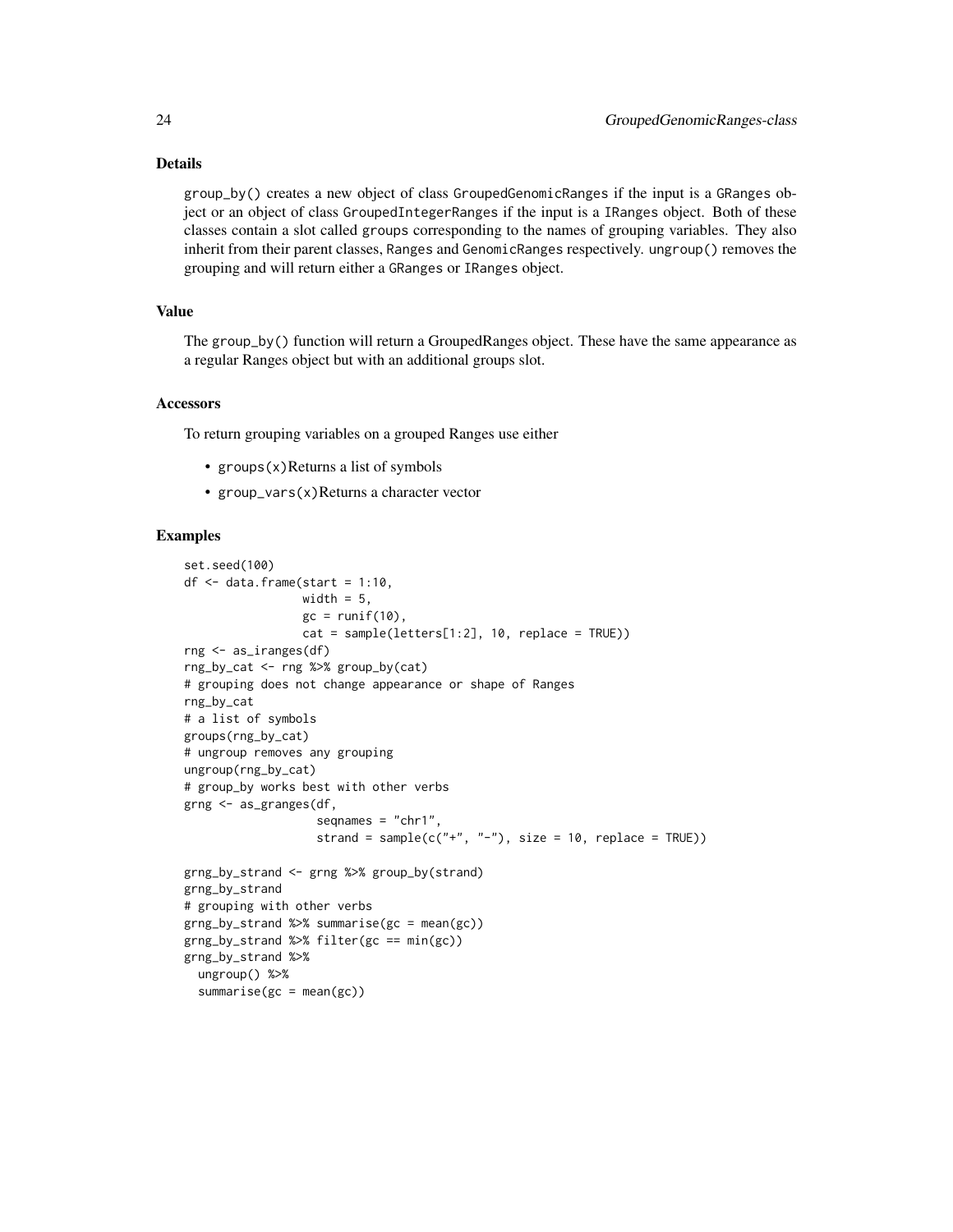## Details

group_by() creates a new object of class GroupedGenomicRanges if the input is a GRanges object or an object of class GroupedIntegerRanges if the input is a IRanges object. Both of these classes contain a slot called groups corresponding to the names of grouping variables. They also inherit from their parent classes, Ranges and GenomicRanges respectively. ungroup() removes the grouping and will return either a GRanges or IRanges object.

## Value

The group_by() function will return a GroupedRanges object. These have the same appearance as a regular Ranges object but with an additional groups slot.

## Accessors

To return grouping variables on a grouped Ranges use either

- groups(x)Returns a list of symbols
- group_vars(x)Returns a character vector

## Examples

```
set.seed(100)
df <- data.frame(start = 1:10,
                 width = 5,
                 gc = runif(10),
                 cat = sample(letters[1:2], 10, replace = TRUE))
rng <- as_iranges(df)
rng_by_cat <- rng %>% group_by(cat)
# grouping does not change appearance or shape of Ranges
rng_by_cat
# a list of symbols
groups(rng_by_cat)
# ungroup removes any grouping
ungroup(rng_by_cat)
# group_by works best with other verbs
grng <- as_granges(df,
                   seqnames = "chr1",
                   strand = sample(c("+", "-"), size = 10, replace = TRUE))

grng_by_strand <- grng %>% group_by(strand)
grng_by_strand
# grouping with other verbs
grng_by_strand %>% summarise(gc = mean(gc))
grng_by_strand %>% filter(gc == min(gc))
grng_by_strand %>%
  ungroup() %>%
  summarise(gc = mean(gc))
```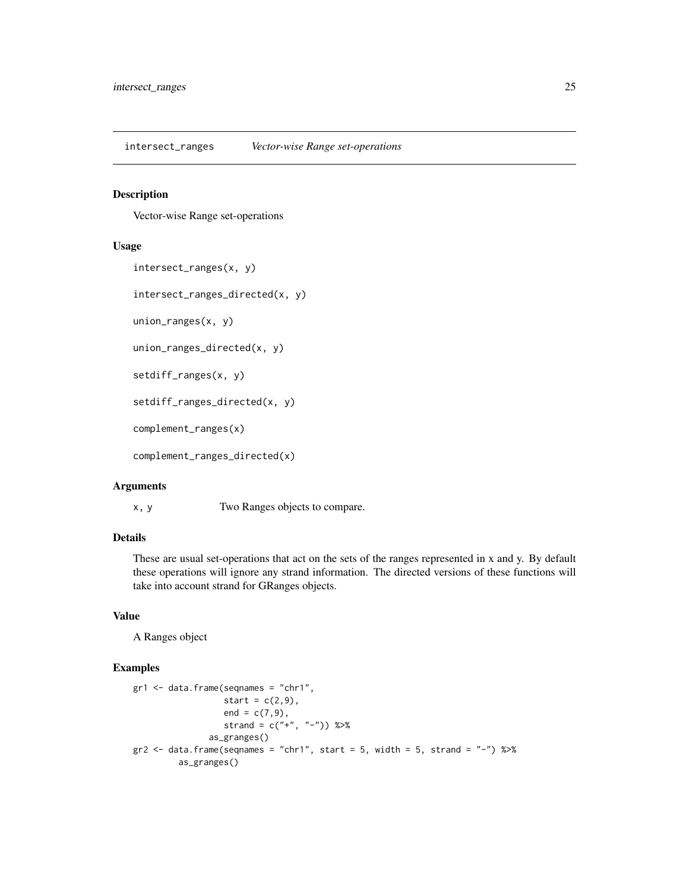`intersect_ranges` *Vector-wise Range set-operations*

## Description

Vector-wise Range set-operations

## Usage

```
intersect_ranges(x, y)

intersect_ranges_directed(x, y)

union_ranges(x, y)

union_ranges_directed(x, y)

setdiff_ranges(x, y)

setdiff_ranges_directed(x, y)

complement_ranges(x)

complement_ranges_directed(x)
```

## Arguments

| | |
|---|---|
| x, y | Two Ranges objects to compare. |

## Details

These are usual set-operations that act on the sets of the ranges represented in x and y. By default these operations will ignore any strand information. The directed versions of these functions will take into account strand for GRanges objects.

## Value

A Ranges object

## Examples

```
gr1 <- data.frame(seqnames = "chr1",
                  start = c(2,9),
                  end = c(7,9),
                  strand = c("+", "-")) %>%
               as_granges()
gr2 <- data.frame(seqnames = "chr1", start = 5, width = 5, strand = "-") %>%
         as_granges()
```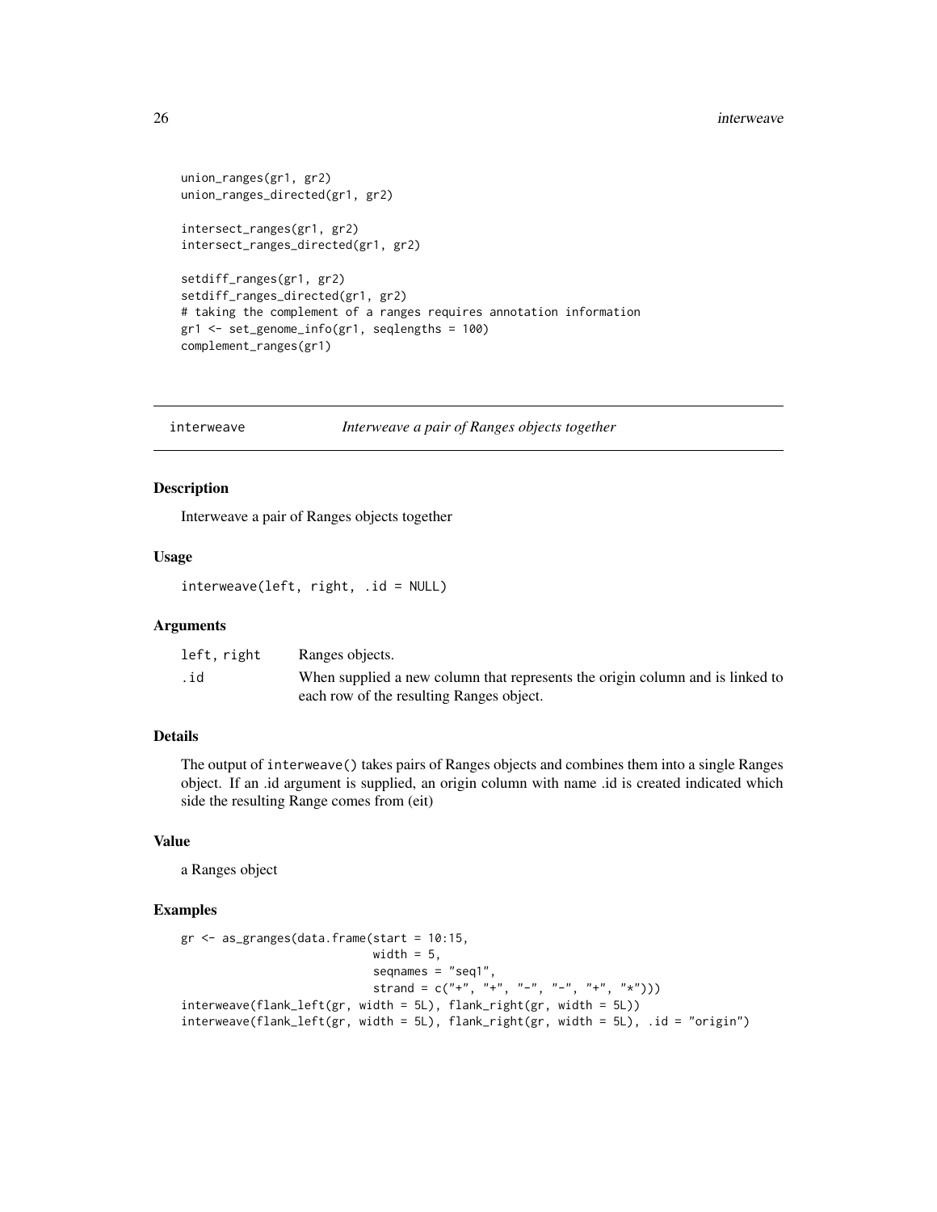```
union_ranges(gr1, gr2)
union_ranges_directed(gr1, gr2)

intersect_ranges(gr1, gr2)
intersect_ranges_directed(gr1, gr2)

setdiff_ranges(gr1, gr2)
setdiff_ranges_directed(gr1, gr2)
# taking the complement of a ranges requires annotation information
gr1 <- set_genome_info(gr1, seqlengths = 100)
complement_ranges(gr1)
```

---

## interweave — *Interweave a pair of Ranges objects together*

### Description

Interweave a pair of Ranges objects together

### Usage

```
interweave(left, right, .id = NULL)
```

### Arguments

| | |
|---|---|
| left, right | Ranges objects. |
| .id | When supplied a new column that represents the origin column and is linked to each row of the resulting Ranges object. |

### Details

The output of interweave() takes pairs of Ranges objects and combines them into a single Ranges object. If an .id argument is supplied, an origin column with name .id is created indicated which side the resulting Range comes from (eit)

### Value

a Ranges object

### Examples

```
gr <- as_granges(data.frame(start = 10:15,
                            width = 5,
                            seqnames = "seq1",
                            strand = c("+", "+", "-", "-", "+", "*")))
interweave(flank_left(gr, width = 5L), flank_right(gr, width = 5L))
interweave(flank_left(gr, width = 5L), flank_right(gr, width = 5L), .id = "origin")
```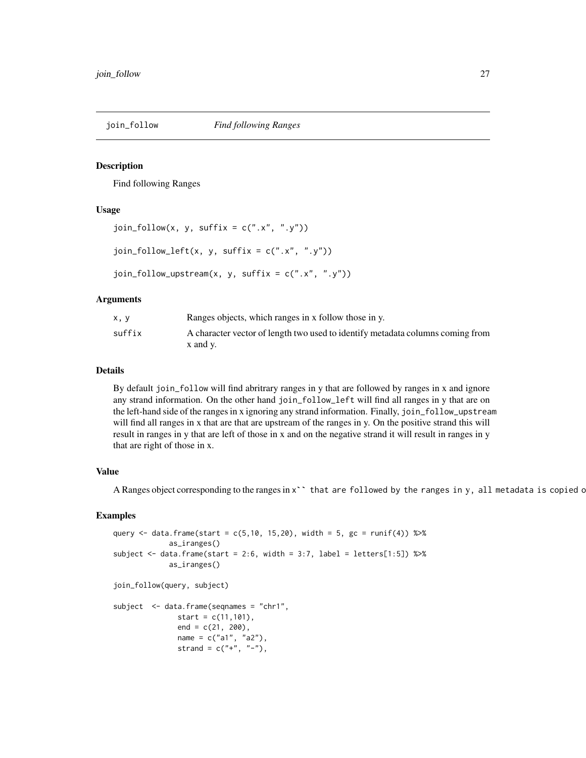## join_follow *Find following Ranges*

### Description

Find following Ranges

### Usage

```
join_follow(x, y, suffix = c(".x", ".y"))

join_follow_left(x, y, suffix = c(".x", ".y"))

join_follow_upstream(x, y, suffix = c(".x", ".y"))
```

### Arguments

| | |
|---|---|
| x, y | Ranges objects, which ranges in x follow those in y. |
| suffix | A character vector of length two used to identify metadata columns coming from x and y. |

### Details

By default `join_follow` will find abritrary ranges in y that are followed by ranges in x and ignore any strand information. On the other hand `join_follow_left` will find all ranges in y that are on the left-hand side of the ranges in x ignoring any strand information. Finally, `join_follow_upstream` will find all ranges in x that are that are upstream of the ranges in y. On the positive strand this will result in ranges in y that are left of those in x and on the negative strand it will result in ranges in y that are right of those in x.

### Value

A Ranges object corresponding to the ranges in x`` that are followed by the ranges in y, all metadata is copied o

### Examples

```
query <- data.frame(start = c(5,10, 15,20), width = 5, gc = runif(4)) %>%
             as_iranges()
subject <- data.frame(start = 2:6, width = 3:7, label = letters[1:5]) %>%
             as_iranges()

join_follow(query, subject)

subject  <- data.frame(seqnames = "chr1",
               start = c(11,101),
               end = c(21, 200),
               name = c("a1", "a2"),
               strand = c("+", "-"),
```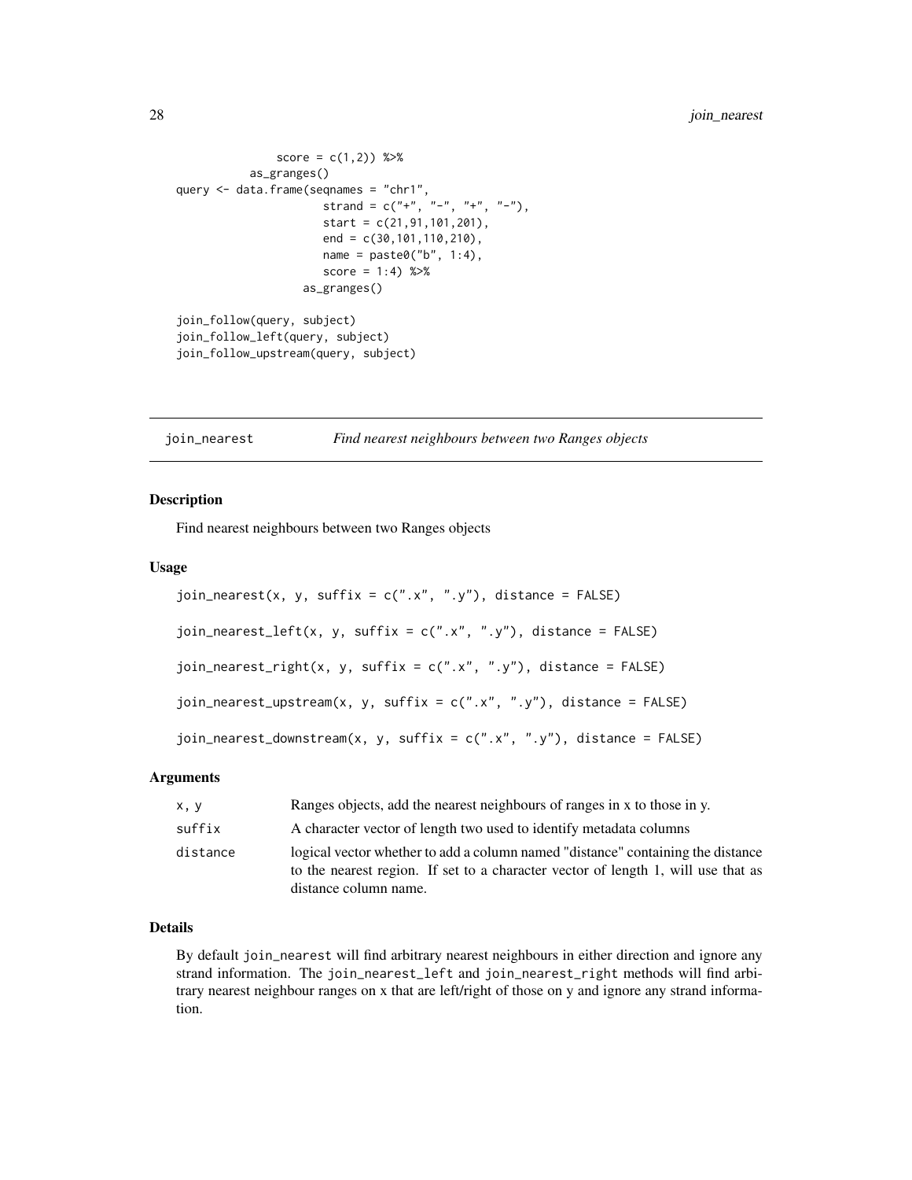```
               score = c(1,2)) %>%
           as_granges()
query <- data.frame(seqnames = "chr1",
                    strand = c("+", "-", "+", "-"),
                    start = c(21,91,101,201),
                    end = c(30,101,110,210),
                    name = paste0("b", 1:4),
                    score = 1:4) %>%
                 as_granges()

join_follow(query, subject)
join_follow_left(query, subject)
join_follow_upstream(query, subject)
```

## join_nearest — *Find nearest neighbours between two Ranges objects*

### Description

Find nearest neighbours between two Ranges objects

### Usage

```
join_nearest(x, y, suffix = c(".x", ".y"), distance = FALSE)

join_nearest_left(x, y, suffix = c(".x", ".y"), distance = FALSE)

join_nearest_right(x, y, suffix = c(".x", ".y"), distance = FALSE)

join_nearest_upstream(x, y, suffix = c(".x", ".y"), distance = FALSE)

join_nearest_downstream(x, y, suffix = c(".x", ".y"), distance = FALSE)
```

### Arguments

| | |
|---|---|
| `x, y` | Ranges objects, add the nearest neighbours of ranges in x to those in y. |
| `suffix` | A character vector of length two used to identify metadata columns |
| `distance` | logical vector whether to add a column named "distance" containing the distance to the nearest region. If set to a character vector of length 1, will use that as distance column name. |

### Details

By default `join_nearest` will find arbitrary nearest neighbours in either direction and ignore any strand information. The `join_nearest_left` and `join_nearest_right` methods will find arbitrary nearest neighbour ranges on x that are left/right of those on y and ignore any strand information.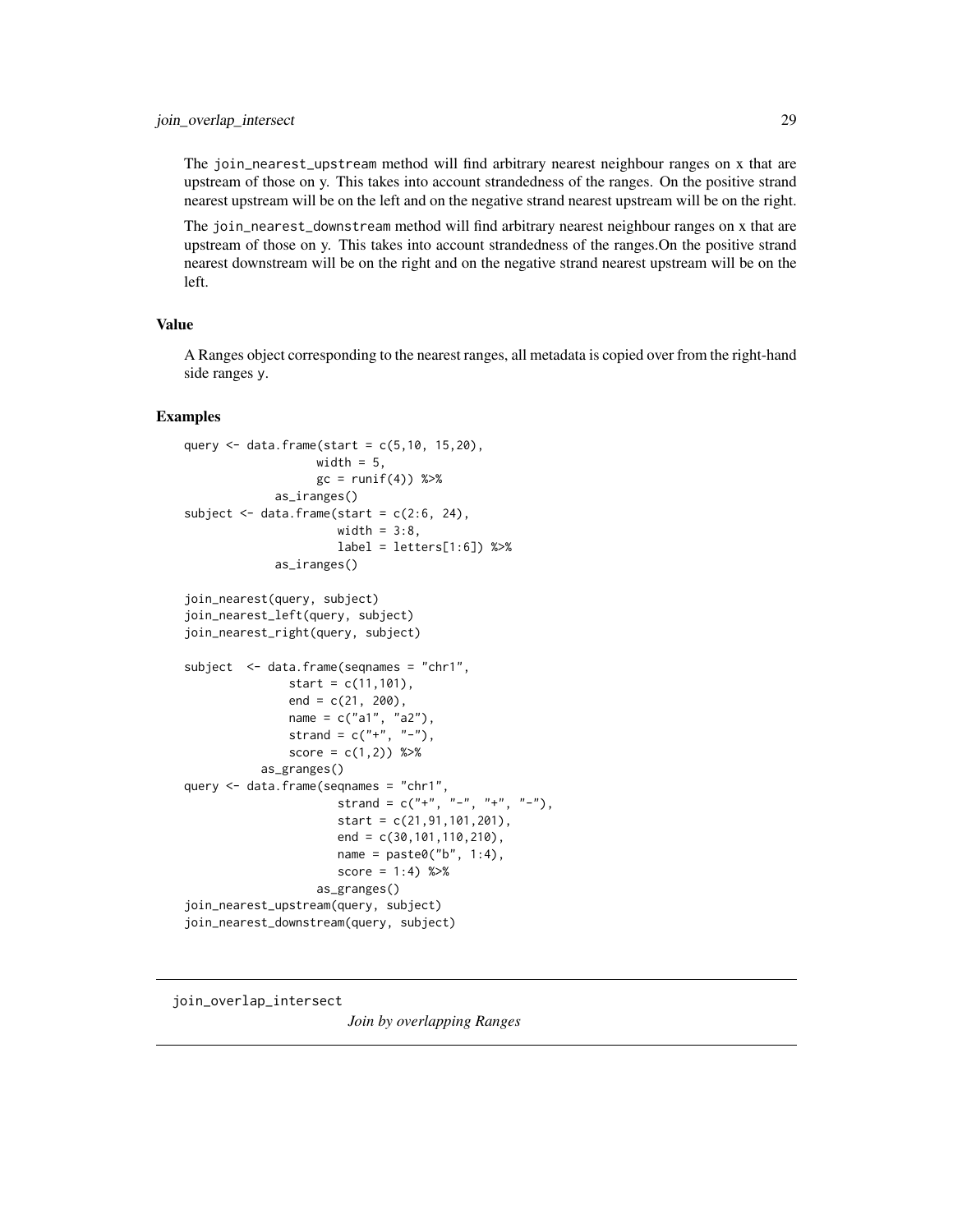The `join_nearest_upstream` method will find arbitrary nearest neighbour ranges on x that are upstream of those on y. This takes into account strandedness of the ranges. On the positive strand nearest upstream will be on the left and on the negative strand nearest upstream will be on the right.

The `join_nearest_downstream` method will find arbitrary nearest neighbour ranges on x that are upstream of those on y. This takes into account strandedness of the ranges.On the positive strand nearest downstream will be on the right and on the negative strand nearest upstream will be on the left.

### Value

A Ranges object corresponding to the nearest ranges, all metadata is copied over from the right-hand side ranges `y`.

### Examples

```
query <- data.frame(start = c(5,10, 15,20),
                   width = 5,
                   gc = runif(4)) %>%
             as_iranges()
subject <- data.frame(start = c(2:6, 24),
                      width = 3:8,
                      label = letters[1:6]) %>%
             as_iranges()

join_nearest(query, subject)
join_nearest_left(query, subject)
join_nearest_right(query, subject)

subject  <- data.frame(seqnames = "chr1",
               start = c(11,101),
               end = c(21, 200),
               name = c("a1", "a2"),
               strand = c("+", "-"),
               score = c(1,2)) %>%
           as_granges()
query <- data.frame(seqnames = "chr1",
                      strand = c("+", "-", "+", "-"),
                      start = c(21,91,101,201),
                      end = c(30,101,110,210),
                      name = paste0("b", 1:4),
                      score = 1:4) %>%
                   as_granges()
join_nearest_upstream(query, subject)
join_nearest_downstream(query, subject)
```

---

## join_overlap_intersect    *Join by overlapping Ranges*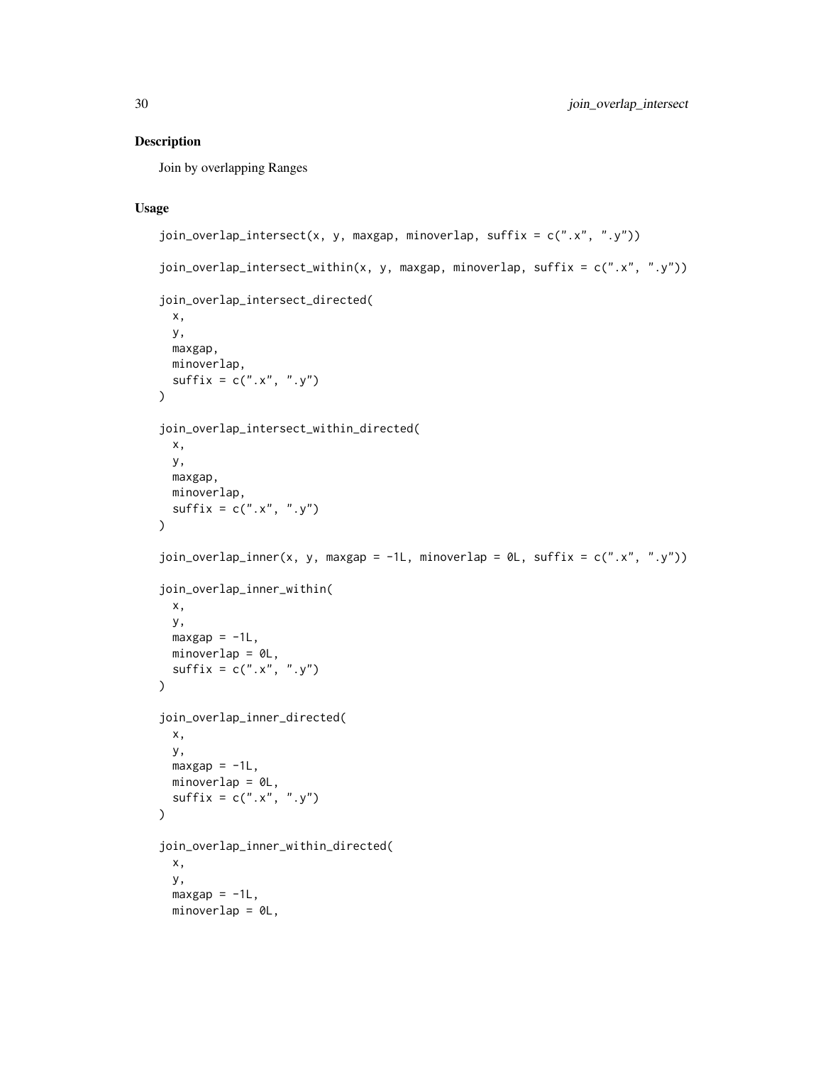## Description

Join by overlapping Ranges

## Usage

```
join_overlap_intersect(x, y, maxgap, minoverlap, suffix = c(".x", ".y"))

join_overlap_intersect_within(x, y, maxgap, minoverlap, suffix = c(".x", ".y"))

join_overlap_intersect_directed(
  x,
  y,
  maxgap,
  minoverlap,
  suffix = c(".x", ".y")
)

join_overlap_intersect_within_directed(
  x,
  y,
  maxgap,
  minoverlap,
  suffix = c(".x", ".y")
)

join_overlap_inner(x, y, maxgap = -1L, minoverlap = 0L, suffix = c(".x", ".y"))

join_overlap_inner_within(
  x,
  y,
  maxgap = -1L,
  minoverlap = 0L,
  suffix = c(".x", ".y")
)

join_overlap_inner_directed(
  x,
  y,
  maxgap = -1L,
  minoverlap = 0L,
  suffix = c(".x", ".y")
)

join_overlap_inner_within_directed(
  x,
  y,
  maxgap = -1L,
  minoverlap = 0L,
```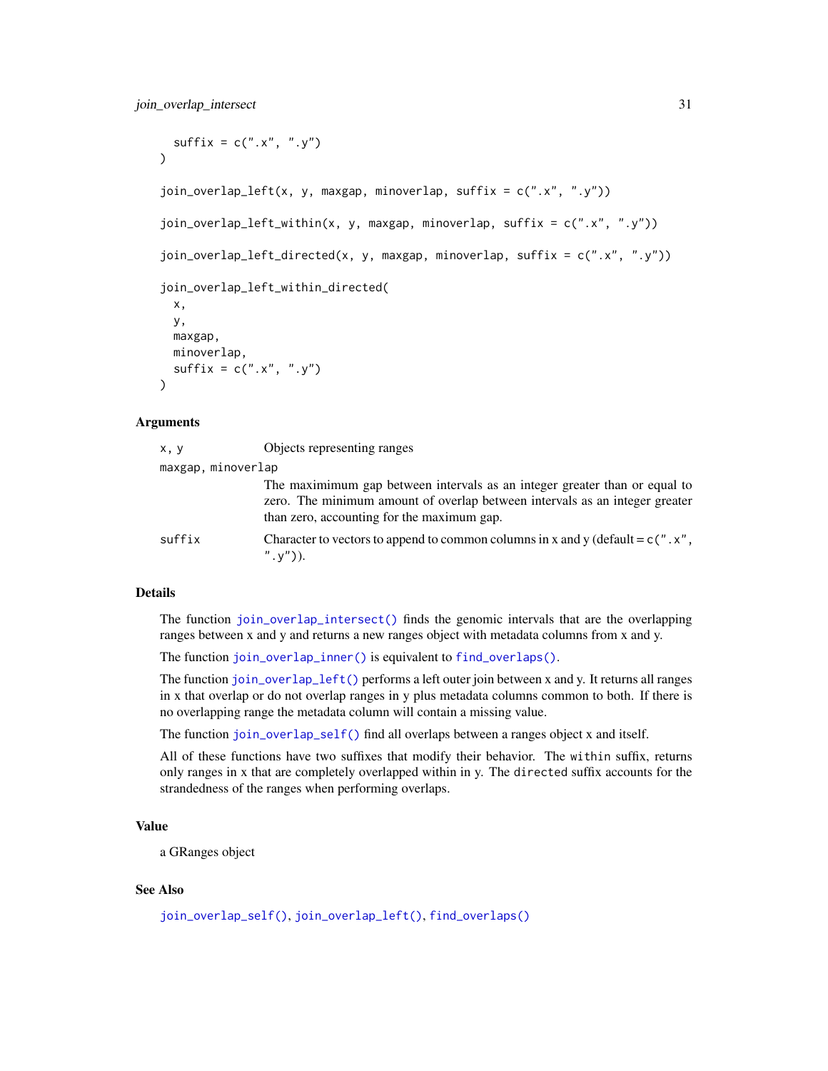```
  suffix = c(".x", ".y")
)

join_overlap_left(x, y, maxgap, minoverlap, suffix = c(".x", ".y"))

join_overlap_left_within(x, y, maxgap, minoverlap, suffix = c(".x", ".y"))

join_overlap_left_directed(x, y, maxgap, minoverlap, suffix = c(".x", ".y"))

join_overlap_left_within_directed(
  x,
  y,
  maxgap,
  minoverlap,
  suffix = c(".x", ".y")
)
```

### Arguments

| | |
|---|---|
| `x, y` | Objects representing ranges |
| `maxgap, minoverlap` | The maximimum gap between intervals as an integer greater than or equal to zero. The minimum amount of overlap between intervals as an integer greater than zero, accounting for the maximum gap. |
| `suffix` | Character to vectors to append to common columns in x and y (default = `c(".x", ".y")`). |

### Details

The function `join_overlap_intersect()` finds the genomic intervals that are the overlapping ranges between x and y and returns a new ranges object with metadata columns from x and y.

The function `join_overlap_inner()` is equivalent to `find_overlaps()`.

The function `join_overlap_left()` performs a left outer join between x and y. It returns all ranges in x that overlap or do not overlap ranges in y plus metadata columns common to both. If there is no overlapping range the metadata column will contain a missing value.

The function `join_overlap_self()` find all overlaps between a ranges object x and itself.

All of these functions have two suffixes that modify their behavior. The `within` suffix, returns only ranges in x that are completely overlapped within in y. The `directed` suffix accounts for the strandedness of the ranges when performing overlaps.

### Value

a GRanges object

### See Also

`join_overlap_self()`, `join_overlap_left()`, `find_overlaps()`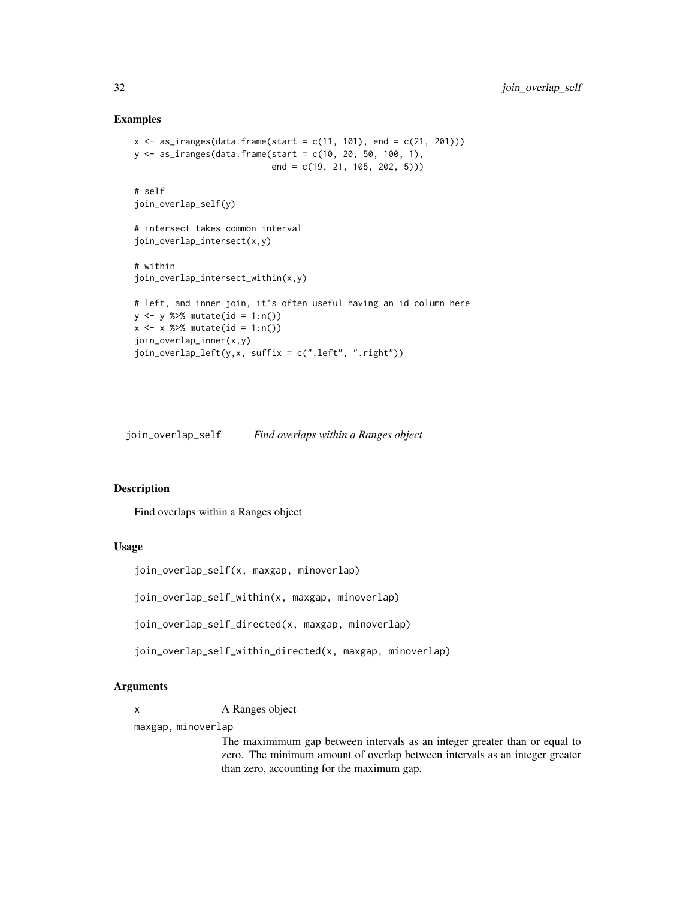## Examples

```
x <- as_iranges(data.frame(start = c(11, 101), end = c(21, 201)))
y <- as_iranges(data.frame(start = c(10, 20, 50, 100, 1),
                           end = c(19, 21, 105, 202, 5)))

# self
join_overlap_self(y)

# intersect takes common interval
join_overlap_intersect(x,y)

# within
join_overlap_intersect_within(x,y)

# left, and inner join, it's often useful having an id column here
y <- y %>% mutate(id = 1:n())
x <- x %>% mutate(id = 1:n())
join_overlap_inner(x,y)
join_overlap_left(y,x, suffix = c(".left", ".right"))
```

---

# join_overlap_self *Find overlaps within a Ranges object*

## Description

Find overlaps within a Ranges object

## Usage

```
join_overlap_self(x, maxgap, minoverlap)

join_overlap_self_within(x, maxgap, minoverlap)

join_overlap_self_directed(x, maxgap, minoverlap)

join_overlap_self_within_directed(x, maxgap, minoverlap)
```

## Arguments

| | |
|---|---|
| `x` | A Ranges object |
| `maxgap, minoverlap` | The maximimum gap between intervals as an integer greater than or equal to zero. The minimum amount of overlap between intervals as an integer greater than zero, accounting for the maximum gap. |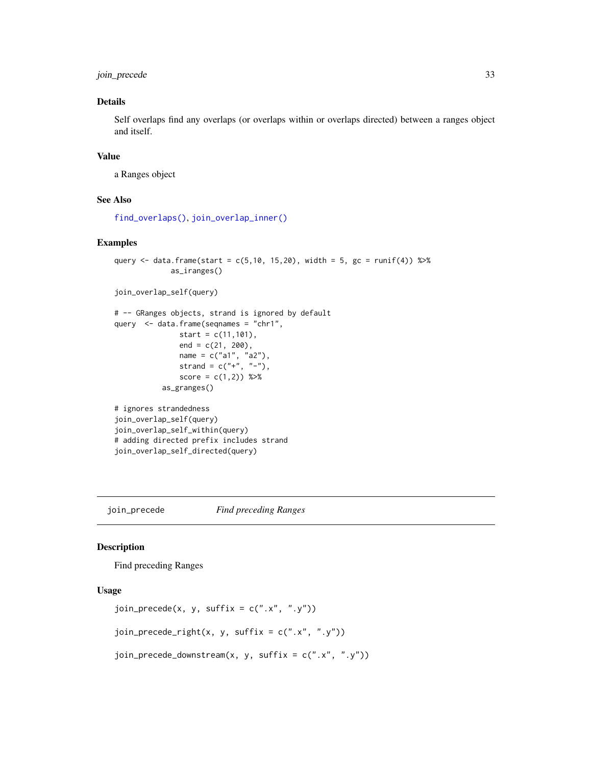### Details

Self overlaps find any overlaps (or overlaps within or overlaps directed) between a ranges object and itself.

### Value

a Ranges object

### See Also

find_overlaps(), join_overlap_inner()

### Examples

```
query <- data.frame(start = c(5,10, 15,20), width = 5, gc = runif(4)) %>%
             as_iranges()

join_overlap_self(query)

# -- GRanges objects, strand is ignored by default
query  <- data.frame(seqnames = "chr1",
               start = c(11,101),
               end = c(21, 200),
               name = c("a1", "a2"),
               strand = c("+", "-"),
               score = c(1,2)) %>%
           as_granges()

# ignores strandedness
join_overlap_self(query)
join_overlap_self_within(query)
# adding directed prefix includes strand
join_overlap_self_directed(query)
```

---

## join_precede    *Find preceding Ranges*

### Description

Find preceding Ranges

### Usage

```
join_precede(x, y, suffix = c(".x", ".y"))

join_precede_right(x, y, suffix = c(".x", ".y"))

join_precede_downstream(x, y, suffix = c(".x", ".y"))
```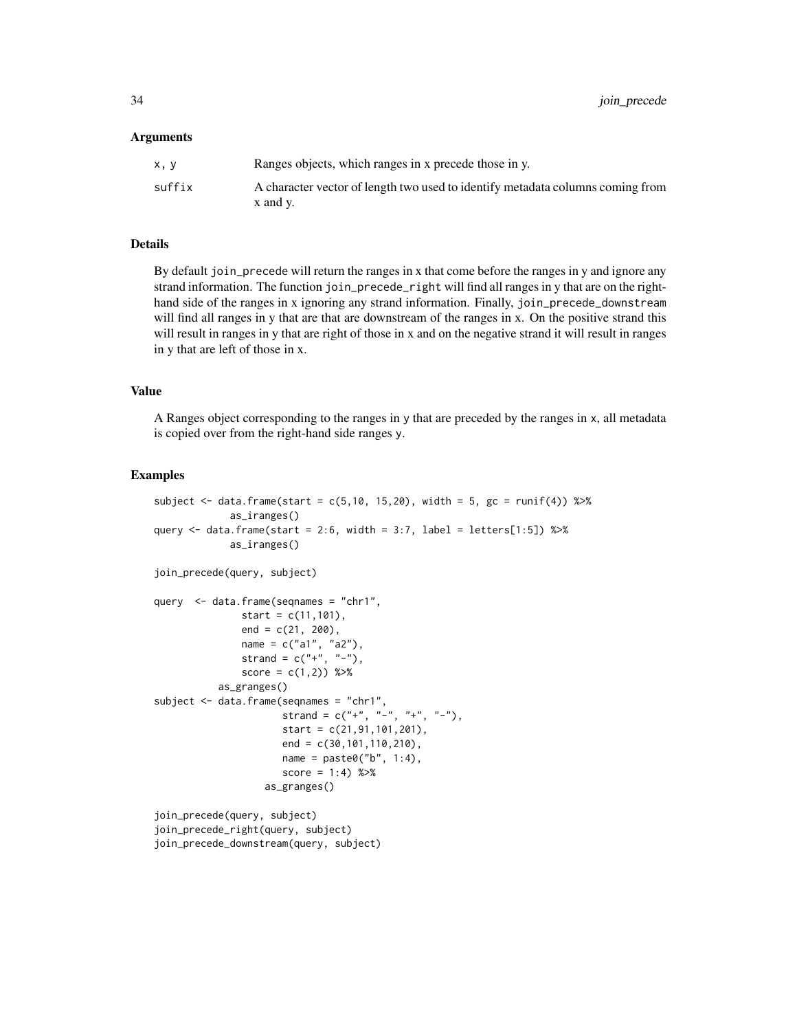## Arguments

| | |
|---|---|
| x, y | Ranges objects, which ranges in x precede those in y. |
| suffix | A character vector of length two used to identify metadata columns coming from x and y. |

## Details

By default `join_precede` will return the ranges in x that come before the ranges in y and ignore any strand information. The function `join_precede_right` will find all ranges in y that are on the right-hand side of the ranges in x ignoring any strand information. Finally, `join_precede_downstream` will find all ranges in y that are that are downstream of the ranges in x. On the positive strand this will result in ranges in y that are right of those in x and on the negative strand it will result in ranges in y that are left of those in x.

## Value

A Ranges object corresponding to the ranges in `y` that are preceded by the ranges in `x`, all metadata is copied over from the right-hand side ranges `y`.

## Examples

```
subject <- data.frame(start = c(5,10, 15,20), width = 5, gc = runif(4)) %>%
            as_iranges()
query <- data.frame(start = 2:6, width = 3:7, label = letters[1:5]) %>%
            as_iranges()

join_precede(query, subject)

query  <- data.frame(seqnames = "chr1",
               start = c(11,101),
               end = c(21, 200),
               name = c("a1", "a2"),
               strand = c("+", "-"),
               score = c(1,2)) %>%
           as_granges()
subject <- data.frame(seqnames = "chr1",
                      strand = c("+", "-", "+", "-"),
                      start = c(21,91,101,201),
                      end = c(30,101,110,210),
                      name = paste0("b", 1:4),
                      score = 1:4) %>%
                   as_granges()

join_precede(query, subject)
join_precede_right(query, subject)
join_precede_downstream(query, subject)
```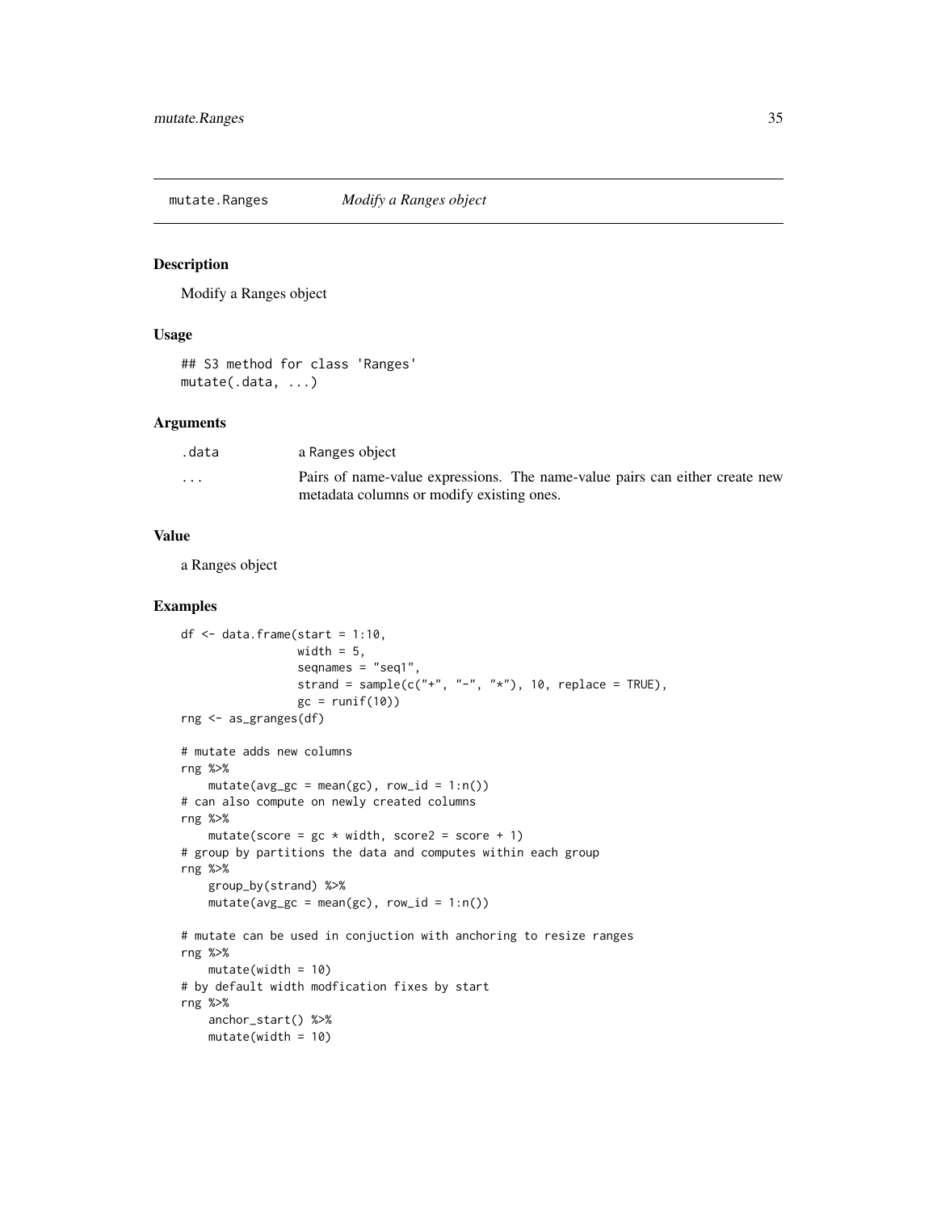## mutate.Ranges    *Modify a Ranges object*

### Description

Modify a Ranges object

### Usage

```
## S3 method for class 'Ranges'
mutate(.data, ...)
```

### Arguments

| | |
|---|---|
| .data | a Ranges object |
| ... | Pairs of name-value expressions. The name-value pairs can either create new metadata columns or modify existing ones. |

### Value

a Ranges object

### Examples

```
df <- data.frame(start = 1:10,
                 width = 5,
                 seqnames = "seq1",
                 strand = sample(c("+", "-", "*"), 10, replace = TRUE),
                 gc = runif(10))
rng <- as_granges(df)

# mutate adds new columns
rng %>%
    mutate(avg_gc = mean(gc), row_id = 1:n())
# can also compute on newly created columns
rng %>%
    mutate(score = gc * width, score2 = score + 1)
# group by partitions the data and computes within each group
rng %>%
    group_by(strand) %>%
    mutate(avg_gc = mean(gc), row_id = 1:n())

# mutate can be used in conjuction with anchoring to resize ranges
rng %>%
    mutate(width = 10)
# by default width modfication fixes by start
rng %>%
    anchor_start() %>%
    mutate(width = 10)
```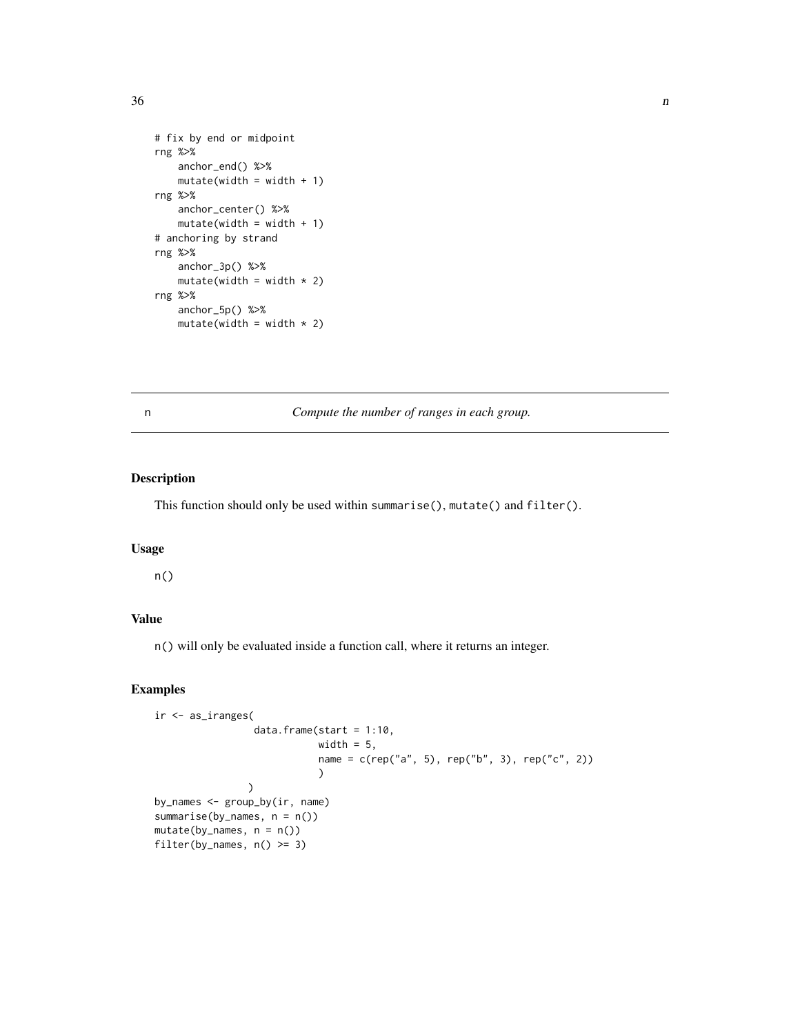```
# fix by end or midpoint
rng %>%
    anchor_end() %>%
    mutate(width = width + 1)
rng %>%
    anchor_center() %>%
    mutate(width = width + 1)
# anchoring by strand
rng %>%
    anchor_3p() %>%
    mutate(width = width * 2)
rng %>%
    anchor_5p() %>%
    mutate(width = width * 2)
```

## n — *Compute the number of ranges in each group.*

### Description

This function should only be used within `summarise()`, `mutate()` and `filter()`.

### Usage

```
n()
```

### Value

`n()` will only be evaluated inside a function call, where it returns an integer.

### Examples

```
ir <- as_iranges(
                 data.frame(start = 1:10,
                            width = 5,
                            name = c(rep("a", 5), rep("b", 3), rep("c", 2))
                            )
                )
by_names <- group_by(ir, name)
summarise(by_names, n = n())
mutate(by_names, n = n())
filter(by_names, n() >= 3)
```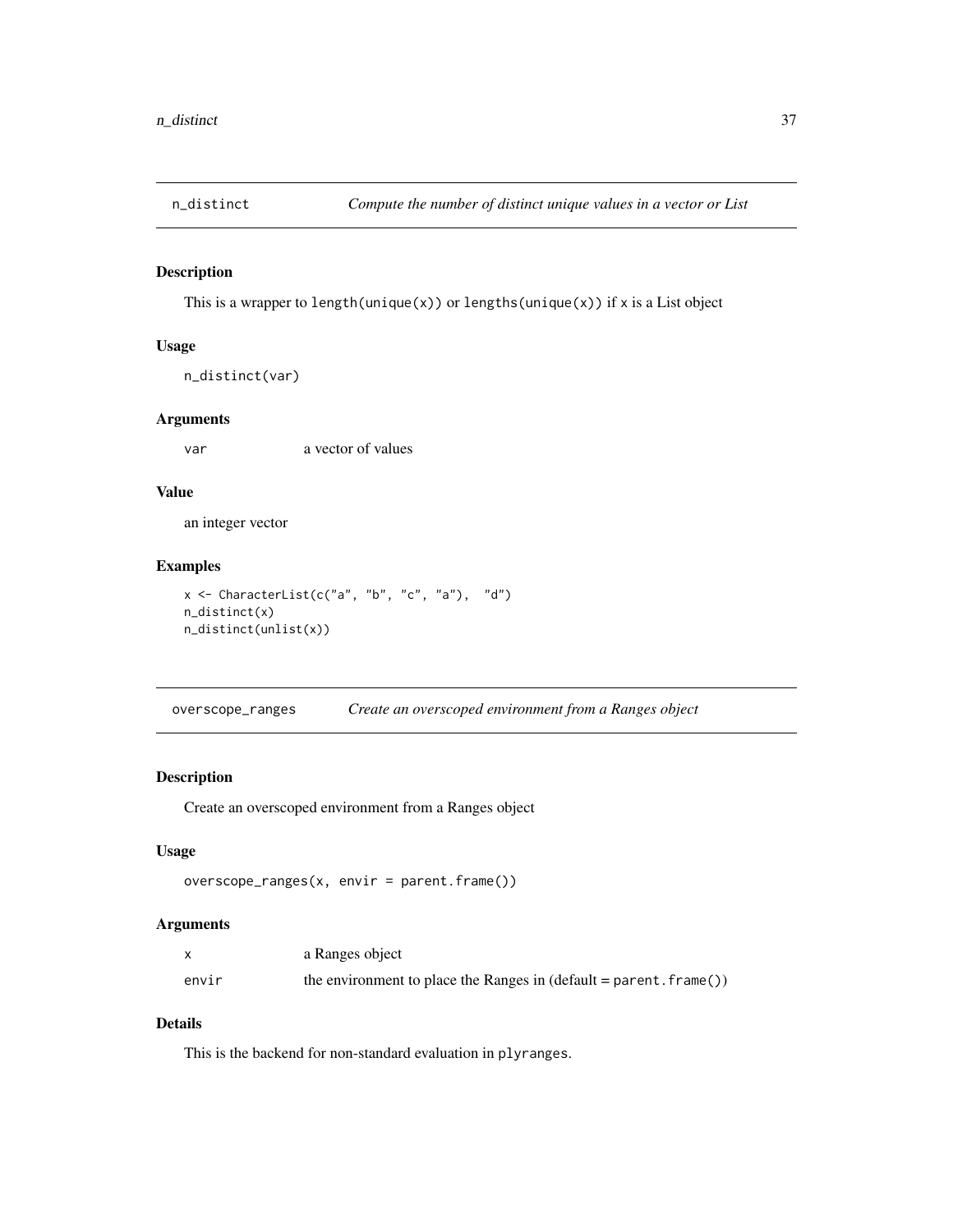## n_distinct — *Compute the number of distinct unique values in a vector or List*

### Description

This is a wrapper to `length(unique(x))` or `lengths(unique(x))` if `x` is a List object

### Usage

```
n_distinct(var)
```

### Arguments

| | |
|---|---|
| `var` | a vector of values |

### Value

an integer vector

### Examples

```
x <- CharacterList(c("a", "b", "c", "a"),  "d")
n_distinct(x)
n_distinct(unlist(x))
```

## overscope_ranges — *Create an overscoped environment from a Ranges object*

### Description

Create an overscoped environment from a Ranges object

### Usage

```
overscope_ranges(x, envir = parent.frame())
```

### Arguments

| | |
|---|---|
| `x` | a Ranges object |
| `envir` | the environment to place the Ranges in (default = `parent.frame()`) |

### Details

This is the backend for non-standard evaluation in `plyranges`.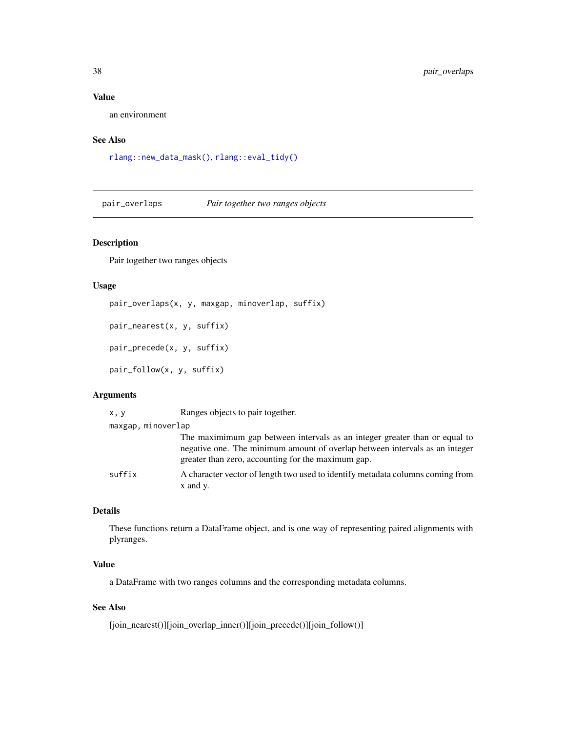### Value

an environment

### See Also

`rlang::new_data_mask()`, `rlang::eval_tidy()`

---

## pair_overlaps — *Pair together two ranges objects*

### Description

Pair together two ranges objects

### Usage

```
pair_overlaps(x, y, maxgap, minoverlap, suffix)

pair_nearest(x, y, suffix)

pair_precede(x, y, suffix)

pair_follow(x, y, suffix)
```

### Arguments

| Argument | Description |
| --- | --- |
| `x, y` | Ranges objects to pair together. |
| `maxgap, minoverlap` | The maximimum gap between intervals as an integer greater than or equal to negative one. The minimum amount of overlap between intervals as an integer greater than zero, accounting for the maximum gap. |
| `suffix` | A character vector of length two used to identify metadata columns coming from x and y. |

### Details

These functions return a DataFrame object, and is one way of representing paired alignments with plyranges.

### Value

a DataFrame with two ranges columns and the corresponding metadata columns.

### See Also

[join_nearest()][join_overlap_inner()][join_precede()][join_follow()]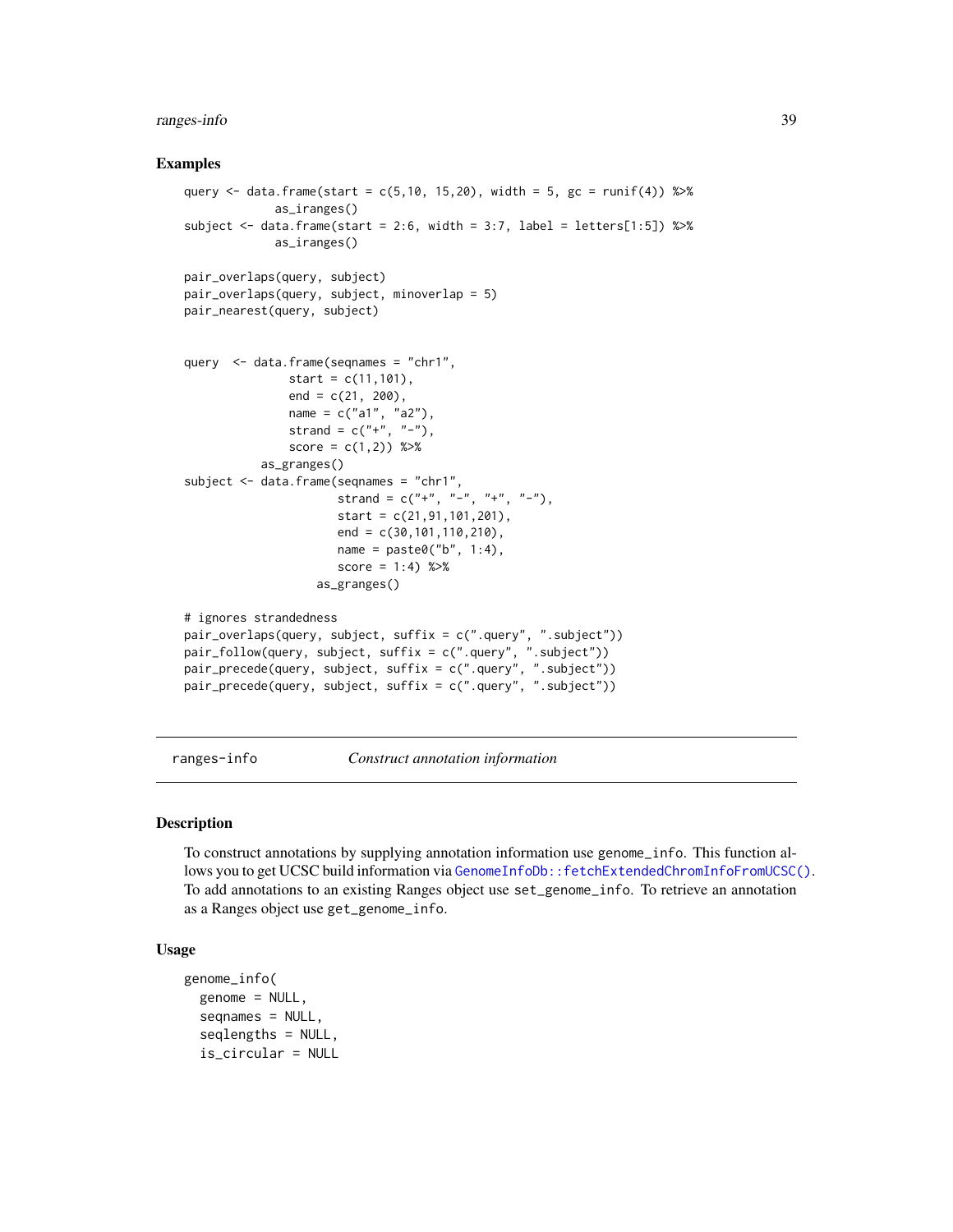### Examples

```
query <- data.frame(start = c(5,10, 15,20), width = 5, gc = runif(4)) %>%
             as_iranges()
subject <- data.frame(start = 2:6, width = 3:7, label = letters[1:5]) %>%
             as_iranges()

pair_overlaps(query, subject)
pair_overlaps(query, subject, minoverlap = 5)
pair_nearest(query, subject)


query  <- data.frame(seqnames = "chr1",
               start = c(11,101),
               end = c(21, 200),
               name = c("a1", "a2"),
               strand = c("+", "-"),
               score = c(1,2)) %>%
           as_granges()
subject <- data.frame(seqnames = "chr1",
                      strand = c("+", "-", "+", "-"),
                      start = c(21,91,101,201),
                      end = c(30,101,110,210),
                      name = paste0("b", 1:4),
                      score = 1:4) %>%
                   as_granges()

# ignores strandedness
pair_overlaps(query, subject, suffix = c(".query", ".subject"))
pair_follow(query, subject, suffix = c(".query", ".subject"))
pair_precede(query, subject, suffix = c(".query", ".subject"))
pair_precede(query, subject, suffix = c(".query", ".subject"))
```

---

## ranges-info    *Construct annotation information*

### Description

To construct annotations by supplying annotation information use `genome_info`. This function allows you to get UCSC build information via `GenomeInfoDb::fetchExtendedChromInfoFromUCSC()`. To add annotations to an existing Ranges object use `set_genome_info`. To retrieve an annotation as a Ranges object use `get_genome_info`.

### Usage

```
genome_info(
  genome = NULL,
  seqnames = NULL,
  seqlengths = NULL,
  is_circular = NULL
```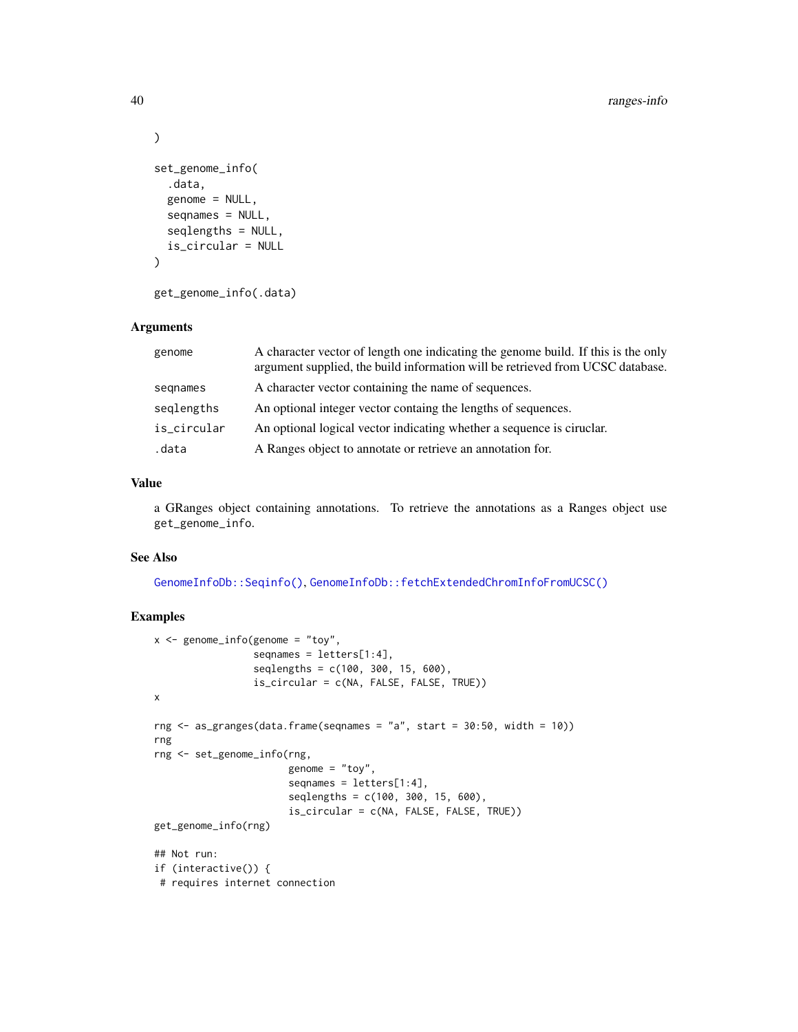```
)

set_genome_info(
  .data,
  genome = NULL,
  seqnames = NULL,
  seqlengths = NULL,
  is_circular = NULL
)

get_genome_info(.data)
```

## Arguments

| | |
|---|---|
| genome | A character vector of length one indicating the genome build. If this is the only argument supplied, the build information will be retrieved from UCSC database. |
| seqnames | A character vector containing the name of sequences. |
| seqlengths | An optional integer vector containg the lengths of sequences. |
| is_circular | An optional logical vector indicating whether a sequence is ciruclar. |
| .data | A Ranges object to annotate or retrieve an annotation for. |

## Value

a GRanges object containing annotations. To retrieve the annotations as a Ranges object use `get_genome_info`.

## See Also

`GenomeInfoDb::Seqinfo()`, `GenomeInfoDb::fetchExtendedChromInfoFromUCSC()`

## Examples

```
x <- genome_info(genome = "toy",
                 seqnames = letters[1:4],
                 seqlengths = c(100, 300, 15, 600),
                 is_circular = c(NA, FALSE, FALSE, TRUE))
x

rng <- as_granges(data.frame(seqnames = "a", start = 30:50, width = 10))
rng
rng <- set_genome_info(rng,
                       genome = "toy",
                       seqnames = letters[1:4],
                       seqlengths = c(100, 300, 15, 600),
                       is_circular = c(NA, FALSE, FALSE, TRUE))
get_genome_info(rng)

## Not run:
if (interactive()) {
 # requires internet connection
```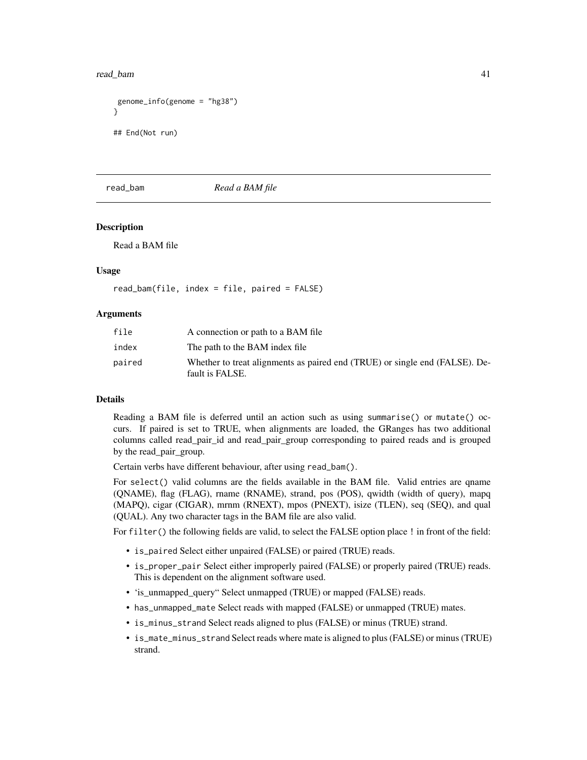```
 genome_info(genome = "hg38")
}

## End(Not run)
```

---

## read_bam — *Read a BAM file*

### Description

Read a BAM file

### Usage

```
read_bam(file, index = file, paired = FALSE)
```

### Arguments

| | |
|---|---|
| file | A connection or path to a BAM file |
| index | The path to the BAM index file |
| paired | Whether to treat alignments as paired end (TRUE) or single end (FALSE). Default is FALSE. |

### Details

Reading a BAM file is deferred until an action such as using `summarise()` or `mutate()` occurs. If paired is set to TRUE, when alignments are loaded, the GRanges has two additional columns called read_pair_id and read_pair_group corresponding to paired reads and is grouped by the read_pair_group.

Certain verbs have different behaviour, after using `read_bam()`.

For `select()` valid columns are the fields available in the BAM file. Valid entries are qname (QNAME), flag (FLAG), rname (RNAME), strand, pos (POS), qwidth (width of query), mapq (MAPQ), cigar (CIGAR), mrnm (RNEXT), mpos (PNEXT), isize (TLEN), seq (SEQ), and qual (QUAL). Any two character tags in the BAM file are also valid.

For `filter()` the following fields are valid, to select the FALSE option place `!` in front of the field:

- `is_paired` Select either unpaired (FALSE) or paired (TRUE) reads.
- `is_proper_pair` Select either improperly paired (FALSE) or properly paired (TRUE) reads. This is dependent on the alignment software used.
- 'is_unmapped_query" Select unmapped (TRUE) or mapped (FALSE) reads.
- `has_unmapped_mate` Select reads with mapped (FALSE) or unmapped (TRUE) mates.
- `is_minus_strand` Select reads aligned to plus (FALSE) or minus (TRUE) strand.
- `is_mate_minus_strand` Select reads where mate is aligned to plus (FALSE) or minus (TRUE) strand.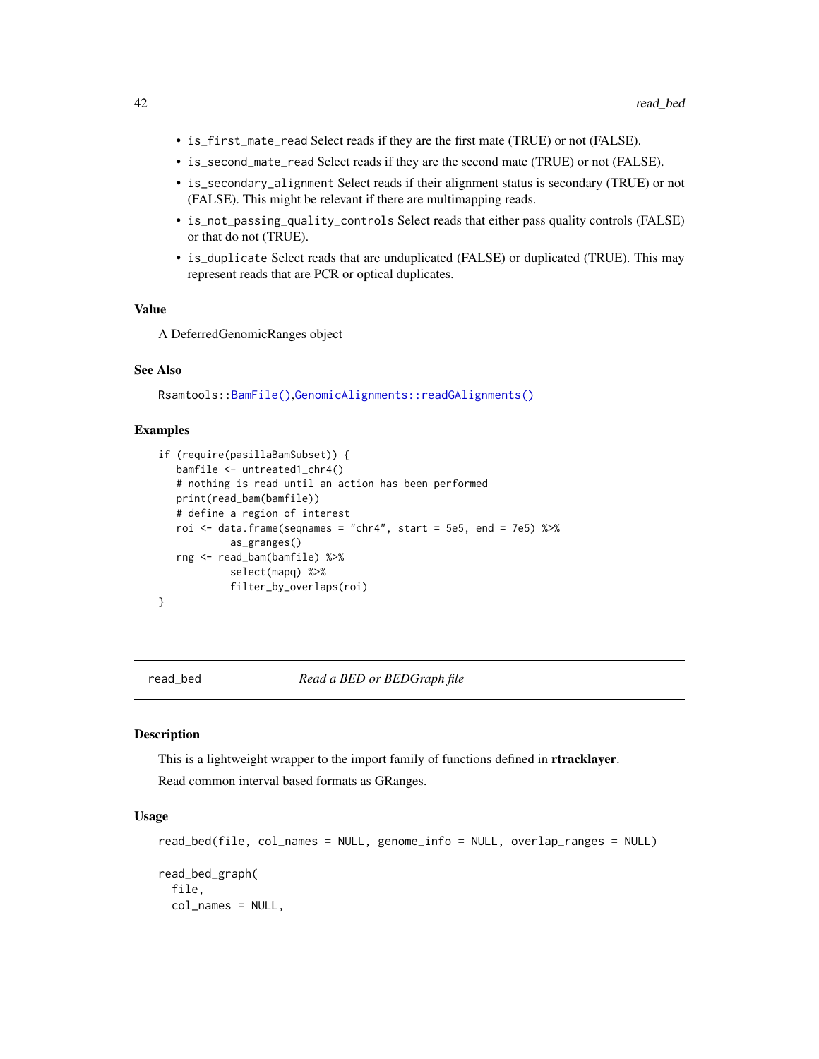- `is_first_mate_read` Select reads if they are the first mate (TRUE) or not (FALSE).
- `is_second_mate_read` Select reads if they are the second mate (TRUE) or not (FALSE).
- `is_secondary_alignment` Select reads if their alignment status is secondary (TRUE) or not (FALSE). This might be relevant if there are multimapping reads.
- `is_not_passing_quality_controls` Select reads that either pass quality controls (FALSE) or that do not (TRUE).
- `is_duplicate` Select reads that are unduplicated (FALSE) or duplicated (TRUE). This may represent reads that are PCR or optical duplicates.

### Value

A DeferredGenomicRanges object

### See Also

`Rsamtools::BamFile()`,`GenomicAlignments::readGAlignments()`

### Examples

```
if (require(pasillaBamSubset)) {
   bamfile <- untreated1_chr4()
   # nothing is read until an action has been performed
   print(read_bam(bamfile))
   # define a region of interest
   roi <- data.frame(seqnames = "chr4", start = 5e5, end = 7e5) %>%
            as_granges()
   rng <- read_bam(bamfile) %>%
            select(mapq) %>%
            filter_by_overlaps(roi)
}
```

---

## read_bed — *Read a BED or BEDGraph file*

### Description

This is a lightweight wrapper to the import family of functions defined in **rtracklayer**.

Read common interval based formats as GRanges.

### Usage

```
read_bed(file, col_names = NULL, genome_info = NULL, overlap_ranges = NULL)

read_bed_graph(
  file,
  col_names = NULL,
```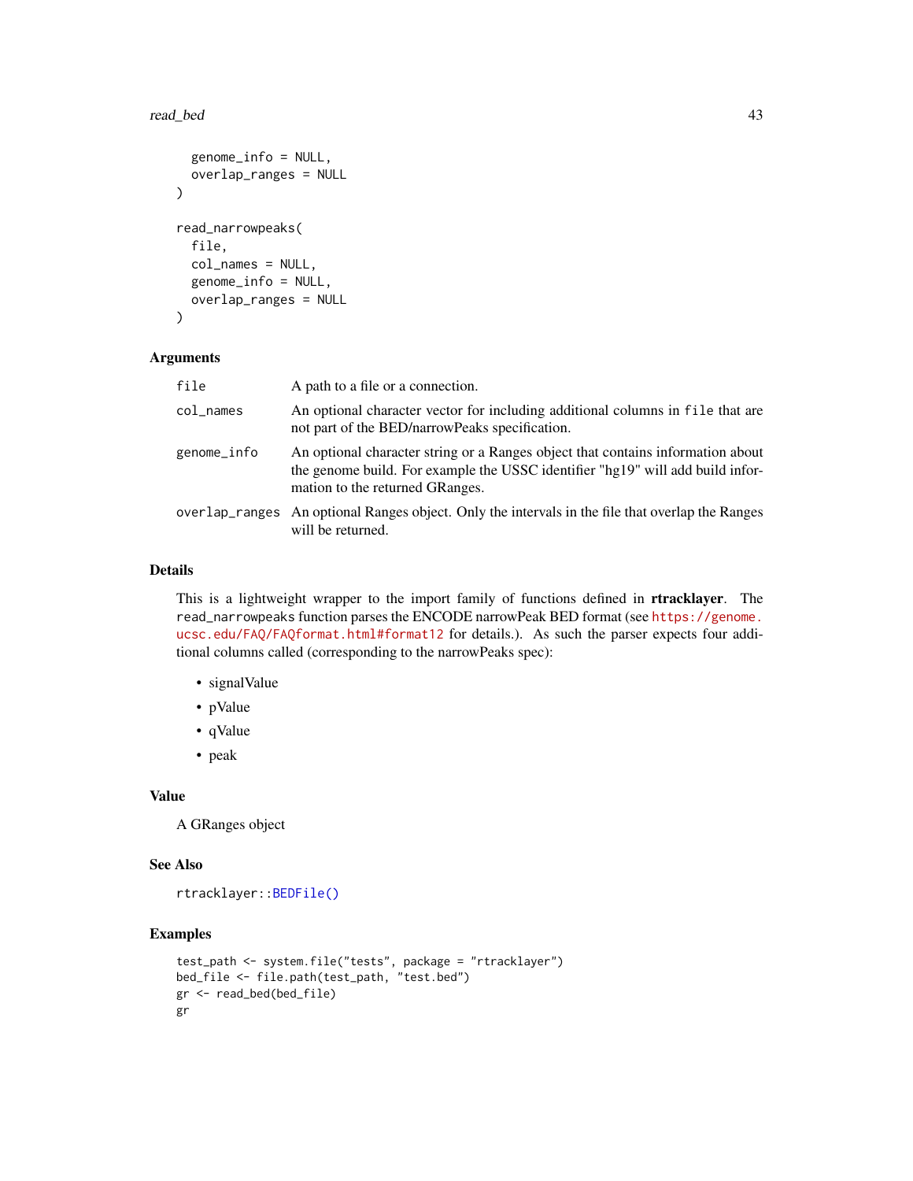```
  genome_info = NULL,
  overlap_ranges = NULL
)

read_narrowpeaks(
  file,
  col_names = NULL,
  genome_info = NULL,
  overlap_ranges = NULL
)
```

## Arguments

| | |
|---|---|
| `file` | A path to a file or a connection. |
| `col_names` | An optional character vector for including additional columns in `file` that are not part of the BED/narrowPeaks specification. |
| `genome_info` | An optional character string or a Ranges object that contains information about the genome build. For example the USSC identifier "hg19" will add build information to the returned GRanges. |
| `overlap_ranges` | An optional Ranges object. Only the intervals in the file that overlap the Ranges will be returned. |

## Details

This is a lightweight wrapper to the import family of functions defined in **rtracklayer**. The `read_narrowpeaks` function parses the ENCODE narrowPeak BED format (see https://genome.ucsc.edu/FAQ/FAQformat.html#format12 for details.). As such the parser expects four additional columns called (corresponding to the narrowPeaks spec):

- signalValue
- pValue
- qValue
- peak

## Value

A GRanges object

## See Also

`rtracklayer::BEDFile()`

## Examples

```
test_path <- system.file("tests", package = "rtracklayer")
bed_file <- file.path(test_path, "test.bed")
gr <- read_bed(bed_file)
gr
```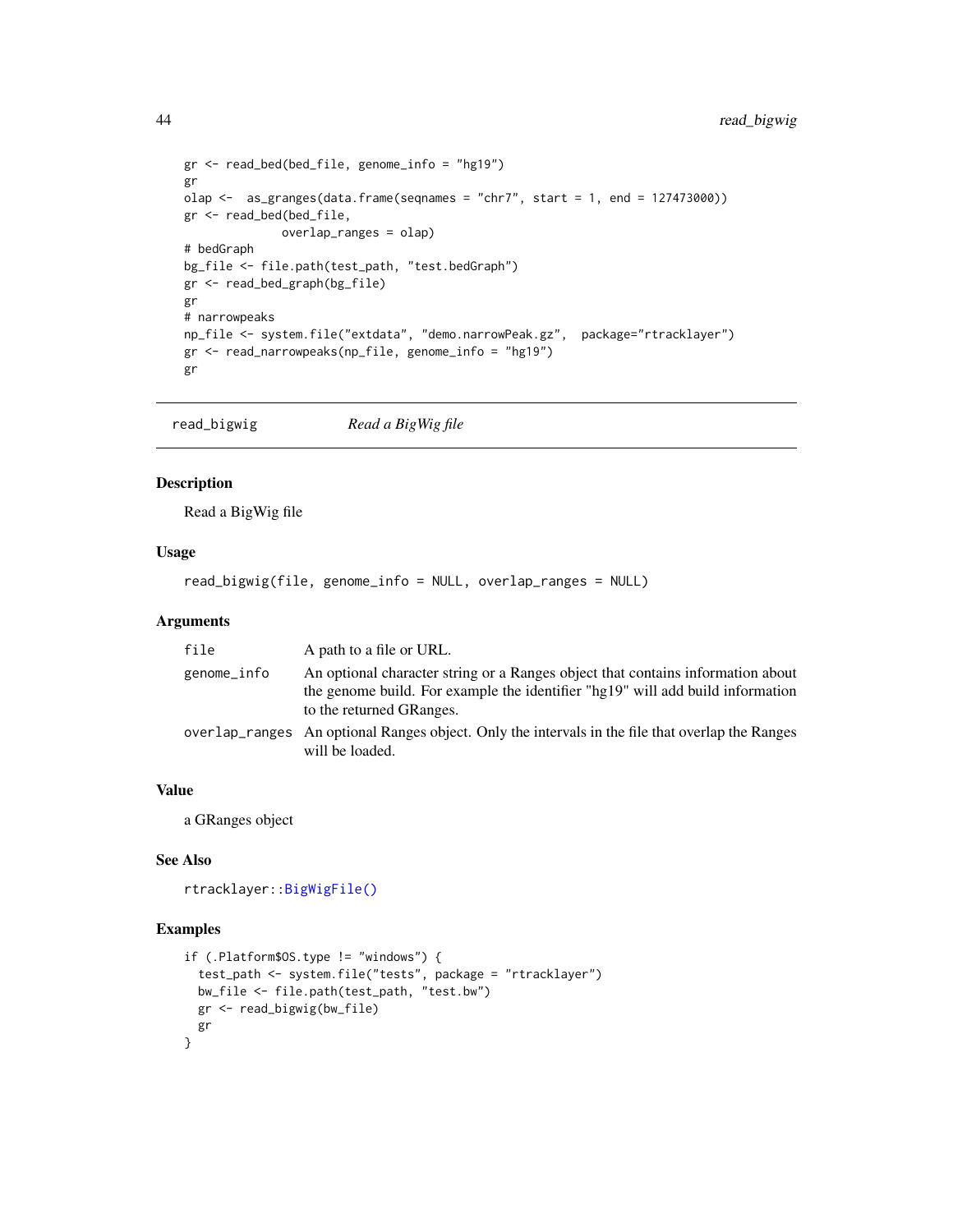```
gr <- read_bed(bed_file, genome_info = "hg19")
gr
olap <-  as_granges(data.frame(seqnames = "chr7", start = 1, end = 127473000))
gr <- read_bed(bed_file,
              overlap_ranges = olap)
# bedGraph
bg_file <- file.path(test_path, "test.bedGraph")
gr <- read_bed_graph(bg_file)
gr
# narrowpeaks
np_file <- system.file("extdata", "demo.narrowPeak.gz",  package="rtracklayer")
gr <- read_narrowpeaks(np_file, genome_info = "hg19")
gr
```

---

## read_bigwig *Read a BigWig file*

---

### Description

Read a BigWig file

### Usage

```
read_bigwig(file, genome_info = NULL, overlap_ranges = NULL)
```

### Arguments

| | |
|---|---|
| `file` | A path to a file or URL. |
| `genome_info` | An optional character string or a Ranges object that contains information about the genome build. For example the identifier "hg19" will add build information to the returned GRanges. |
| `overlap_ranges` | An optional Ranges object. Only the intervals in the file that overlap the Ranges will be loaded. |

### Value

a GRanges object

### See Also

`rtracklayer::BigWigFile()`

### Examples

```
if (.Platform$OS.type != "windows") {
  test_path <- system.file("tests", package = "rtracklayer")
  bw_file <- file.path(test_path, "test.bw")
  gr <- read_bigwig(bw_file)
  gr
}
```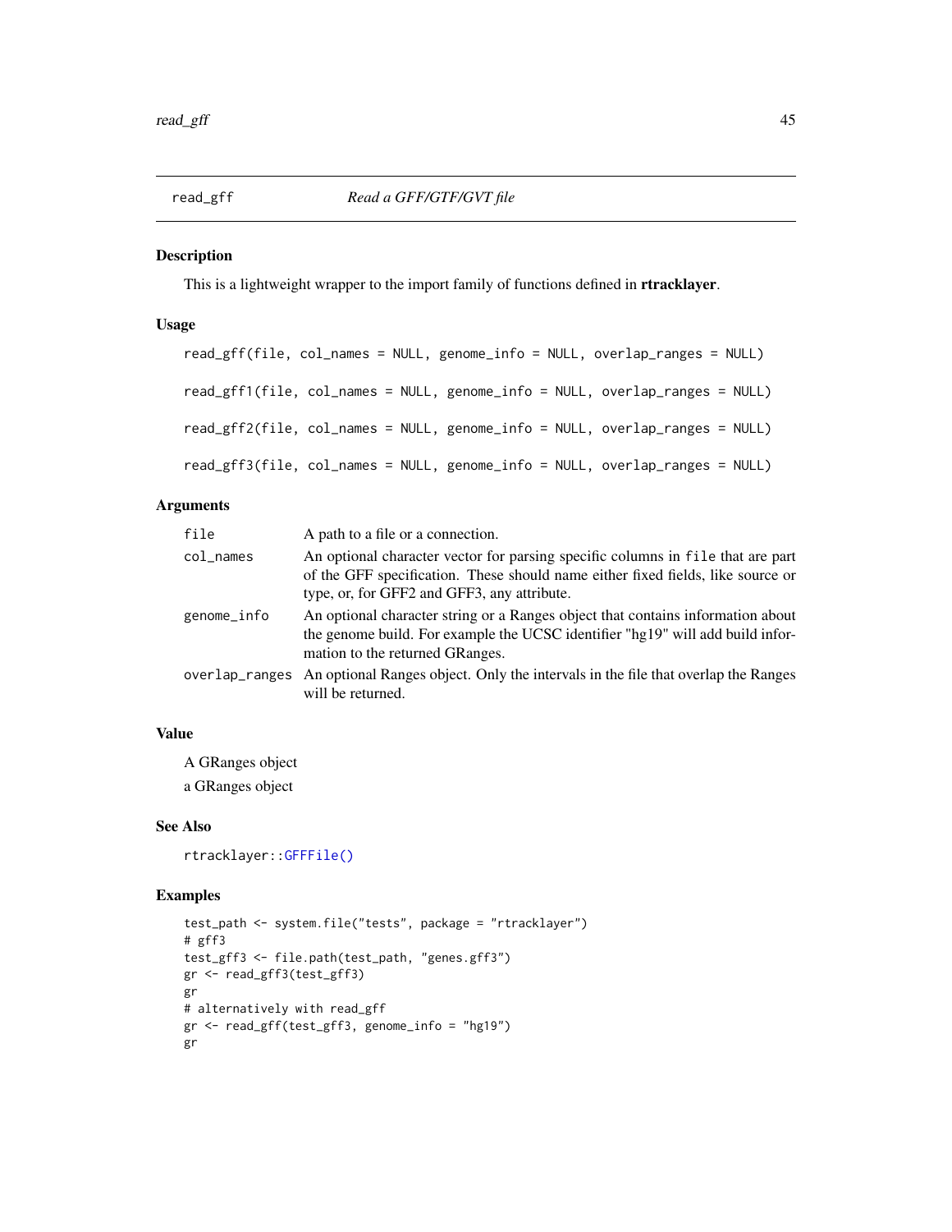## read_gff — *Read a GFF/GTF/GVT file*

### Description

This is a lightweight wrapper to the import family of functions defined in **rtracklayer**.

### Usage

```
read_gff(file, col_names = NULL, genome_info = NULL, overlap_ranges = NULL)

read_gff1(file, col_names = NULL, genome_info = NULL, overlap_ranges = NULL)

read_gff2(file, col_names = NULL, genome_info = NULL, overlap_ranges = NULL)

read_gff3(file, col_names = NULL, genome_info = NULL, overlap_ranges = NULL)
```

### Arguments

| Argument | Description |
| --- | --- |
| `file` | A path to a file or a connection. |
| `col_names` | An optional character vector for parsing specific columns in `file` that are part of the GFF specification. These should name either fixed fields, like source or type, or, for GFF2 and GFF3, any attribute. |
| `genome_info` | An optional character string or a Ranges object that contains information about the genome build. For example the UCSC identifier "hg19" will add build information to the returned GRanges. |
| `overlap_ranges` | An optional Ranges object. Only the intervals in the file that overlap the Ranges will be returned. |

### Value

A GRanges object

a GRanges object

### See Also

`rtracklayer::GFFFile()`

### Examples

```
test_path <- system.file("tests", package = "rtracklayer")
# gff3
test_gff3 <- file.path(test_path, "genes.gff3")
gr <- read_gff3(test_gff3)
gr
# alternatively with read_gff
gr <- read_gff(test_gff3, genome_info = "hg19")
gr
```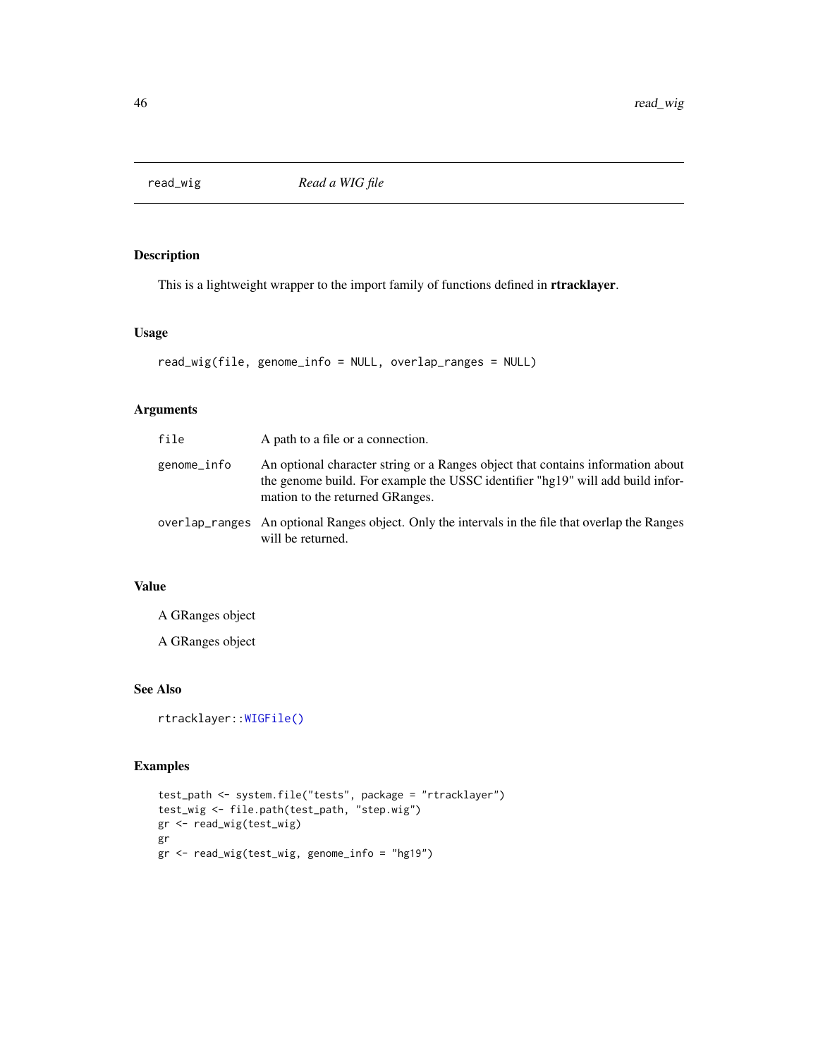# read_wig — *Read a WIG file*

## Description

This is a lightweight wrapper to the import family of functions defined in **rtracklayer**.

## Usage

```
read_wig(file, genome_info = NULL, overlap_ranges = NULL)
```

## Arguments

| | |
|---|---|
| `file` | A path to a file or a connection. |
| `genome_info` | An optional character string or a Ranges object that contains information about the genome build. For example the USSC identifier "hg19" will add build information to the returned GRanges. |
| `overlap_ranges` | An optional Ranges object. Only the intervals in the file that overlap the Ranges will be returned. |

## Value

A GRanges object

A GRanges object

## See Also

`rtracklayer::WIGFile()`

## Examples

```
test_path <- system.file("tests", package = "rtracklayer")
test_wig <- file.path(test_path, "step.wig")
gr <- read_wig(test_wig)
gr
gr <- read_wig(test_wig, genome_info = "hg19")
```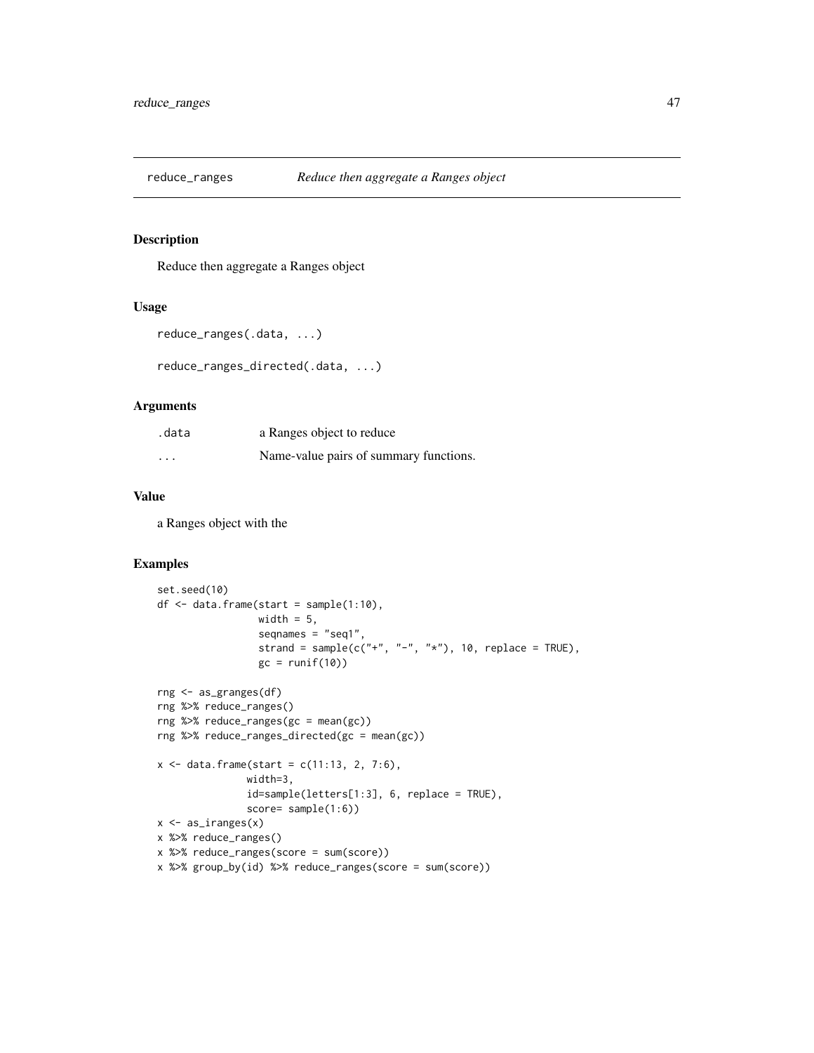# reduce_ranges *Reduce then aggregate a Ranges object*

## Description

Reduce then aggregate a Ranges object

## Usage

```
reduce_ranges(.data, ...)

reduce_ranges_directed(.data, ...)
```

## Arguments

| | |
|---|---|
| .data | a Ranges object to reduce |
| ... | Name-value pairs of summary functions. |

## Value

a Ranges object with the

## Examples

```
set.seed(10)
df <- data.frame(start = sample(1:10),
                 width = 5,
                 seqnames = "seq1",
                 strand = sample(c("+", "-", "*"), 10, replace = TRUE),
                 gc = runif(10))

rng <- as_granges(df)
rng %>% reduce_ranges()
rng %>% reduce_ranges(gc = mean(gc))
rng %>% reduce_ranges_directed(gc = mean(gc))

x <- data.frame(start = c(11:13, 2, 7:6),
               width=3,
               id=sample(letters[1:3], 6, replace = TRUE),
               score= sample(1:6))
x <- as_iranges(x)
x %>% reduce_ranges()
x %>% reduce_ranges(score = sum(score))
x %>% group_by(id) %>% reduce_ranges(score = sum(score))
```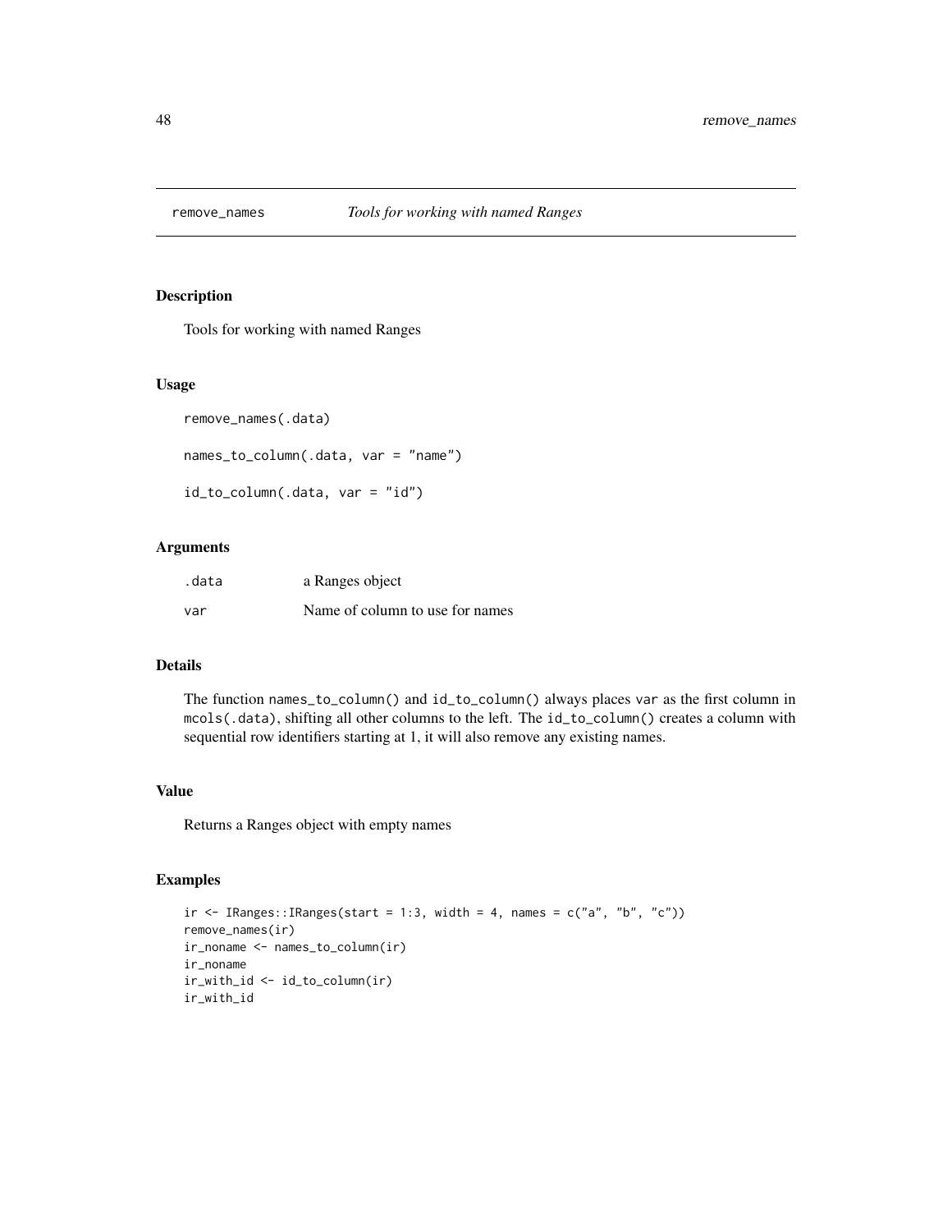# remove_names    *Tools for working with named Ranges*

## Description

Tools for working with named Ranges

## Usage

```
remove_names(.data)

names_to_column(.data, var = "name")

id_to_column(.data, var = "id")
```

## Arguments

| | |
|---|---|
| .data | a Ranges object |
| var | Name of column to use for names |

## Details

The function `names_to_column()` and `id_to_column()` always places `var` as the first column in `mcols(.data)`, shifting all other columns to the left. The `id_to_column()` creates a column with sequential row identifiers starting at 1, it will also remove any existing names.

## Value

Returns a Ranges object with empty names

## Examples

```
ir <- IRanges::IRanges(start = 1:3, width = 4, names = c("a", "b", "c"))
remove_names(ir)
ir_noname <- names_to_column(ir)
ir_noname
ir_with_id <- id_to_column(ir)
ir_with_id
```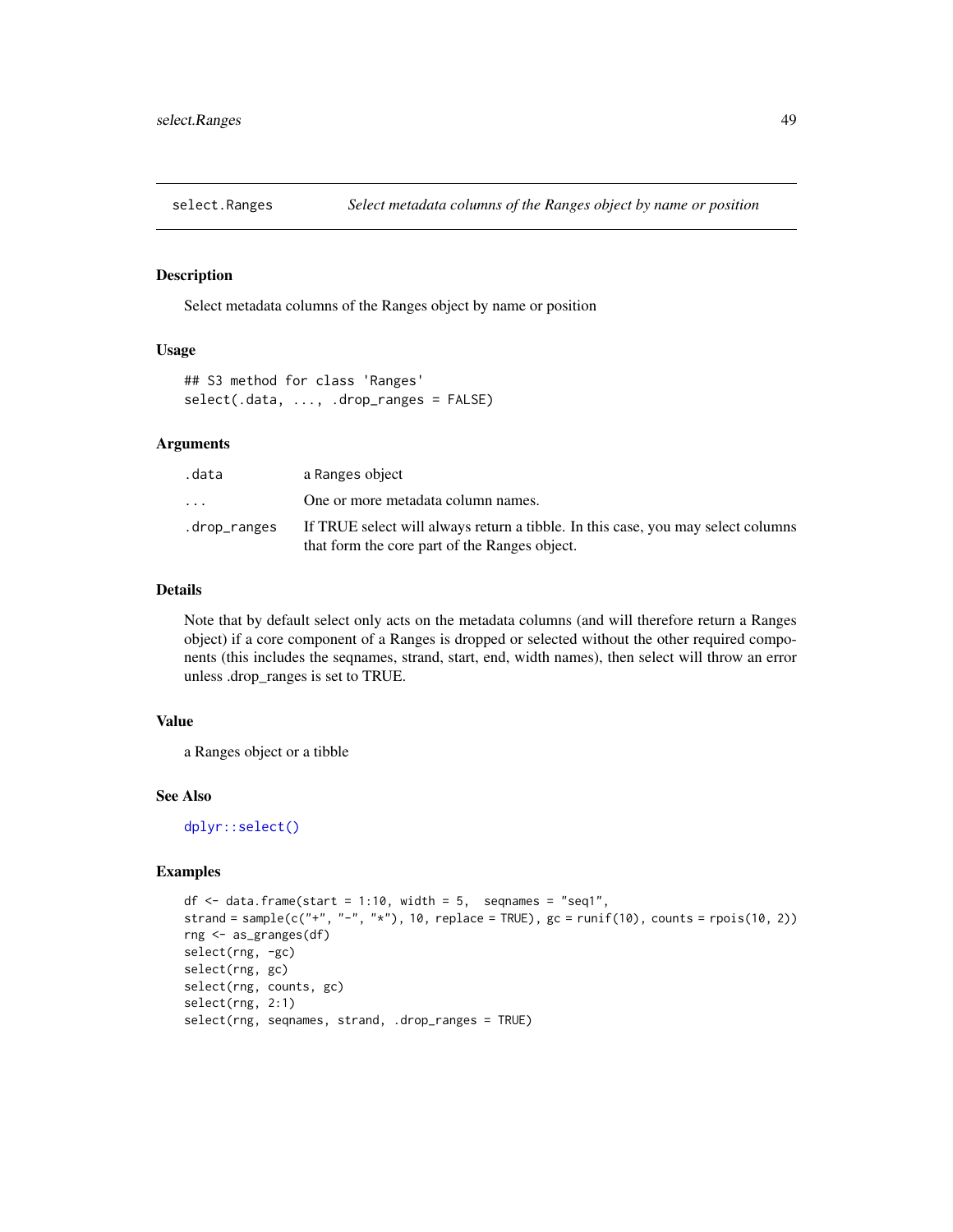# select.Ranges — *Select metadata columns of the Ranges object by name or position*

## Description

Select metadata columns of the Ranges object by name or position

## Usage

```
## S3 method for class 'Ranges'
select(.data, ..., .drop_ranges = FALSE)
```

## Arguments

| | |
|---|---|
| `.data` | a Ranges object |
| `...` | One or more metadata column names. |
| `.drop_ranges` | If TRUE select will always return a tibble. In this case, you may select columns that form the core part of the Ranges object. |

## Details

Note that by default select only acts on the metadata columns (and will therefore return a Ranges object) if a core component of a Ranges is dropped or selected without the other required components (this includes the seqnames, strand, start, end, width names), then select will throw an error unless .drop_ranges is set to TRUE.

## Value

a Ranges object or a tibble

## See Also

`dplyr::select()`

## Examples

```
df <- data.frame(start = 1:10, width = 5,  seqnames = "seq1",
strand = sample(c("+", "-", "*"), 10, replace = TRUE), gc = runif(10), counts = rpois(10, 2))
rng <- as_granges(df)
select(rng, -gc)
select(rng, gc)
select(rng, counts, gc)
select(rng, 2:1)
select(rng, seqnames, strand, .drop_ranges = TRUE)
```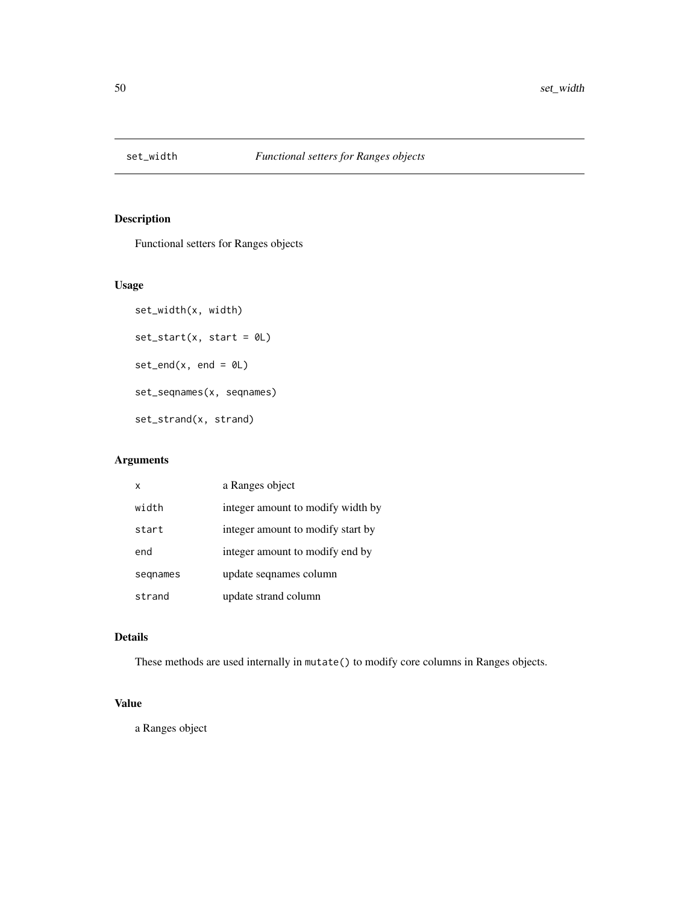# set_width — *Functional setters for Ranges objects*

## Description

Functional setters for Ranges objects

## Usage

```
set_width(x, width)

set_start(x, start = 0L)

set_end(x, end = 0L)

set_seqnames(x, seqnames)

set_strand(x, strand)
```

## Arguments

| | |
|---|---|
| x | a Ranges object |
| width | integer amount to modify width by |
| start | integer amount to modify start by |
| end | integer amount to modify end by |
| seqnames | update seqnames column |
| strand | update strand column |

## Details

These methods are used internally in `mutate()` to modify core columns in Ranges objects.

## Value

a Ranges object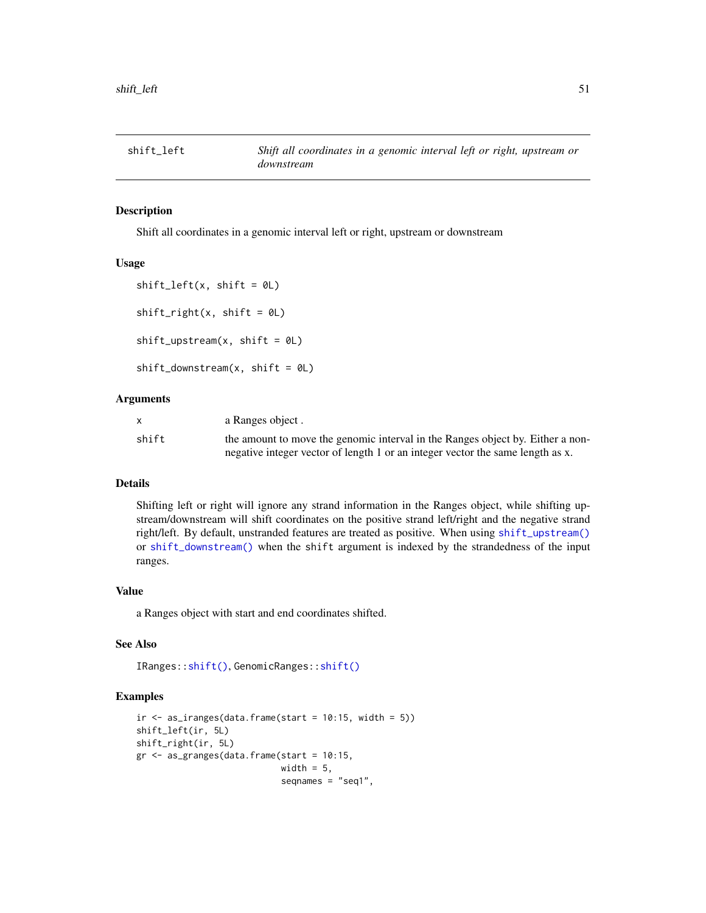# shift_left — *Shift all coordinates in a genomic interval left or right, upstream or downstream*

## Description

Shift all coordinates in a genomic interval left or right, upstream or downstream

## Usage

```
shift_left(x, shift = 0L)

shift_right(x, shift = 0L)

shift_upstream(x, shift = 0L)

shift_downstream(x, shift = 0L)
```

## Arguments

| | |
|---|---|
| x | a Ranges object . |
| shift | the amount to move the genomic interval in the Ranges object by. Either a non-negative integer vector of length 1 or an integer vector the same length as x. |

## Details

Shifting left or right will ignore any strand information in the Ranges object, while shifting upstream/downstream will shift coordinates on the positive strand left/right and the negative strand right/left. By default, unstranded features are treated as positive. When using `shift_upstream()` or `shift_downstream()` when the `shift` argument is indexed by the strandedness of the input ranges.

## Value

a Ranges object with start and end coordinates shifted.

## See Also

`IRanges::shift()`, `GenomicRanges::shift()`

## Examples

```
ir <- as_iranges(data.frame(start = 10:15, width = 5))
shift_left(ir, 5L)
shift_right(ir, 5L)
gr <- as_granges(data.frame(start = 10:15,
                            width = 5,
                            seqnames = "seq1",
```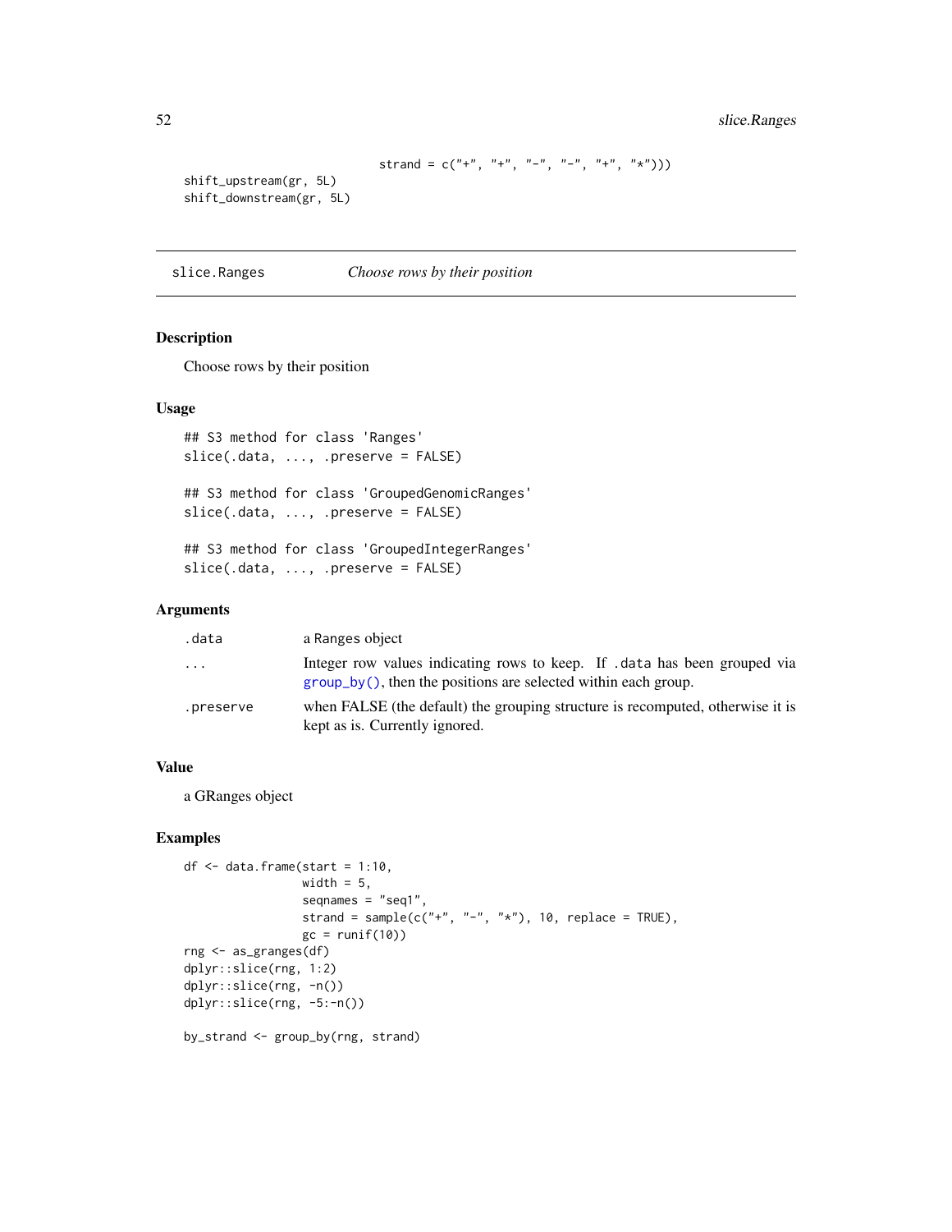```
                            strand = c("+", "+", "-", "-", "+", "*")))
shift_upstream(gr, 5L)
shift_downstream(gr, 5L)
```

---

`slice.Ranges` *Choose rows by their position*

---

### Description

Choose rows by their position

### Usage

```
## S3 method for class 'Ranges'
slice(.data, ..., .preserve = FALSE)

## S3 method for class 'GroupedGenomicRanges'
slice(.data, ..., .preserve = FALSE)

## S3 method for class 'GroupedIntegerRanges'
slice(.data, ..., .preserve = FALSE)
```

### Arguments

| | |
|---|---|
| `.data` | a Ranges object |
| `...` | Integer row values indicating rows to keep. If `.data` has been grouped via `group_by()`, then the positions are selected within each group. |
| `.preserve` | when FALSE (the default) the grouping structure is recomputed, otherwise it is kept as is. Currently ignored. |

### Value

a GRanges object

### Examples

```
df <- data.frame(start = 1:10,
                 width = 5,
                 seqnames = "seq1",
                 strand = sample(c("+", "-", "*"), 10, replace = TRUE),
                 gc = runif(10))
rng <- as_granges(df)
dplyr::slice(rng, 1:2)
dplyr::slice(rng, -n())
dplyr::slice(rng, -5:-n())

by_strand <- group_by(rng, strand)
```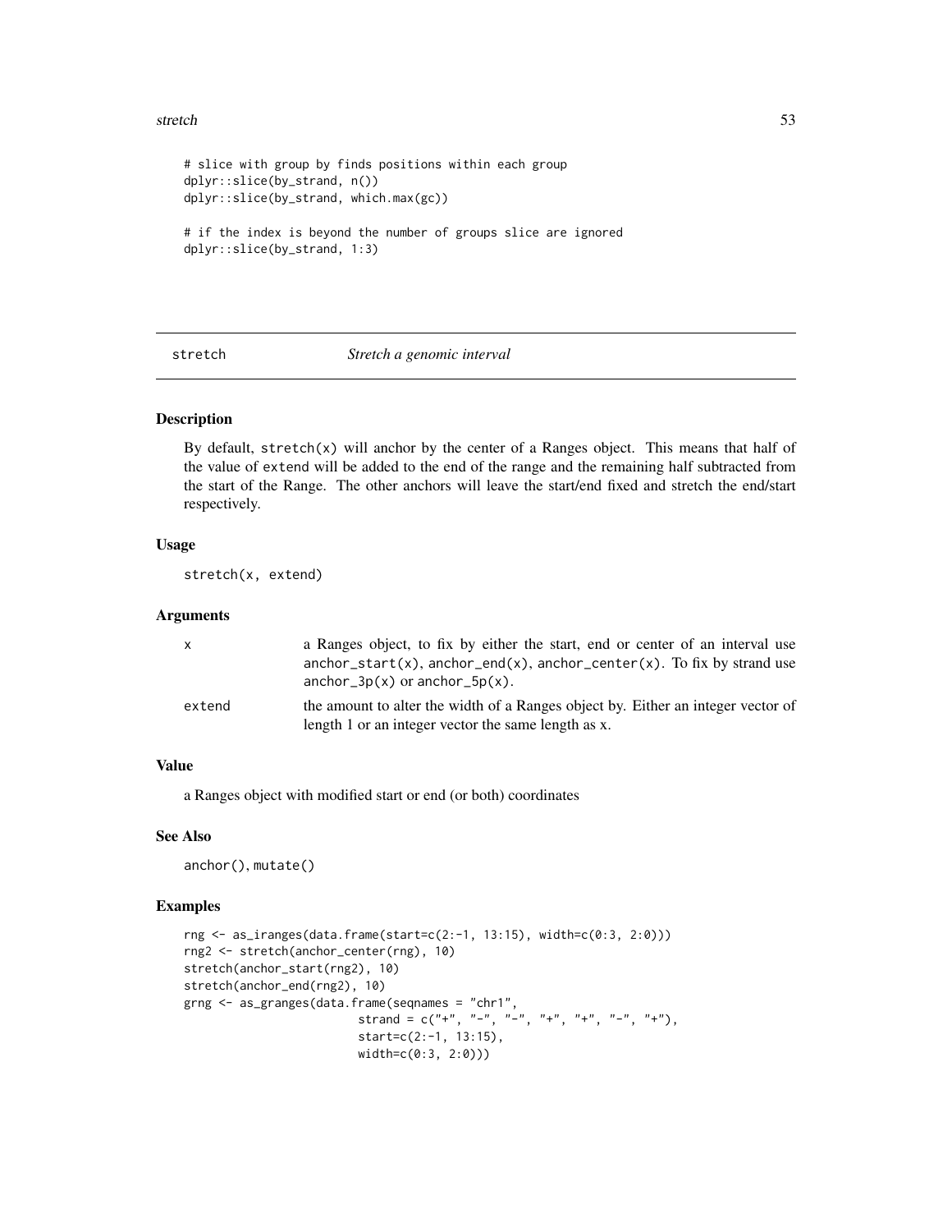```
# slice with group by finds positions within each group
dplyr::slice(by_strand, n())
dplyr::slice(by_strand, which.max(gc))

# if the index is beyond the number of groups slice are ignored
dplyr::slice(by_strand, 1:3)
```

## stretch — *Stretch a genomic interval*

### Description

By default, stretch(x) will anchor by the center of a Ranges object. This means that half of the value of extend will be added to the end of the range and the remaining half subtracted from the start of the Range. The other anchors will leave the start/end fixed and stretch the end/start respectively.

### Usage

```
stretch(x, extend)
```

### Arguments

| | |
|---|---|
| x | a Ranges object, to fix by either the start, end or center of an interval use anchor_start(x), anchor_end(x), anchor_center(x). To fix by strand use anchor_3p(x) or anchor_5p(x). |
| extend | the amount to alter the width of a Ranges object by. Either an integer vector of length 1 or an integer vector the same length as x. |

### Value

a Ranges object with modified start or end (or both) coordinates

### See Also

anchor(), mutate()

### Examples

```
rng <- as_iranges(data.frame(start=c(2:-1, 13:15), width=c(0:3, 2:0)))
rng2 <- stretch(anchor_center(rng), 10)
stretch(anchor_start(rng2), 10)
stretch(anchor_end(rng2), 10)
grng <- as_granges(data.frame(seqnames = "chr1",
                         strand = c("+", "-", "-", "+", "+", "-", "+"),
                         start=c(2:-1, 13:15),
                         width=c(0:3, 2:0)))
```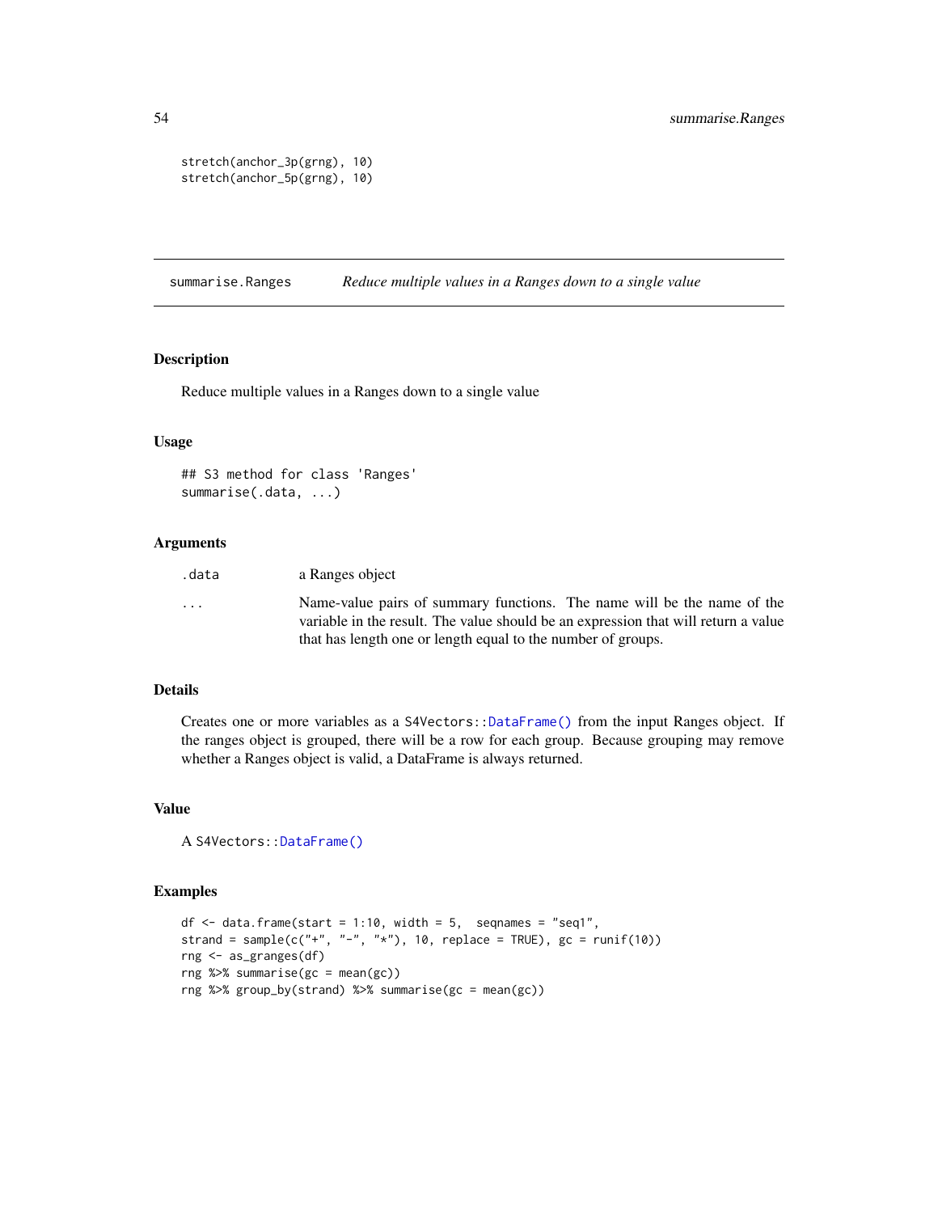```
stretch(anchor_3p(grng), 10)
stretch(anchor_5p(grng), 10)
```

## summarise.Ranges — *Reduce multiple values in a Ranges down to a single value*

### Description

Reduce multiple values in a Ranges down to a single value

### Usage

```
## S3 method for class 'Ranges'
summarise(.data, ...)
```

### Arguments

| | |
|---|---|
| `.data` | a Ranges object |
| `...` | Name-value pairs of summary functions. The name will be the name of the variable in the result. The value should be an expression that will return a value that has length one or length equal to the number of groups. |

### Details

Creates one or more variables as a `S4Vectors::DataFrame()` from the input Ranges object. If the ranges object is grouped, there will be a row for each group. Because grouping may remove whether a Ranges object is valid, a DataFrame is always returned.

### Value

A `S4Vectors::DataFrame()`

### Examples

```
df <- data.frame(start = 1:10, width = 5,  seqnames = "seq1",
strand = sample(c("+", "-", "*"), 10, replace = TRUE), gc = runif(10))
rng <- as_granges(df)
rng %>% summarise(gc = mean(gc))
rng %>% group_by(strand) %>% summarise(gc = mean(gc))
```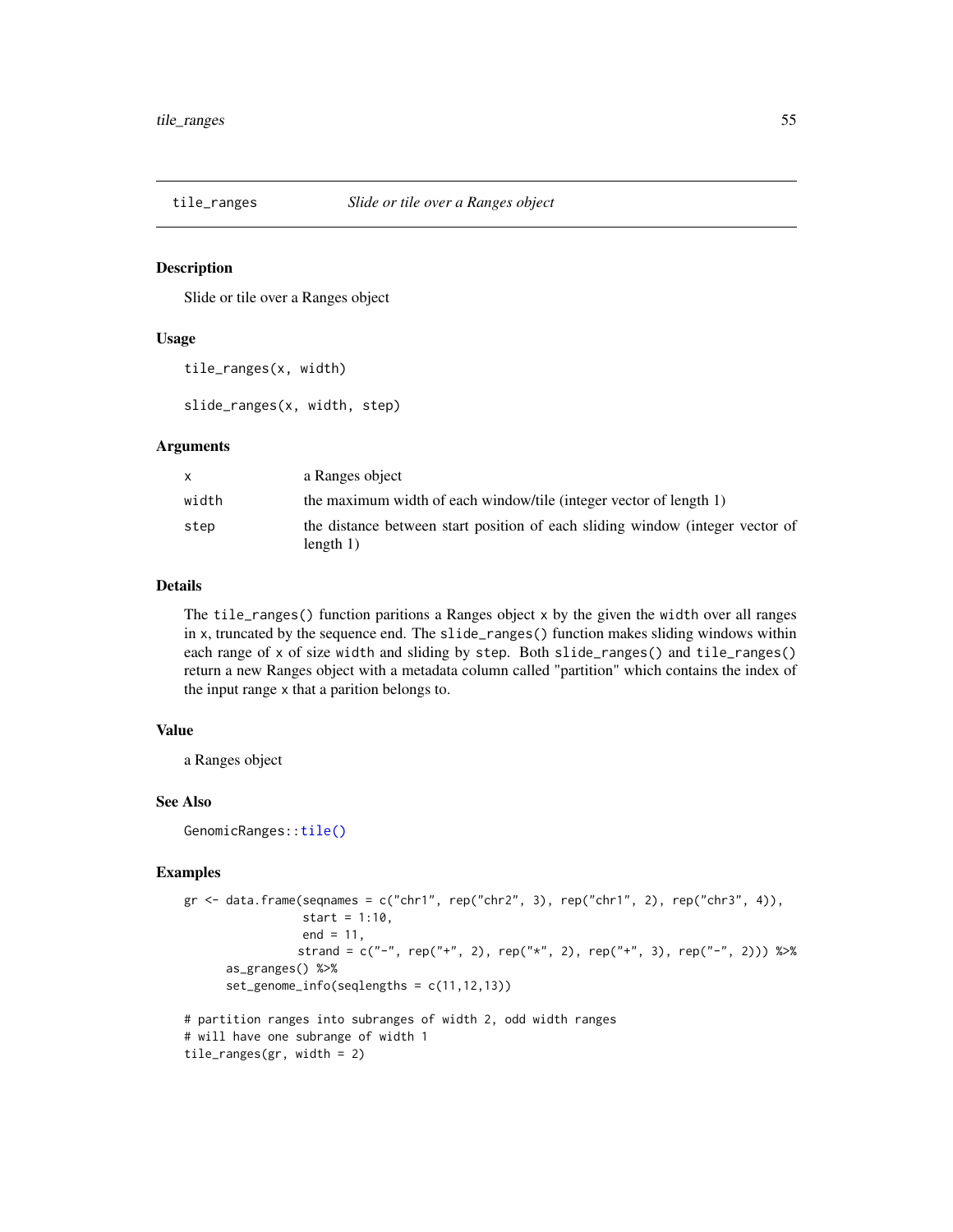## tile_ranges *Slide or tile over a Ranges object*

### Description

Slide or tile over a Ranges object

### Usage

```
tile_ranges(x, width)

slide_ranges(x, width, step)
```

### Arguments

| | |
|---|---|
| x | a Ranges object |
| width | the maximum width of each window/tile (integer vector of length 1) |
| step | the distance between start position of each sliding window (integer vector of length 1) |

### Details

The `tile_ranges()` function paritions a Ranges object `x` by the given the `width` over all ranges in `x`, truncated by the sequence end. The `slide_ranges()` function makes sliding windows within each range of `x` of size `width` and sliding by `step`. Both `slide_ranges()` and `tile_ranges()` return a new Ranges object with a metadata column called "partition" which contains the index of the input range `x` that a parition belongs to.

### Value

a Ranges object

### See Also

`GenomicRanges::tile()`

### Examples

```
gr <- data.frame(seqnames = c("chr1", rep("chr2", 3), rep("chr1", 2), rep("chr3", 4)),
                 start = 1:10,
                 end = 11,
                strand = c("-", rep("+", 2), rep("*", 2), rep("+", 3), rep("-", 2))) %>%
      as_granges() %>%
      set_genome_info(seqlengths = c(11,12,13))

# partition ranges into subranges of width 2, odd width ranges
# will have one subrange of width 1
tile_ranges(gr, width = 2)
```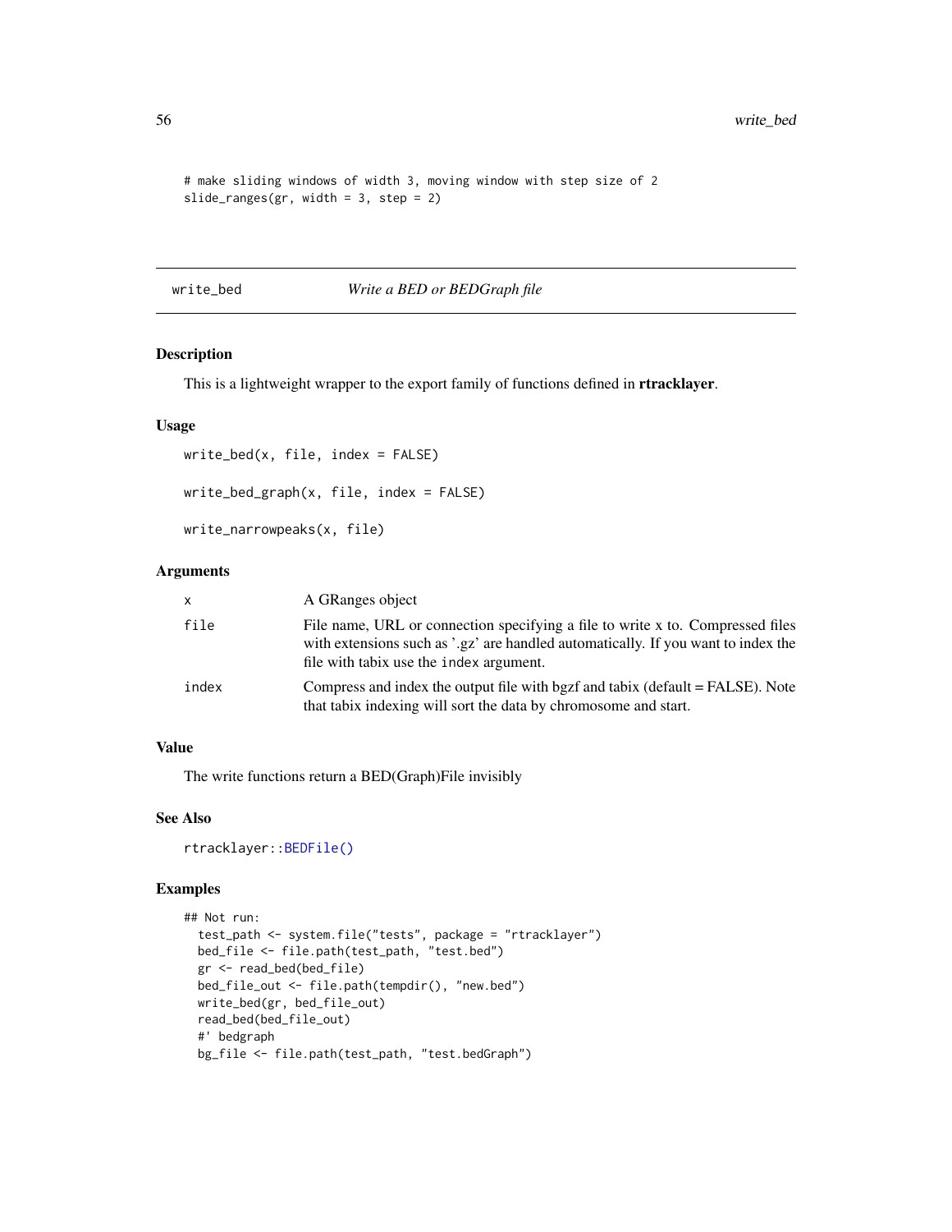```
# make sliding windows of width 3, moving window with step size of 2
slide_ranges(gr, width = 3, step = 2)
```

## write_bed — *Write a BED or BEDGraph file*

### Description

This is a lightweight wrapper to the export family of functions defined in **rtracklayer**.

### Usage

```
write_bed(x, file, index = FALSE)

write_bed_graph(x, file, index = FALSE)

write_narrowpeaks(x, file)
```

### Arguments

| | |
|---|---|
| `x` | A GRanges object |
| `file` | File name, URL or connection specifying a file to write x to. Compressed files with extensions such as '.gz' are handled automatically. If you want to index the file with tabix use the `index` argument. |
| `index` | Compress and index the output file with bgzf and tabix (default = FALSE). Note that tabix indexing will sort the data by chromosome and start. |

### Value

The write functions return a BED(Graph)File invisibly

### See Also

`rtracklayer::BEDFile()`

### Examples

```
## Not run:
  test_path <- system.file("tests", package = "rtracklayer")
  bed_file <- file.path(test_path, "test.bed")
  gr <- read_bed(bed_file)
  bed_file_out <- file.path(tempdir(), "new.bed")
  write_bed(gr, bed_file_out)
  read_bed(bed_file_out)
  #' bedgraph
  bg_file <- file.path(test_path, "test.bedGraph")
```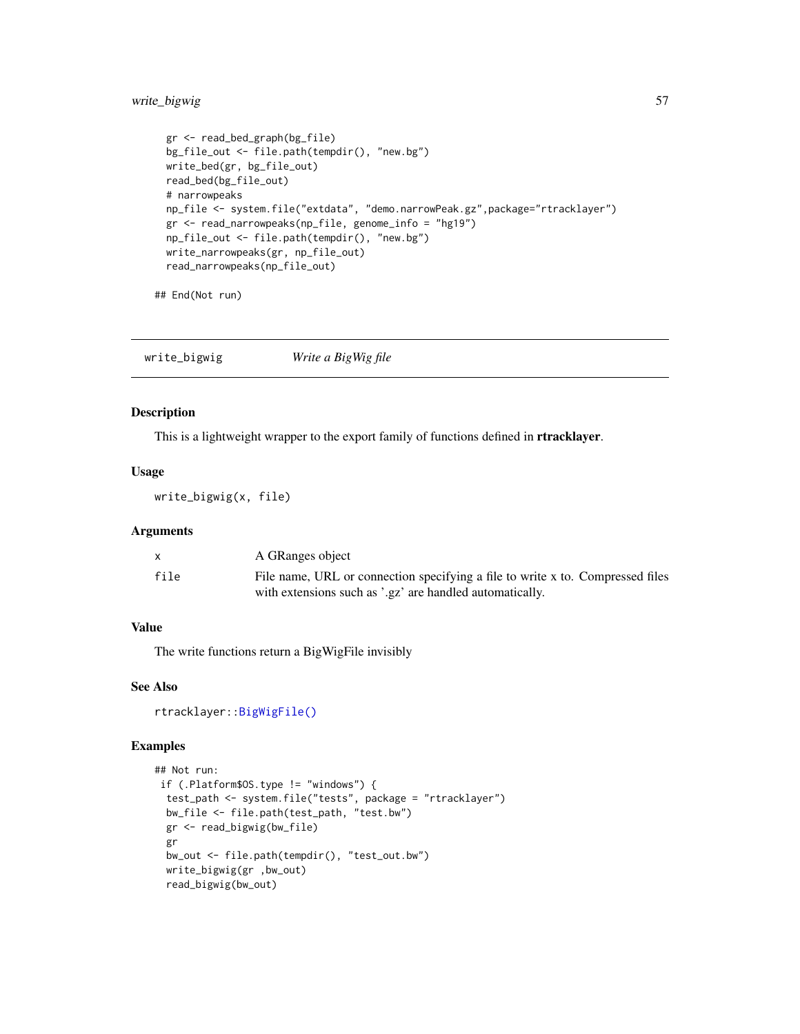```
  gr <- read_bed_graph(bg_file)
  bg_file_out <- file.path(tempdir(), "new.bg")
  write_bed(gr, bg_file_out)
  read_bed(bg_file_out)
  # narrowpeaks
  np_file <- system.file("extdata", "demo.narrowPeak.gz",package="rtracklayer")
  gr <- read_narrowpeaks(np_file, genome_info = "hg19")
  np_file_out <- file.path(tempdir(), "new.bg")
  write_narrowpeaks(gr, np_file_out)
  read_narrowpeaks(np_file_out)

## End(Not run)
```

## write_bigwig *Write a BigWig file*

### Description

This is a lightweight wrapper to the export family of functions defined in **rtracklayer**.

### Usage

```
write_bigwig(x, file)
```

### Arguments

| | |
|---|---|
| x | A GRanges object |
| file | File name, URL or connection specifying a file to write x to. Compressed files with extensions such as '.gz' are handled automatically. |

### Value

The write functions return a BigWigFile invisibly

### See Also

rtracklayer::BigWigFile()

### Examples

```
## Not run:
 if (.Platform$OS.type != "windows") {
  test_path <- system.file("tests", package = "rtracklayer")
  bw_file <- file.path(test_path, "test.bw")
  gr <- read_bigwig(bw_file)
  gr
  bw_out <- file.path(tempdir(), "test_out.bw")
  write_bigwig(gr ,bw_out)
  read_bigwig(bw_out)
```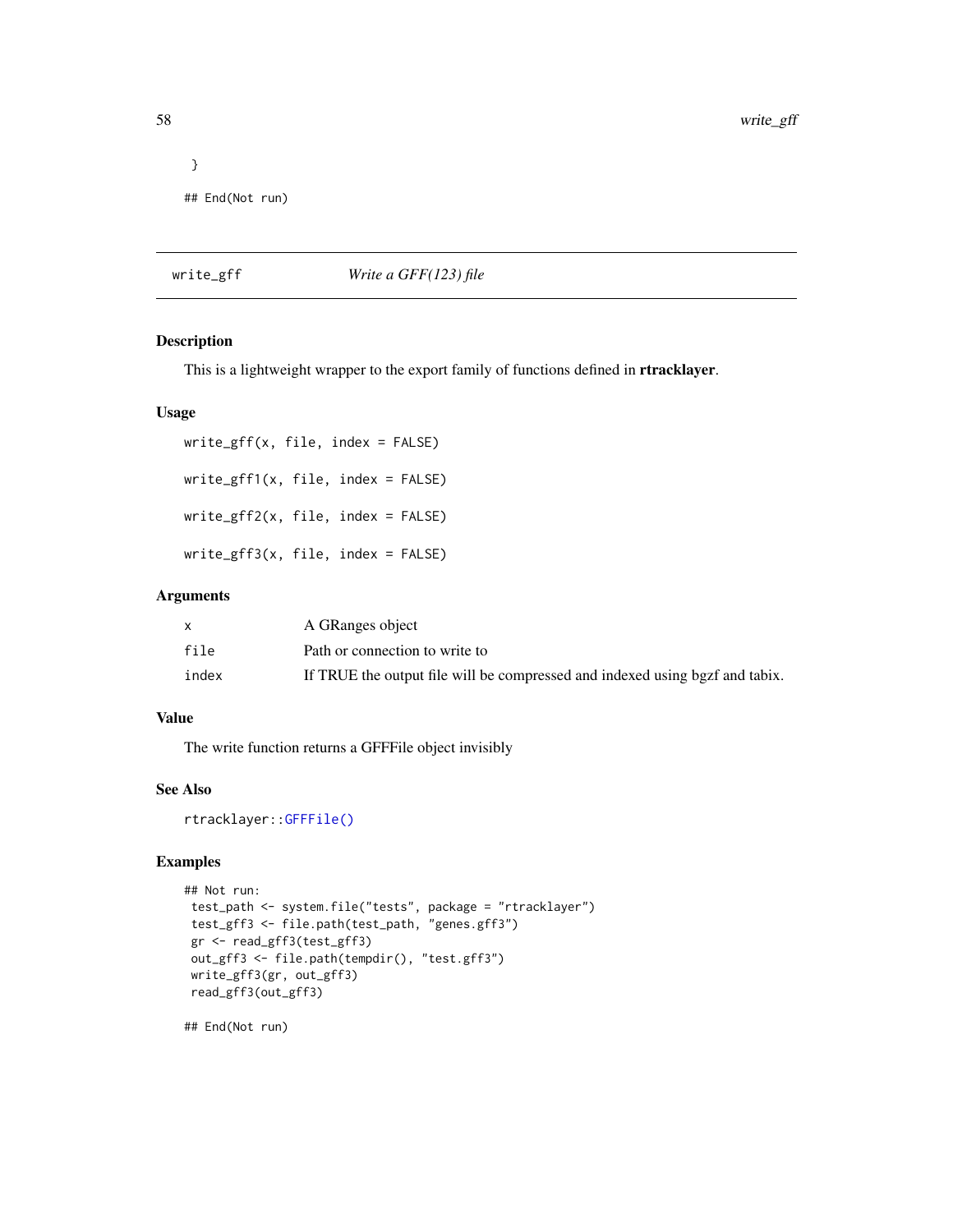```
 }

## End(Not run)
```

## write_gff — *Write a GFF(123) file*

### Description

This is a lightweight wrapper to the export family of functions defined in **rtracklayer**.

### Usage

```
write_gff(x, file, index = FALSE)

write_gff1(x, file, index = FALSE)

write_gff2(x, file, index = FALSE)

write_gff3(x, file, index = FALSE)
```

### Arguments

| | |
|---|---|
| `x` | A GRanges object |
| `file` | Path or connection to write to |
| `index` | If TRUE the output file will be compressed and indexed using bgzf and tabix. |

### Value

The write function returns a GFFFile object invisibly

### See Also

`rtracklayer::GFFFile()`

### Examples

```
## Not run:
 test_path <- system.file("tests", package = "rtracklayer")
 test_gff3 <- file.path(test_path, "genes.gff3")
 gr <- read_gff3(test_gff3)
 out_gff3 <- file.path(tempdir(), "test.gff3")
 write_gff3(gr, out_gff3)
 read_gff3(out_gff3)

## End(Not run)
```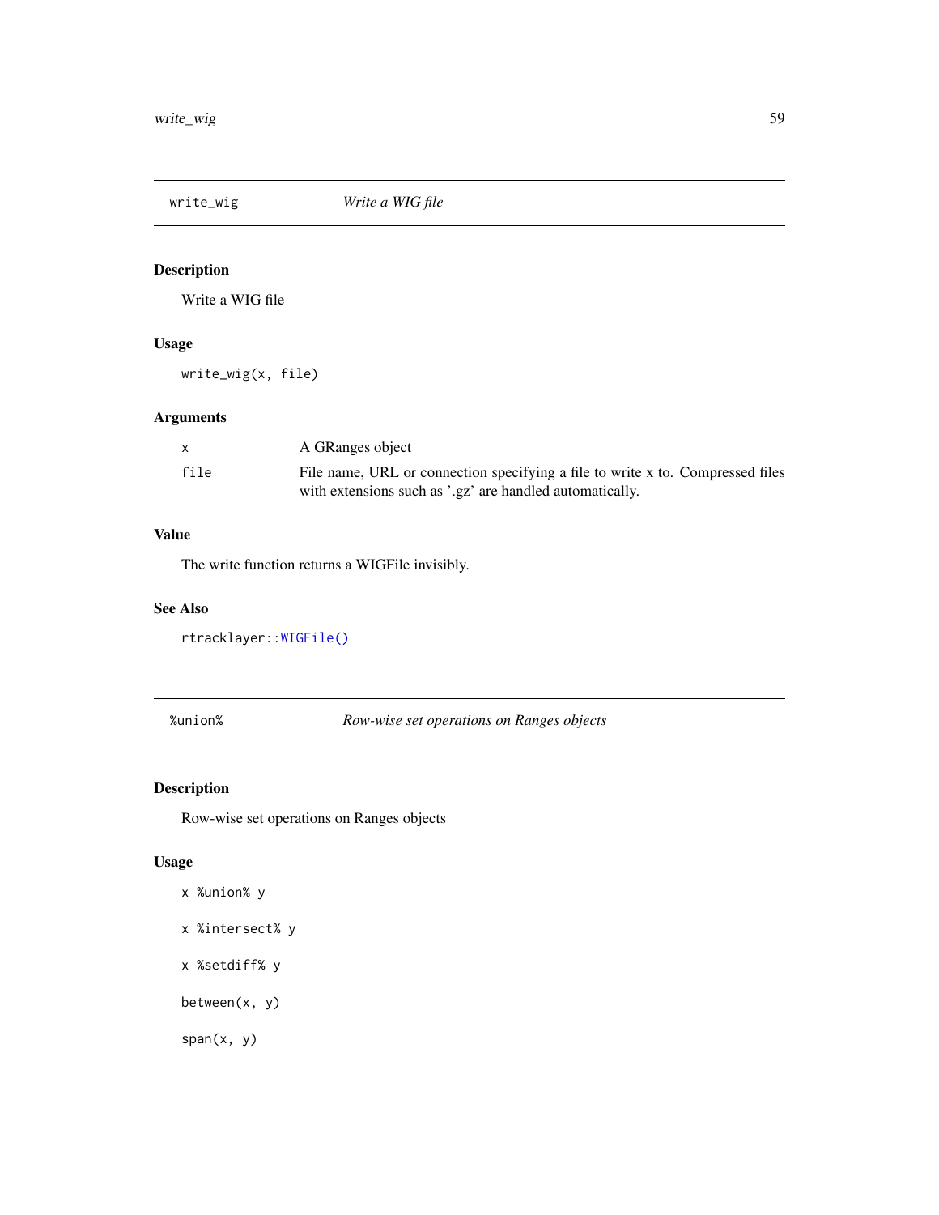## write_wig — *Write a WIG file*

### Description

Write a WIG file

### Usage

```
write_wig(x, file)
```

### Arguments

| | |
|---|---|
| x | A GRanges object |
| file | File name, URL or connection specifying a file to write x to. Compressed files with extensions such as '.gz' are handled automatically. |

### Value

The write function returns a WIGFile invisibly.

### See Also

rtracklayer::WIGFile()

## %union% — *Row-wise set operations on Ranges objects*

### Description

Row-wise set operations on Ranges objects

### Usage

```
x %union% y

x %intersect% y

x %setdiff% y

between(x, y)

span(x, y)
```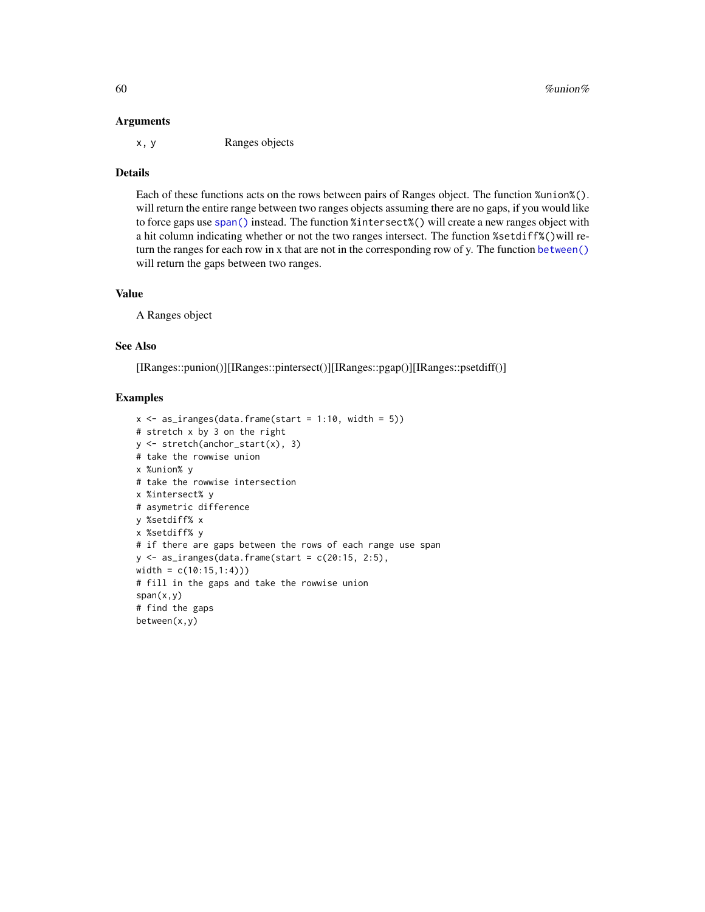## Arguments

x, y    Ranges objects

## Details

Each of these functions acts on the rows between pairs of Ranges object. The function `%union%()`. will return the entire range between two ranges objects assuming there are no gaps, if you would like to force gaps use `span()` instead. The function `%intersect%()` will create a new ranges object with a hit column indicating whether or not the two ranges intersect. The function `%setdiff%()`will return the ranges for each row in x that are not in the corresponding row of y. The function `between()` will return the gaps between two ranges.

## Value

A Ranges object

## See Also

[IRanges::punion()][IRanges::pintersect()][IRanges::pgap()][IRanges::psetdiff()]

## Examples

```
x <- as_iranges(data.frame(start = 1:10, width = 5))
# stretch x by 3 on the right
y <- stretch(anchor_start(x), 3)
# take the rowwise union
x %union% y
# take the rowwise intersection
x %intersect% y
# asymetric difference
y %setdiff% x
x %setdiff% y
# if there are gaps between the rows of each range use span
y <- as_iranges(data.frame(start = c(20:15, 2:5),
width = c(10:15,1:4)))
# fill in the gaps and take the rowwise union
span(x,y)
# find the gaps
between(x,y)
```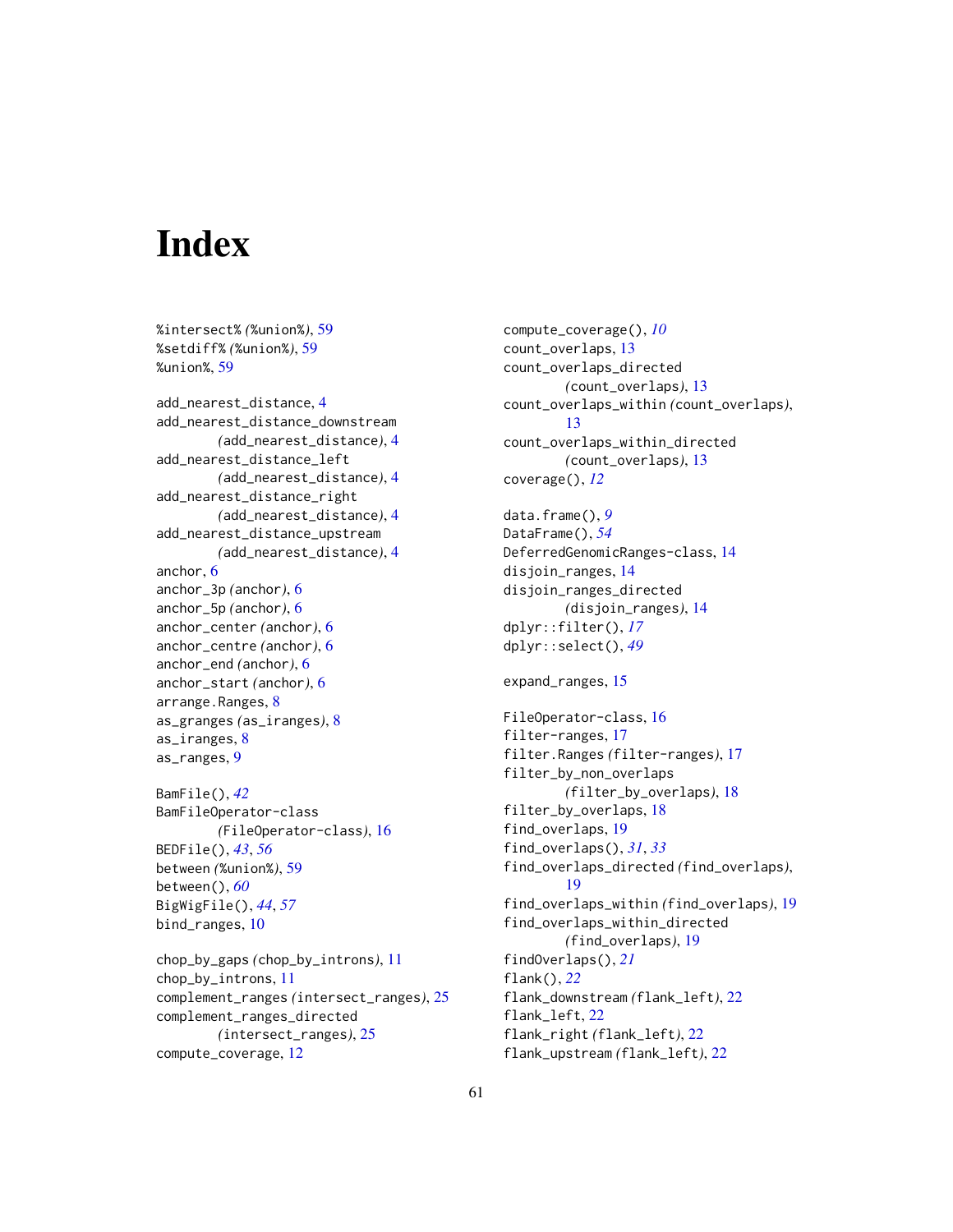# Index

%intersect% (%union%), 59
%setdiff% (%union%), 59
%union%, 59

add_nearest_distance, 4
add_nearest_distance_downstream (add_nearest_distance), 4
add_nearest_distance_left (add_nearest_distance), 4
add_nearest_distance_right (add_nearest_distance), 4
add_nearest_distance_upstream (add_nearest_distance), 4
anchor, 6
anchor_3p (anchor), 6
anchor_5p (anchor), 6
anchor_center (anchor), 6
anchor_centre (anchor), 6
anchor_end (anchor), 6
anchor_start (anchor), 6
arrange.Ranges, 8
as_granges (as_iranges), 8
as_iranges, 8
as_ranges, 9

BamFile(), *42*
BamFileOperator-class (FileOperator-class), 16
BEDFile(), *43*, *56*
between (%union%), 59
between(), *60*
BigWigFile(), *44*, *57*
bind_ranges, 10

chop_by_gaps (chop_by_introns), 11
chop_by_introns, 11
complement_ranges (intersect_ranges), 25
complement_ranges_directed (intersect_ranges), 25
compute_coverage, 12
compute_coverage(), *10*
count_overlaps, 13
count_overlaps_directed (count_overlaps), 13
count_overlaps_within (count_overlaps), 13
count_overlaps_within_directed (count_overlaps), 13
coverage(), *12*

data.frame(), *9*
DataFrame(), *54*
DeferredGenomicRanges-class, 14
disjoin_ranges, 14
disjoin_ranges_directed (disjoin_ranges), 14
dplyr::filter(), *17*
dplyr::select(), *49*

expand_ranges, 15

FileOperator-class, 16
filter-ranges, 17
filter.Ranges (filter-ranges), 17
filter_by_non_overlaps (filter_by_overlaps), 18
filter_by_overlaps, 18
find_overlaps, 19
find_overlaps(), *31*, *33*
find_overlaps_directed (find_overlaps), 19
find_overlaps_within (find_overlaps), 19
find_overlaps_within_directed (find_overlaps), 19
findOverlaps(), *21*
flank(), *22*
flank_downstream (flank_left), 22
flank_left, 22
flank_right (flank_left), 22
flank_upstream (flank_left), 22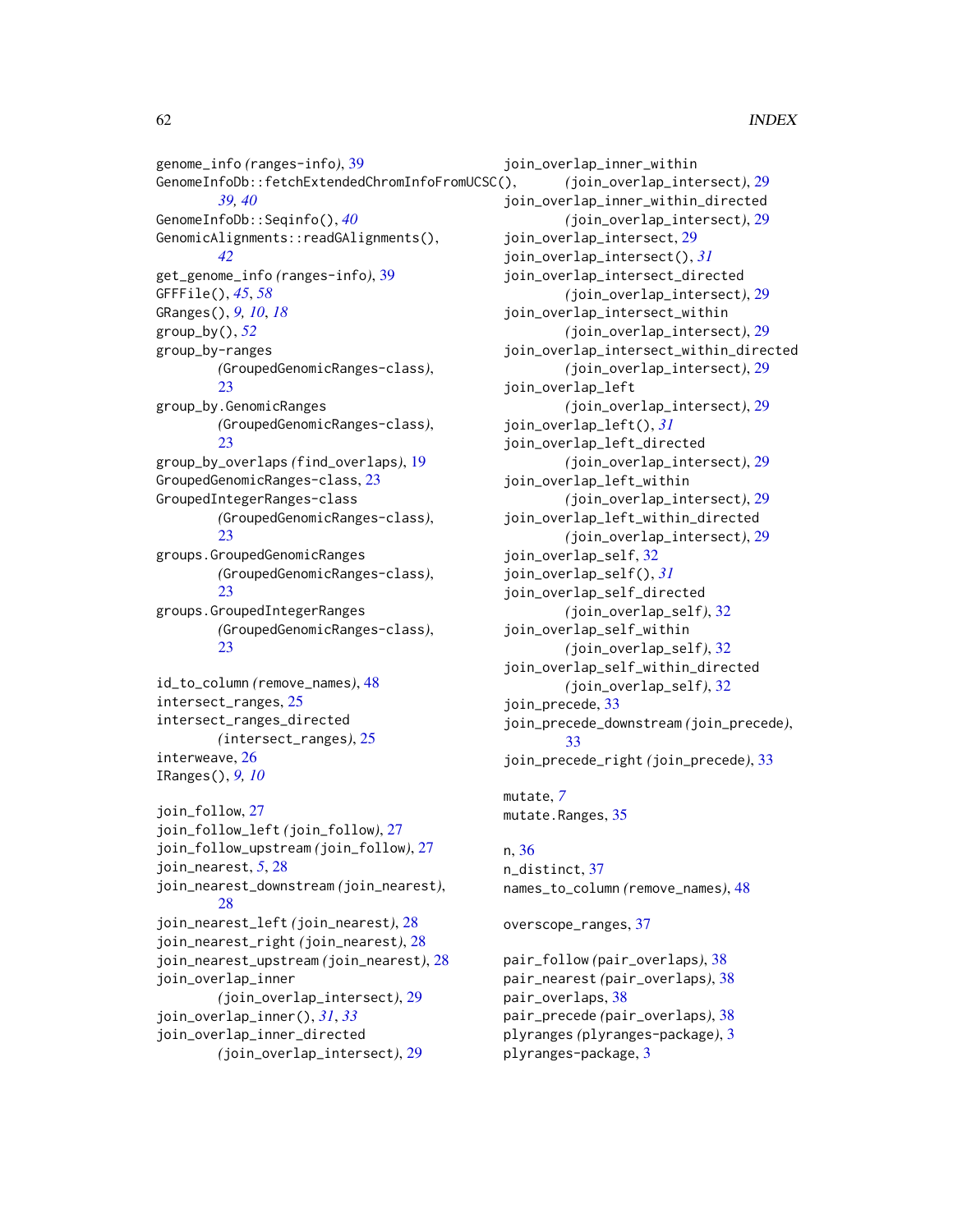genome_info (ranges-info), 39
GenomeInfoDb::fetchExtendedChromInfoFromUCSC(), *39, 40*
GenomeInfoDb::Seqinfo(), *40*
GenomicAlignments::readGAlignments(), *42*
get_genome_info (ranges-info), 39
GFFFile(), *45*, *58*
GRanges(), *9, 10*, *18*
group_by(), *52*
group_by-ranges (GroupedGenomicRanges-class), 23
group_by.GenomicRanges (GroupedGenomicRanges-class), 23
group_by_overlaps (find_overlaps), 19
GroupedGenomicRanges-class, 23
GroupedIntegerRanges-class (GroupedGenomicRanges-class), 23
groups.GroupedGenomicRanges (GroupedGenomicRanges-class), 23
groups.GroupedIntegerRanges (GroupedGenomicRanges-class), 23

id_to_column (remove_names), 48
intersect_ranges, 25
intersect_ranges_directed (intersect_ranges), 25
interweave, 26
IRanges(), *9, 10*

join_follow, 27
join_follow_left (join_follow), 27
join_follow_upstream (join_follow), 27
join_nearest, *5*, 28
join_nearest_downstream (join_nearest), 28
join_nearest_left (join_nearest), 28
join_nearest_right (join_nearest), 28
join_nearest_upstream (join_nearest), 28
join_overlap_inner (join_overlap_intersect), 29
join_overlap_inner(), *31*, *33*
join_overlap_inner_directed (join_overlap_intersect), 29
join_overlap_inner_within (join_overlap_intersect), 29
join_overlap_inner_within_directed (join_overlap_intersect), 29
join_overlap_intersect, 29
join_overlap_intersect(), *31*
join_overlap_intersect_directed (join_overlap_intersect), 29
join_overlap_intersect_within (join_overlap_intersect), 29
join_overlap_intersect_within_directed (join_overlap_intersect), 29
join_overlap_left (join_overlap_intersect), 29
join_overlap_left(), *31*
join_overlap_left_directed (join_overlap_intersect), 29
join_overlap_left_within (join_overlap_intersect), 29
join_overlap_left_within_directed (join_overlap_intersect), 29
join_overlap_self, 32
join_overlap_self(), *31*
join_overlap_self_directed (join_overlap_self), 32
join_overlap_self_within (join_overlap_self), 32
join_overlap_self_within_directed (join_overlap_self), 32
join_precede, 33
join_precede_downstream (join_precede), 33
join_precede_right (join_precede), 33

mutate, *7*
mutate.Ranges, 35

n, 36
n_distinct, 37
names_to_column (remove_names), 48

overscope_ranges, 37

pair_follow (pair_overlaps), 38
pair_nearest (pair_overlaps), 38
pair_overlaps, 38
pair_precede (pair_overlaps), 38
plyranges (plyranges-package), 3
plyranges-package, 3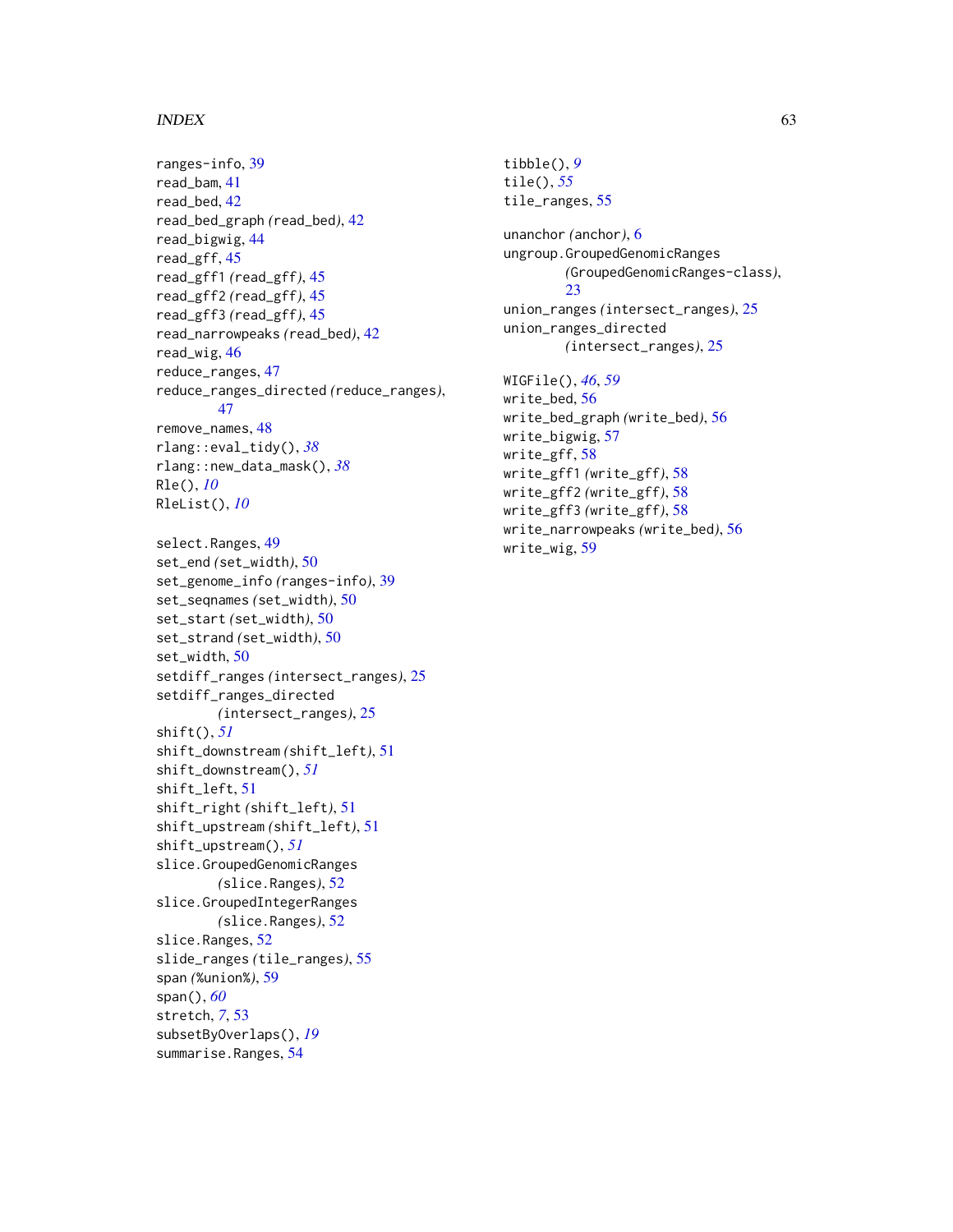ranges-info, 39
read_bam, 41
read_bed, 42
read_bed_graph *(read_bed)*, 42
read_bigwig, 44
read_gff, 45
read_gff1 *(read_gff)*, 45
read_gff2 *(read_gff)*, 45
read_gff3 *(read_gff)*, 45
read_narrowpeaks *(read_bed)*, 42
read_wig, 46
reduce_ranges, 47
reduce_ranges_directed *(reduce_ranges)*, 47
remove_names, 48
rlang::eval_tidy(), *38*
rlang::new_data_mask(), *38*
Rle(), *10*
RleList(), *10*

select.Ranges, 49
set_end *(set_width)*, 50
set_genome_info *(ranges-info)*, 39
set_seqnames *(set_width)*, 50
set_start *(set_width)*, 50
set_strand *(set_width)*, 50
set_width, 50
setdiff_ranges *(intersect_ranges)*, 25
setdiff_ranges_directed *(intersect_ranges)*, 25
shift(), *51*
shift_downstream *(shift_left)*, 51
shift_downstream(), *51*
shift_left, 51
shift_right *(shift_left)*, 51
shift_upstream *(shift_left)*, 51
shift_upstream(), *51*
slice.GroupedGenomicRanges *(slice.Ranges)*, 52
slice.GroupedIntegerRanges *(slice.Ranges)*, 52
slice.Ranges, 52
slide_ranges *(tile_ranges)*, 55
span *(%union%)*, 59
span(), *60*
stretch, *7*, 53
subsetByOverlaps(), *19*
summarise.Ranges, 54

tibble(), *9*
tile(), *55*
tile_ranges, 55

unanchor *(anchor)*, 6
ungroup.GroupedGenomicRanges *(GroupedGenomicRanges-class)*, 23
union_ranges *(intersect_ranges)*, 25
union_ranges_directed *(intersect_ranges)*, 25

WIGFile(), *46*, *59*
write_bed, 56
write_bed_graph *(write_bed)*, 56
write_bigwig, 57
write_gff, 58
write_gff1 *(write_gff)*, 58
write_gff2 *(write_gff)*, 58
write_gff3 *(write_gff)*, 58
write_narrowpeaks *(write_bed)*, 56
write_wig, 59